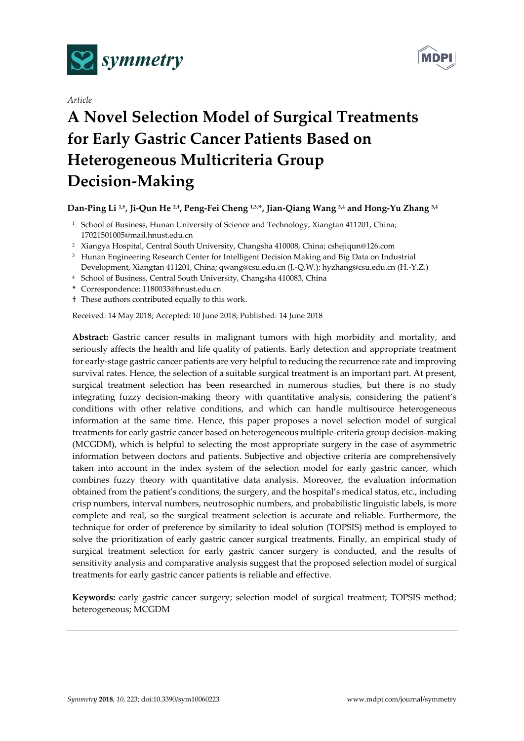*Article*

# A Novel Selection Model of Surgical Treatments for Early Gastric Cancer Patients Based on Heterogeneous Multicriteria Group Decision-Making

**Dan-Ping Li [1,†], Ji-Qun He [2,†], Peng-Fei Cheng [1,3,*], Jian-Qiang Wang [3,4] and Hong-Yu Zhang [3,4]**

[1] School of Business, Hunan University of Science and Technology, Xiangtan 411201, China; 17021501005@mail.hnust.edu.cn

[2] Xiangya Hospital, Central South University, Changsha 410008, China; cshejiqun@126.com

[3] Hunan Engineering Research Center for Intelligent Decision Making and Big Data on Industrial Development, Xiangtan 411201, China; qwang@csu.edu.cn (J.-Q.W.); hyzhang@csu.edu.cn (H.-Y.Z.)

[4] School of Business, Central South University, Changsha 410083, China

\* Correspondence: 1180033@hnust.edu.cn

† These authors contributed equally to this work.

Received: 14 May 2018; Accepted: 10 June 2018; Published: 14 June 2018

**Abstract:** Gastric cancer results in malignant tumors with high morbidity and mortality, and seriously affects the health and life quality of patients. Early detection and appropriate treatment for early-stage gastric cancer patients are very helpful to reducing the recurrence rate and improving survival rates. Hence, the selection of a suitable surgical treatment is an important part. At present, surgical treatment selection has been researched in numerous studies, but there is no study integrating fuzzy decision-making theory with quantitative analysis, considering the patient's conditions with other relative conditions, and which can handle multisource heterogeneous information at the same time. Hence, this paper proposes a novel selection model of surgical treatments for early gastric cancer based on heterogeneous multiple-criteria group decision-making (MCGDM), which is helpful to selecting the most appropriate surgery in the case of asymmetric information between doctors and patients. Subjective and objective criteria are comprehensively taken into account in the index system of the selection model for early gastric cancer, which combines fuzzy theory with quantitative data analysis. Moreover, the evaluation information obtained from the patient's conditions, the surgery, and the hospital's medical status, etc., including crisp numbers, interval numbers, neutrosophic numbers, and probabilistic linguistic labels, is more complete and real, so the surgical treatment selection is accurate and reliable. Furthermore, the technique for order of preference by similarity to ideal solution (TOPSIS) method is employed to solve the prioritization of early gastric cancer surgical treatments. Finally, an empirical study of surgical treatment selection for early gastric cancer surgery is conducted, and the results of sensitivity analysis and comparative analysis suggest that the proposed selection model of surgical treatments for early gastric cancer patients is reliable and effective.

**Keywords:** early gastric cancer surgery; selection model of surgical treatment; TOPSIS method; heterogeneous; MCGDM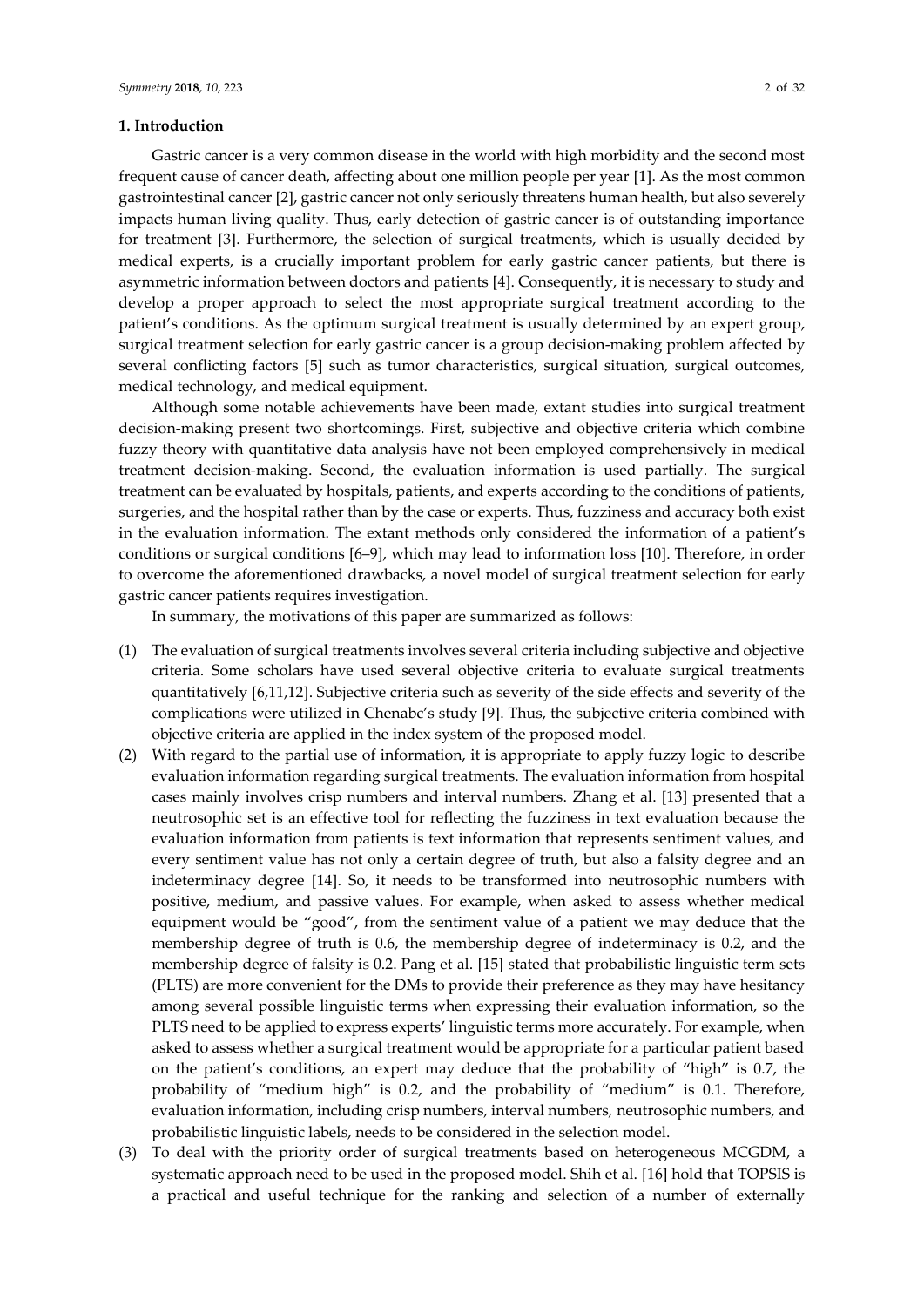## 1. Introduction

Gastric cancer is a very common disease in the world with high morbidity and the second most frequent cause of cancer death, affecting about one million people per year [1]. As the most common gastrointestinal cancer [2], gastric cancer not only seriously threatens human health, but also severely impacts human living quality. Thus, early detection of gastric cancer is of outstanding importance for treatment [3]. Furthermore, the selection of surgical treatments, which is usually decided by medical experts, is a crucially important problem for early gastric cancer patients, but there is asymmetric information between doctors and patients [4]. Consequently, it is necessary to study and develop a proper approach to select the most appropriate surgical treatment according to the patient's conditions. As the optimum surgical treatment is usually determined by an expert group, surgical treatment selection for early gastric cancer is a group decision-making problem affected by several conflicting factors [5] such as tumor characteristics, surgical situation, surgical outcomes, medical technology, and medical equipment.

Although some notable achievements have been made, extant studies into surgical treatment decision-making present two shortcomings. First, subjective and objective criteria which combine fuzzy theory with quantitative data analysis have not been employed comprehensively in medical treatment decision-making. Second, the evaluation information is used partially. The surgical treatment can be evaluated by hospitals, patients, and experts according to the conditions of patients, surgeries, and the hospital rather than by the case or experts. Thus, fuzziness and accuracy both exist in the evaluation information. The extant methods only considered the information of a patient's conditions or surgical conditions [6–9], which may lead to information loss [10]. Therefore, in order to overcome the aforementioned drawbacks, a novel model of surgical treatment selection for early gastric cancer patients requires investigation.

In summary, the motivations of this paper are summarized as follows:

(1) The evaluation of surgical treatments involves several criteria including subjective and objective criteria. Some scholars have used several objective criteria to evaluate surgical treatments quantitatively [6,11,12]. Subjective criteria such as severity of the side effects and severity of the complications were utilized in Chenabc's study [9]. Thus, the subjective criteria combined with objective criteria are applied in the index system of the proposed model.

(2) With regard to the partial use of information, it is appropriate to apply fuzzy logic to describe evaluation information regarding surgical treatments. The evaluation information from hospital cases mainly involves crisp numbers and interval numbers. Zhang et al. [13] presented that a neutrosophic set is an effective tool for reflecting the fuzziness in text evaluation because the evaluation information from patients is text information that represents sentiment values, and every sentiment value has not only a certain degree of truth, but also a falsity degree and an indeterminacy degree [14]. So, it needs to be transformed into neutrosophic numbers with positive, medium, and passive values. For example, when asked to assess whether medical equipment would be "good", from the sentiment value of a patient we may deduce that the membership degree of truth is 0.6, the membership degree of indeterminacy is 0.2, and the membership degree of falsity is 0.2. Pang et al. [15] stated that probabilistic linguistic term sets (PLTS) are more convenient for the DMs to provide their preference as they may have hesitancy among several possible linguistic terms when expressing their evaluation information, so the PLTS need to be applied to express experts' linguistic terms more accurately. For example, when asked to assess whether a surgical treatment would be appropriate for a particular patient based on the patient's conditions, an expert may deduce that the probability of "high" is 0.7, the probability of "medium high" is 0.2, and the probability of "medium" is 0.1. Therefore, evaluation information, including crisp numbers, interval numbers, neutrosophic numbers, and probabilistic linguistic labels, needs to be considered in the selection model.

(3) To deal with the priority order of surgical treatments based on heterogeneous MCGDM, a systematic approach need to be used in the proposed model. Shih et al. [16] hold that TOPSIS is a practical and useful technique for the ranking and selection of a number of externally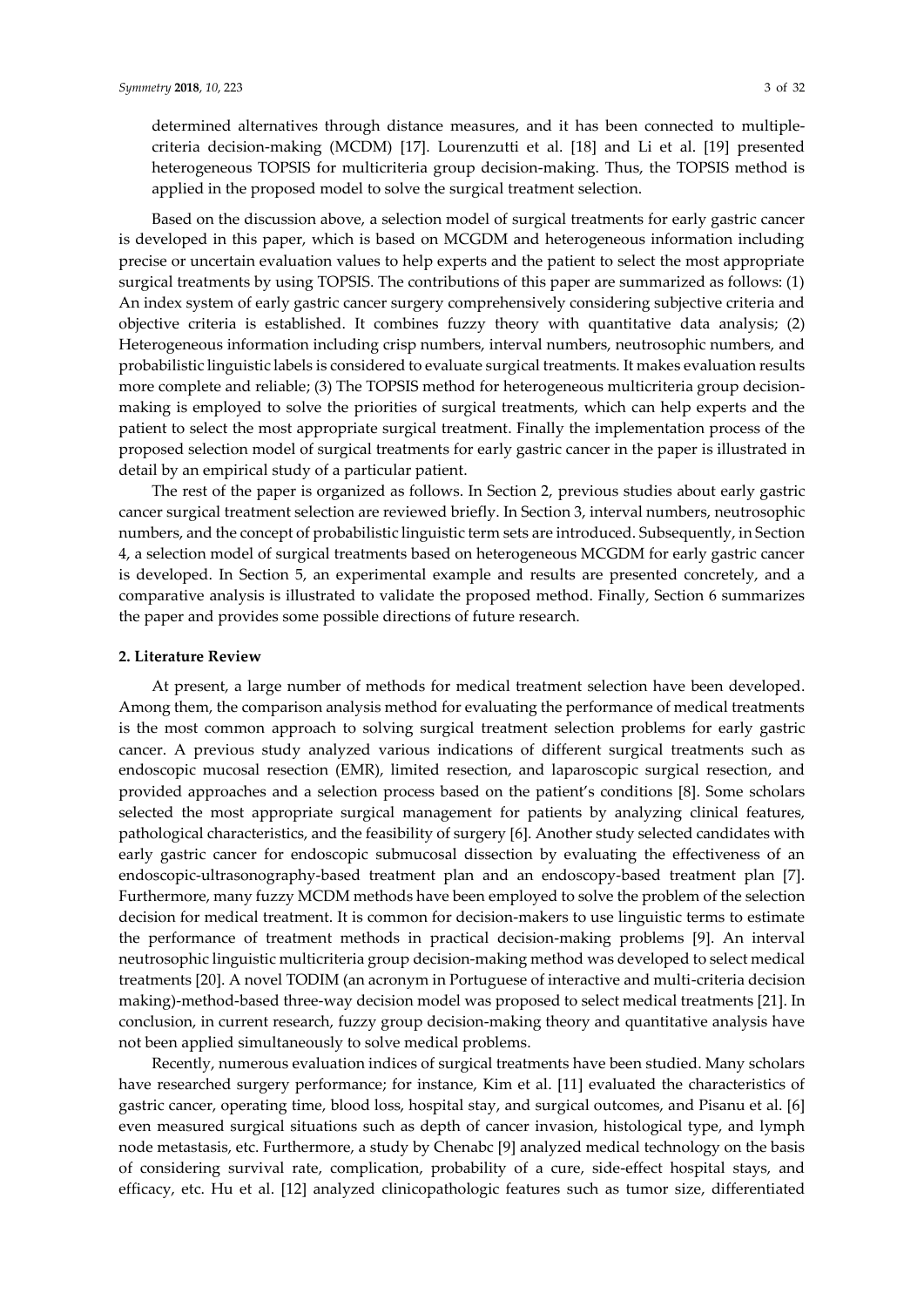determined alternatives through distance measures, and it has been connected to multiple-criteria decision-making (MCDM) [17]. Lourenzutti et al. [18] and Li et al. [19] presented heterogeneous TOPSIS for multicriteria group decision-making. Thus, the TOPSIS method is applied in the proposed model to solve the surgical treatment selection.

Based on the discussion above, a selection model of surgical treatments for early gastric cancer is developed in this paper, which is based on MCGDM and heterogeneous information including precise or uncertain evaluation values to help experts and the patient to select the most appropriate surgical treatments by using TOPSIS. The contributions of this paper are summarized as follows: (1) An index system of early gastric cancer surgery comprehensively considering subjective criteria and objective criteria is established. It combines fuzzy theory with quantitative data analysis; (2) Heterogeneous information including crisp numbers, interval numbers, neutrosophic numbers, and probabilistic linguistic labels is considered to evaluate surgical treatments. It makes evaluation results more complete and reliable; (3) The TOPSIS method for heterogeneous multicriteria group decision-making is employed to solve the priorities of surgical treatments, which can help experts and the patient to select the most appropriate surgical treatment. Finally the implementation process of the proposed selection model of surgical treatments for early gastric cancer in the paper is illustrated in detail by an empirical study of a particular patient.

The rest of the paper is organized as follows. In Section 2, previous studies about early gastric cancer surgical treatment selection are reviewed briefly. In Section 3, interval numbers, neutrosophic numbers, and the concept of probabilistic linguistic term sets are introduced. Subsequently, in Section 4, a selection model of surgical treatments based on heterogeneous MCGDM for early gastric cancer is developed. In Section 5, an experimental example and results are presented concretely, and a comparative analysis is illustrated to validate the proposed method. Finally, Section 6 summarizes the paper and provides some possible directions of future research.

## 2. Literature Review

At present, a large number of methods for medical treatment selection have been developed. Among them, the comparison analysis method for evaluating the performance of medical treatments is the most common approach to solving surgical treatment selection problems for early gastric cancer. A previous study analyzed various indications of different surgical treatments such as endoscopic mucosal resection (EMR), limited resection, and laparoscopic surgical resection, and provided approaches and a selection process based on the patient's conditions [8]. Some scholars selected the most appropriate surgical management for patients by analyzing clinical features, pathological characteristics, and the feasibility of surgery [6]. Another study selected candidates with early gastric cancer for endoscopic submucosal dissection by evaluating the effectiveness of an endoscopic-ultrasonography-based treatment plan and an endoscopy-based treatment plan [7]. Furthermore, many fuzzy MCDM methods have been employed to solve the problem of the selection decision for medical treatment. It is common for decision-makers to use linguistic terms to estimate the performance of treatment methods in practical decision-making problems [9]. An interval neutrosophic linguistic multicriteria group decision-making method was developed to select medical treatments [20]. A novel TODIM (an acronym in Portuguese of interactive and multi-criteria decision making)-method-based three-way decision model was proposed to select medical treatments [21]. In conclusion, in current research, fuzzy group decision-making theory and quantitative analysis have not been applied simultaneously to solve medical problems.

Recently, numerous evaluation indices of surgical treatments have been studied. Many scholars have researched surgery performance; for instance, Kim et al. [11] evaluated the characteristics of gastric cancer, operating time, blood loss, hospital stay, and surgical outcomes, and Pisanu et al. [6] even measured surgical situations such as depth of cancer invasion, histological type, and lymph node metastasis, etc. Furthermore, a study by Chenabc [9] analyzed medical technology on the basis of considering survival rate, complication, probability of a cure, side-effect hospital stays, and efficacy, etc. Hu et al. [12] analyzed clinicopathologic features such as tumor size, differentiated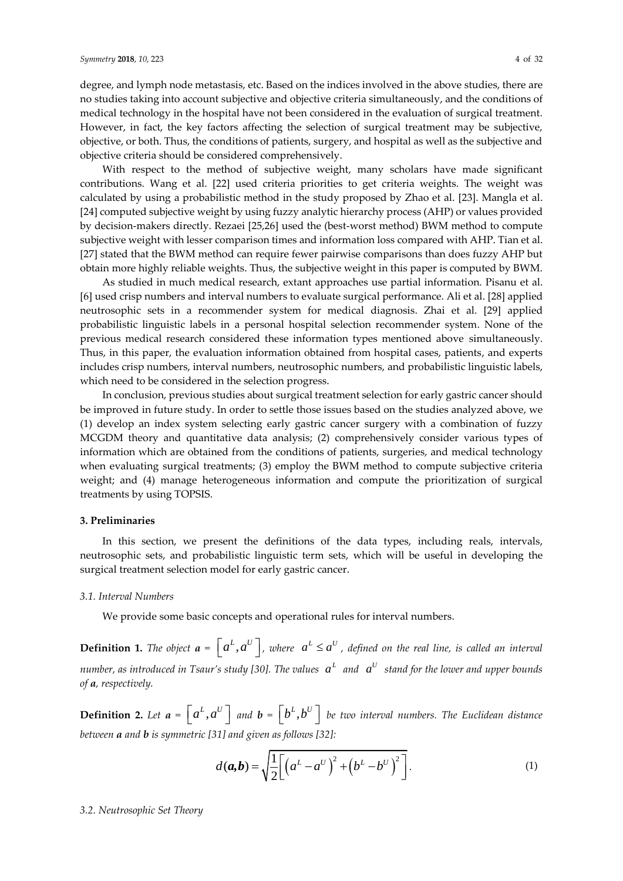degree, and lymph node metastasis, etc. Based on the indices involved in the above studies, there are no studies taking into account subjective and objective criteria simultaneously, and the conditions of medical technology in the hospital have not been considered in the evaluation of surgical treatment. However, in fact, the key factors affecting the selection of surgical treatment may be subjective, objective, or both. Thus, the conditions of patients, surgery, and hospital as well as the subjective and objective criteria should be considered comprehensively.

With respect to the method of subjective weight, many scholars have made significant contributions. Wang et al. [22] used criteria priorities to get criteria weights. The weight was calculated by using a probabilistic method in the study proposed by Zhao et al. [23]. Mangla et al. [24] computed subjective weight by using fuzzy analytic hierarchy process (AHP) or values provided by decision-makers directly. Rezaei [25,26] used the (best-worst method) BWM method to compute subjective weight with lesser comparison times and information loss compared with AHP. Tian et al. [27] stated that the BWM method can require fewer pairwise comparisons than does fuzzy AHP but obtain more highly reliable weights. Thus, the subjective weight in this paper is computed by BWM.

As studied in much medical research, extant approaches use partial information. Pisanu et al. [6] used crisp numbers and interval numbers to evaluate surgical performance. Ali et al. [28] applied neutrosophic sets in a recommender system for medical diagnosis. Zhai et al. [29] applied probabilistic linguistic labels in a personal hospital selection recommender system. None of the previous medical research considered these information types mentioned above simultaneously. Thus, in this paper, the evaluation information obtained from hospital cases, patients, and experts includes crisp numbers, interval numbers, neutrosophic numbers, and probabilistic linguistic labels, which need to be considered in the selection progress.

In conclusion, previous studies about surgical treatment selection for early gastric cancer should be improved in future study. In order to settle those issues based on the studies analyzed above, we (1) develop an index system selecting early gastric cancer surgery with a combination of fuzzy MCGDM theory and quantitative data analysis; (2) comprehensively consider various types of information which are obtained from the conditions of patients, surgeries, and medical technology when evaluating surgical treatments; (3) employ the BWM method to compute subjective criteria weight; and (4) manage heterogeneous information and compute the prioritization of surgical treatments by using TOPSIS.

## 3. Preliminaries

In this section, we present the definitions of the data types, including reals, intervals, neutrosophic sets, and probabilistic linguistic term sets, which will be useful in developing the surgical treatment selection model for early gastric cancer.

### 3.1. Interval Numbers

We provide some basic concepts and operational rules for interval numbers.

**Definition 1.** *The object* $\boldsymbol{a} = \left[a^L, a^U\right]$*, where* $a^L \le a^U$*, defined on the real line, is called an interval number, as introduced in Tsaur's study [30]. The values* $a^L$ *and* $a^U$ *stand for the lower and upper bounds of* $\boldsymbol{a}$*, respectively.*

**Definition 2.** *Let* $\boldsymbol{a} = \left[a^L, a^U\right]$ *and* $\boldsymbol{b} = \left[b^L, b^U\right]$ *be two interval numbers. The Euclidean distance between* $\boldsymbol{a}$ *and* $\boldsymbol{b}$ *is symmetric [31] and given as follows [32]:*

$$d(\boldsymbol{a},\boldsymbol{b}) = \sqrt{\frac{1}{2}\left[\left(a^L - a^U\right)^2 + \left(b^L - b^U\right)^2\right]}. \tag{1}$$

### 3.2. Neutrosophic Set Theory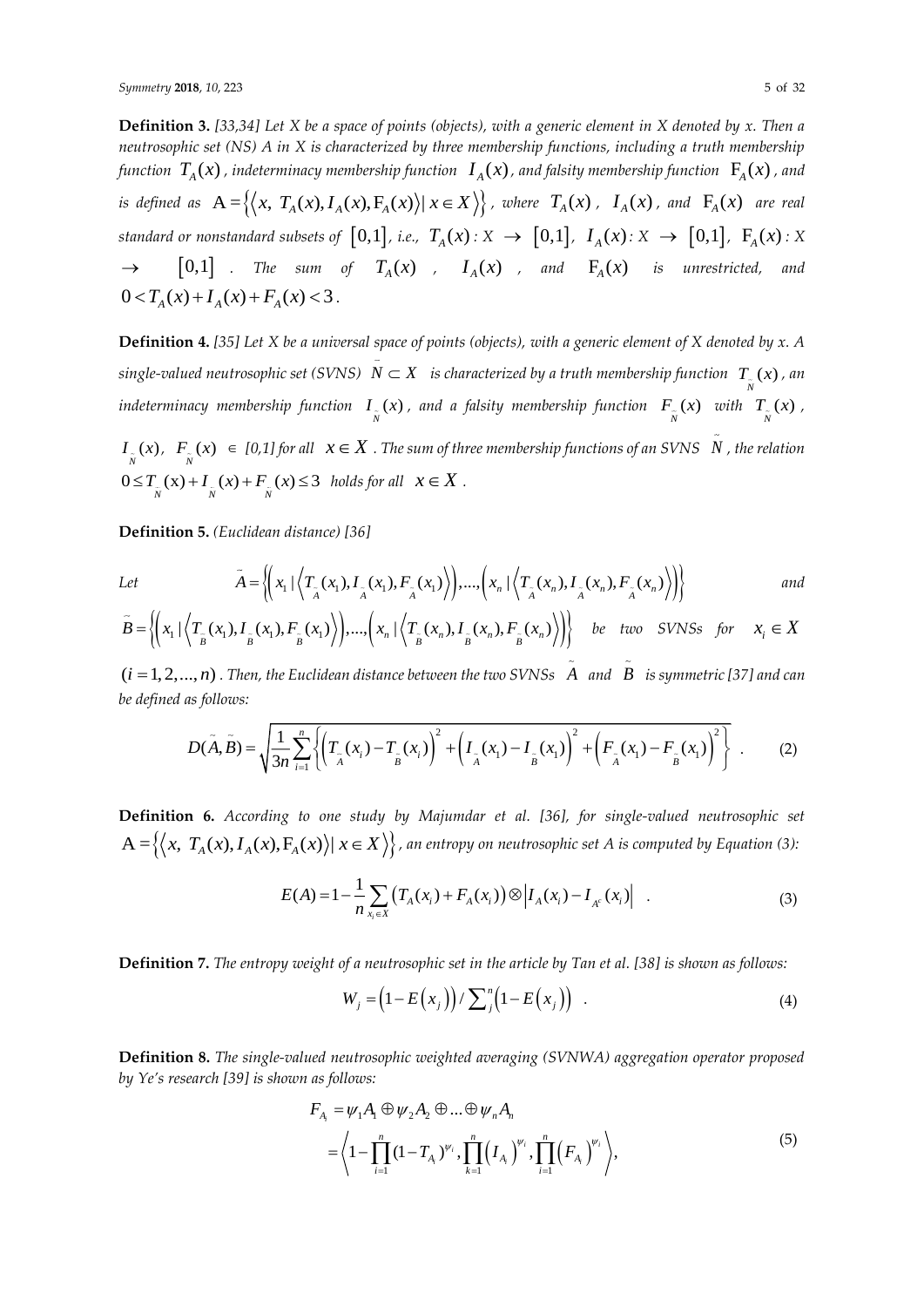**Definition 3.** *[33,34] Let X be a space of points (objects), with a generic element in X denoted by x. Then a neutrosophic set (NS) A in X is characterized by three membership functions, including a truth membership function* $T_A(x)$*, indeterminacy membership function* $I_A(x)$*, and falsity membership function* $\mathrm{F}_A(x)$*, and is defined as* $\mathrm{A} = \left\{ \left\langle x,\ T_A(x), I_A(x), \mathrm{F}_A(x) \right\rangle \mid x \in X \right\}$*, where* $T_A(x)$*,* $I_A(x)$*, and* $\mathrm{F}_A(x)$ *are real standard or nonstandard subsets of* $[0,1]$*, i.e.,* $T_A(x) : X \to [0,1]$*,* $I_A(x) : X \to [0,1]$*,* $\mathrm{F}_A(x) : X \to [0,1]$*. The sum of* $T_A(x)$*,* $I_A(x)$*, and* $\mathrm{F}_A(x)$ *is unrestricted, and* $0 < T_A(x) + I_A(x) + F_A(x) < 3$.

**Definition 4.** *[35] Let X be a universal space of points (objects), with a generic element of X denoted by x. A single-valued neutrosophic set (SVNS)* $\tilde{N} \subset X$ *is characterized by a truth membership function* $T_{\tilde{N}}(x)$*, an indeterminacy membership function* $I_{\tilde{N}}(x)$*, and a falsity membership function* $F_{\tilde{N}}(x)$ *with* $T_{\tilde{N}}(x)$*,* $I_{\tilde{N}}(x)$*,* $F_{\tilde{N}}(x)$ $\in$ *[0,1] for all* $x \in X$*. The sum of three membership functions of an SVNS* $\tilde{N}$*, the relation* $0 \le T_{\tilde{N}}(x) + I_{\tilde{N}}(x) + F_{\tilde{N}}(x) \le 3$ *holds for all* $x \in X$.

**Definition 5.** *(Euclidean distance) [36]*

*Let* $\tilde{A} = \left\{ \left( x_1 \mid \left\langle T_{\tilde{A}}(x_1), I_{\tilde{A}}(x_1), F_{\tilde{A}}(x_1) \right\rangle \right), \ldots, \left( x_n \mid \left\langle T_{\tilde{A}}(x_n), I_{\tilde{A}}(x_n), F_{\tilde{A}}(x_n) \right\rangle \right) \right\}$ *and* $\tilde{B} = \left\{ \left( x_1 \mid \left\langle T_{\tilde{B}}(x_1), I_{\tilde{B}}(x_1), F_{\tilde{B}}(x_1) \right\rangle \right), \ldots, \left( x_n \mid \left\langle T_{\tilde{B}}(x_n), I_{\tilde{B}}(x_n), F_{\tilde{B}}(x_n) \right\rangle \right) \right\}$ *be two SVNSs for* $x_i \in X$ $(i = 1, 2, \ldots, n)$*. Then, the Euclidean distance between the two SVNSs* $\tilde{A}$ *and* $\tilde{B}$ *is symmetric [37] and can be defined as follows:*

$$D(\tilde{A}, \tilde{B}) = \sqrt{\frac{1}{3n} \sum_{i=1}^{n} \left\{ \left( T_{\tilde{A}}(x_i) - T_{\tilde{B}}(x_i) \right)^2 + \left( I_{\tilde{A}}(x_1) - I_{\tilde{B}}(x_1) \right)^2 + \left( F_{\tilde{A}}(x_1) - F_{\tilde{B}}(x_1) \right)^2 \right\}} \quad . \tag{2}$$

**Definition 6.** *According to one study by Majumdar et al. [36], for single-valued neutrosophic set* $\mathrm{A} = \left\{ \left\langle x,\ T_A(x), I_A(x), \mathrm{F}_A(x) \right\rangle \mid x \in X \right\}$*, an entropy on neutrosophic set A is computed by Equation (3):*

$$E(A) = 1 - \frac{1}{n} \sum_{x_i \in X} \left( T_A(x_i) + F_A(x_i) \right) \otimes \left| I_A(x_i) - I_{A^c}(x_i) \right| \quad . \tag{3}$$

**Definition 7.** *The entropy weight of a neutrosophic set in the article by Tan et al. [38] is shown as follows:*

$$W_j = \left( 1 - E\left( x_j \right) \right) / \sum_j^n \left( 1 - E\left( x_j \right) \right) \quad . \tag{4}$$

**Definition 8.** *The single-valued neutrosophic weighted averaging (SVNWA) aggregation operator proposed by Ye's research [39] is shown as follows:*

$$\begin{aligned} F_{A_i} &= \psi_1 A_1 \oplus \psi_2 A_2 \oplus \ldots \oplus \psi_n A_n \\ &= \left\langle 1 - \prod_{i=1}^{n} (1 - T_{A_i})^{\psi_i}, \prod_{k=1}^{n} \left( I_{A_i} \right)^{\psi_i}, \prod_{i=1}^{n} \left( F_{A_i} \right)^{\psi_i} \right\rangle, \end{aligned} \tag{5}$$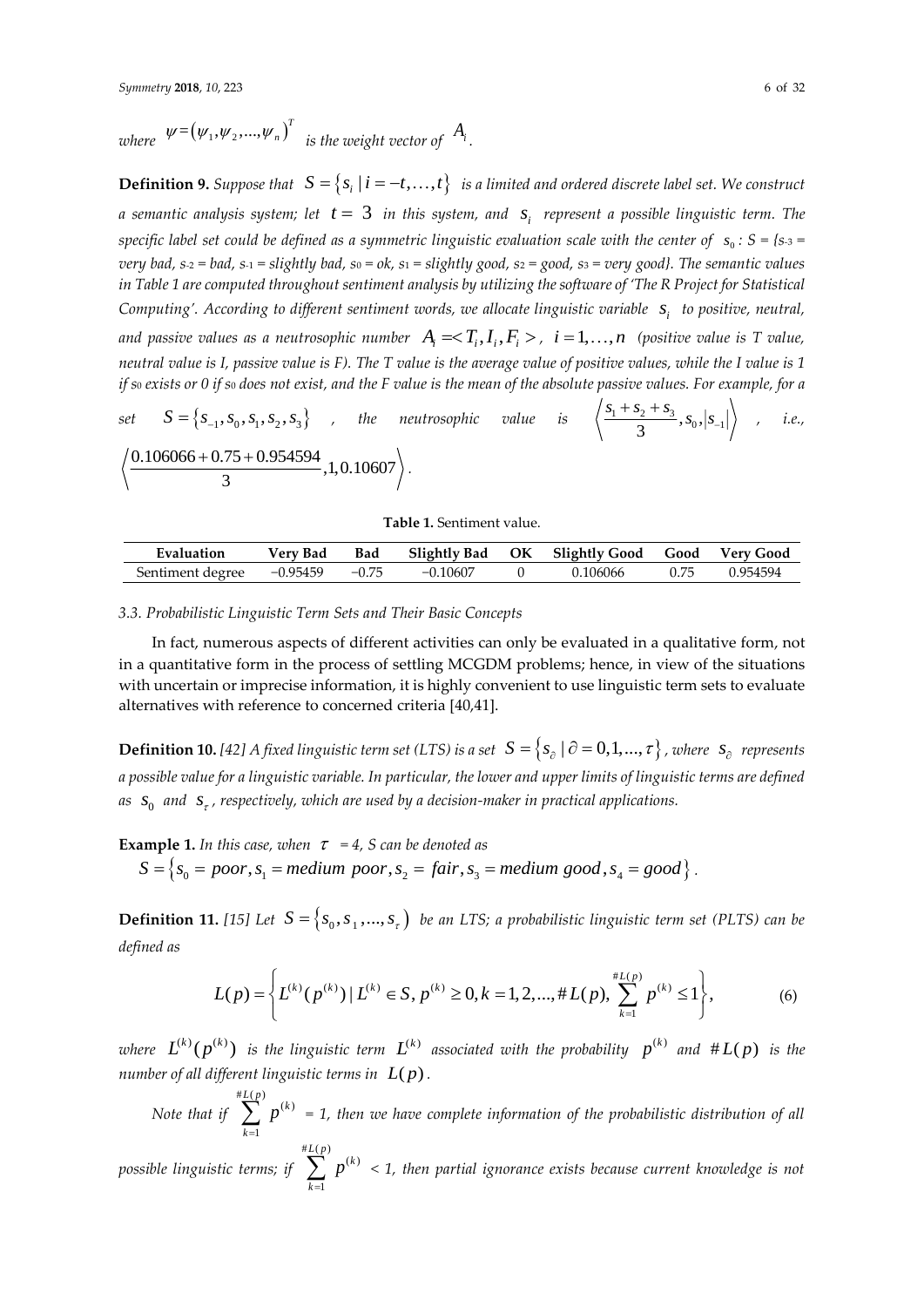where $\psi = (\psi_1, \psi_2, ..., \psi_n)^T$ is the weight vector of $A_i$.

**Definition 9.** *Suppose that $S = \{s_i \mid i = -t, \ldots, t\}$ is a limited and ordered discrete label set. We construct a semantic analysis system; let $t = 3$ in this system, and $s_i$ represent a possible linguistic term. The specific label set could be defined as a symmetric linguistic evaluation scale with the center of $s_0$: $S = \{s_{-3}$ = very bad, $s_{-2}$ = bad, $s_{-1}$ = slightly bad, $s_0$ = ok, $s_1$ = slightly good, $s_2$ = good, $s_3$ = very good$\}$. The semantic values in Table 1 are computed throughout sentiment analysis by utilizing the software of 'The R Project for Statistical Computing'. According to different sentiment words, we allocate linguistic variable $s_i$ to positive, neutral, and passive values as a neutrosophic number $A_i = \langle T_i, I_i, F_i \rangle$, $i = 1, \ldots, n$ (positive value is T value, neutral value is I, passive value is F). The T value is the average value of positive values, while the I value is 1 if $s_0$ exists or 0 if $s_0$ does not exist, and the F value is the mean of the absolute passive values. For example, for a set $S = \{s_{-1}, s_0, s_1, s_2, s_3\}$, the neutrosophic value is $\left\langle \frac{s_1 + s_2 + s_3}{3}, s_0, |s_{-1}| \right\rangle$, i.e., $\left\langle \frac{0.106066 + 0.75 + 0.954594}{3}, 1, 0.10607 \right\rangle$.*

**Table 1.** Sentiment value.

| Evaluation | Very Bad | Bad | Slightly Bad | OK | Slightly Good | Good | Very Good |
|---|---|---|---|---|---|---|---|
| Sentiment degree | −0.95459 | −0.75 | −0.10607 | 0 | 0.106066 | 0.75 | 0.954594 |

### 3.3. Probabilistic Linguistic Term Sets and Their Basic Concepts

In fact, numerous aspects of different activities can only be evaluated in a qualitative form, not in a quantitative form in the process of settling MCGDM problems; hence, in view of the situations with uncertain or imprecise information, it is highly convenient to use linguistic term sets to evaluate alternatives with reference to concerned criteria [40,41].

**Definition 10.** *[42] A fixed linguistic term set (LTS) is a set $S = \{s_\partial \mid \partial = 0, 1, ..., \tau\}$, where $s_\partial$ represents a possible value for a linguistic variable. In particular, the lower and upper limits of linguistic terms are defined as $s_0$ and $s_\tau$, respectively, which are used by a decision-maker in practical applications.*

**Example 1.** *In this case, when $\tau = 4$, S can be denoted as*
$S = \{s_0 = poor, s_1 = medium\ poor, s_2 = fair, s_3 = medium\ good, s_4 = good\}$.

**Definition 11.** *[15] Let $S = \{s_0, s_1, ..., s_\tau\}$ be an LTS; a probabilistic linguistic term set (PLTS) can be defined as*

$$L(p) = \left\{ L^{(k)}(p^{(k)}) \mid L^{(k)} \in S, p^{(k)} \geq 0, k = 1, 2, ..., \#L(p), \sum_{k=1}^{\#L(p)} p^{(k)} \leq 1 \right\}, \tag{6}$$

*where $L^{(k)}(p^{(k)})$ is the linguistic term $L^{(k)}$ associated with the probability $p^{(k)}$ and $\#L(p)$ is the number of all different linguistic terms in $L(p)$.*

*Note that if $\sum_{k=1}^{\#L(p)} p^{(k)} = 1$, then we have complete information of the probabilistic distribution of all possible linguistic terms; if $\sum_{k=1}^{\#L(p)} p^{(k)} < 1$, then partial ignorance exists because current knowledge is not*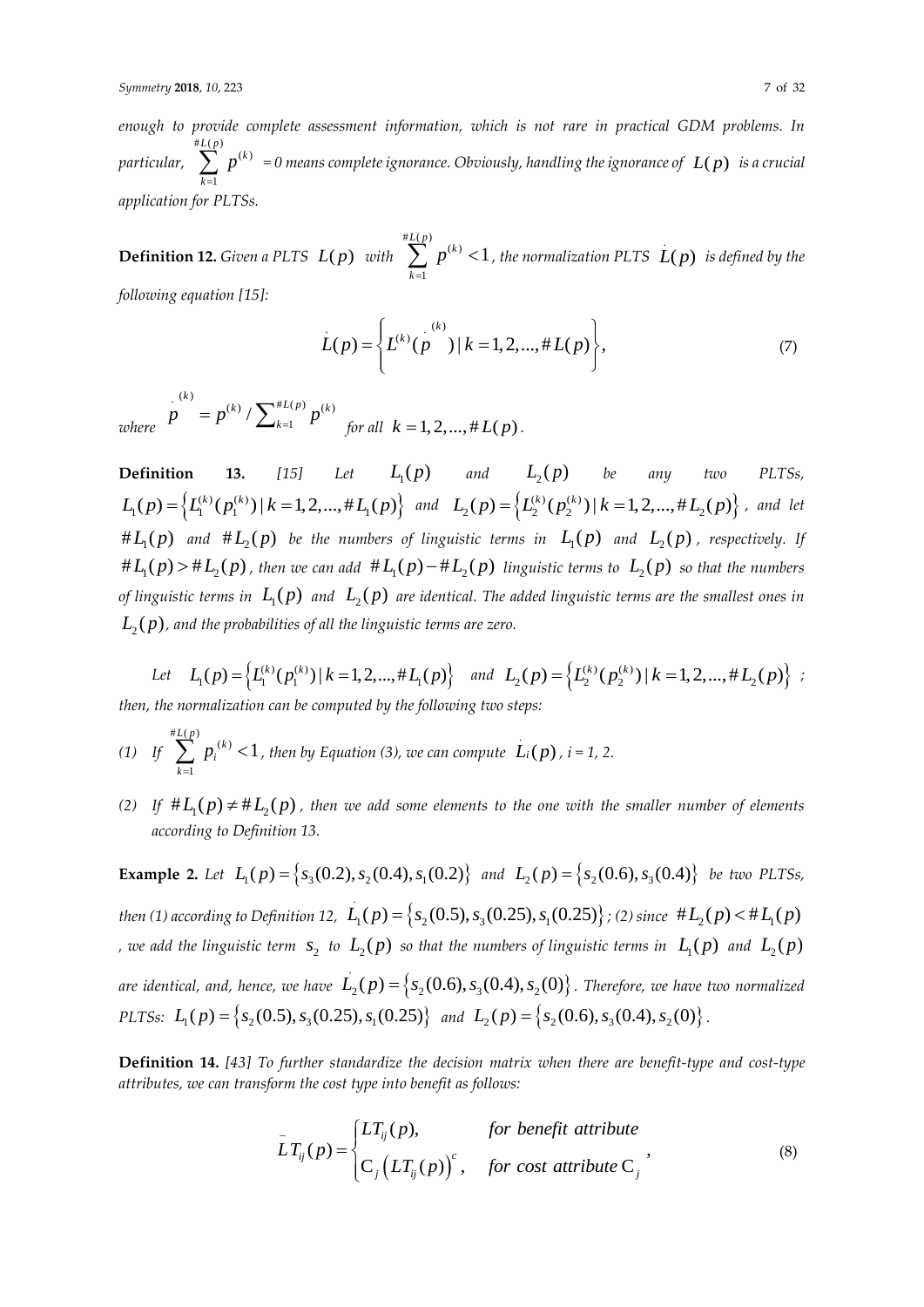*enough to provide complete assessment information, which is not rare in practical GDM problems. In particular,* $\sum_{k=1}^{\#L(p)} p^{(k)} = 0$ *means complete ignorance. Obviously, handling the ignorance of* $L(p)$ *is a crucial application for PLTSs.*

**Definition 12.** *Given a PLTS* $L(p)$ *with* $\sum_{k=1}^{\#L(p)} p^{(k)} < 1$, *the normalization PLTS* $\dot{L}(p)$ *is defined by the following equation [15]:*

$$\dot{L}(p) = \left\{ L^{(k)}(\dot{p}^{(k)}) \mid k = 1, 2, \ldots, \#L(p) \right\}, \tag{7}$$

*where* $\dot{p}^{(k)} = p^{(k)} / \sum_{k=1}^{\#L(p)} p^{(k)}$ *for all* $k = 1, 2, \ldots, \#L(p)$.

**Definition 13.** *[15] Let* $L_1(p)$ *and* $L_2(p)$ *be any two PLTSs,* $L_1(p) = \left\{ L_1^{(k)}(p_1^{(k)}) \mid k = 1, 2, \ldots, \#L_1(p) \right\}$ *and* $L_2(p) = \left\{ L_2^{(k)}(p_2^{(k)}) \mid k = 1, 2, \ldots, \#L_2(p) \right\}$, *and let* $\#L_1(p)$ *and* $\#L_2(p)$ *be the numbers of linguistic terms in* $L_1(p)$ *and* $L_2(p)$, *respectively. If* $\#L_1(p) > \#L_2(p)$, *then we can add* $\#L_1(p) - \#L_2(p)$ *linguistic terms to* $L_2(p)$ *so that the numbers of linguistic terms in* $L_1(p)$ *and* $L_2(p)$ *are identical. The added linguistic terms are the smallest ones in* $L_2(p)$, *and the probabilities of all the linguistic terms are zero.*

*Let* $L_1(p) = \left\{ L_1^{(k)}(p_1^{(k)}) \mid k = 1, 2, \ldots, \#L_1(p) \right\}$ *and* $L_2(p) = \left\{ L_2^{(k)}(p_2^{(k)}) \mid k = 1, 2, \ldots, \#L_2(p) \right\}$; *then, the normalization can be computed by the following two steps:*

*(1) If* $\sum_{k=1}^{\#L(p)} p_i^{(k)} < 1$, *then by Equation (3), we can compute* $\dot{L}_i(p)$, *i = 1, 2.*

*(2) If* $\#L_1(p) \neq \#L_2(p)$, *then we add some elements to the one with the smaller number of elements according to Definition 13.*

**Example 2.** *Let* $L_1(p) = \{ s_3(0.2), s_2(0.4), s_1(0.2) \}$ *and* $L_2(p) = \{ s_2(0.6), s_3(0.4) \}$ *be two PLTSs, then (1) according to Definition 12,* $\dot{L}_1(p) = \{ s_2(0.5), s_3(0.25), s_1(0.25) \}$; *(2) since* $\#L_2(p) < \#L_1(p)$, *we add the linguistic term* $s_2$ *to* $L_2(p)$ *so that the numbers of linguistic terms in* $L_1(p)$ *and* $L_2(p)$ *are identical, and, hence, we have* $\dot{L}_2(p) = \{ s_2(0.6), s_3(0.4), s_2(0) \}$. *Therefore, we have two normalized PLTSs:* $L_1(p) = \{ s_2(0.5), s_3(0.25), s_1(0.25) \}$ *and* $L_2(p) = \{ s_2(0.6), s_3(0.4), s_2(0) \}$.

**Definition 14.** *[43] To further standardize the decision matrix when there are benefit-type and cost-type attributes, we can transform the cost type into benefit as follows:*

$$\bar{L}T_{ij}(p) = \begin{cases} LT_{ij}(p), & \text{for benefit attribute} \\ \mathrm{C}_j\left(LT_{ij}(p)\right)^c, & \text{for cost attribute } \mathrm{C}_j \end{cases}, \tag{8}$$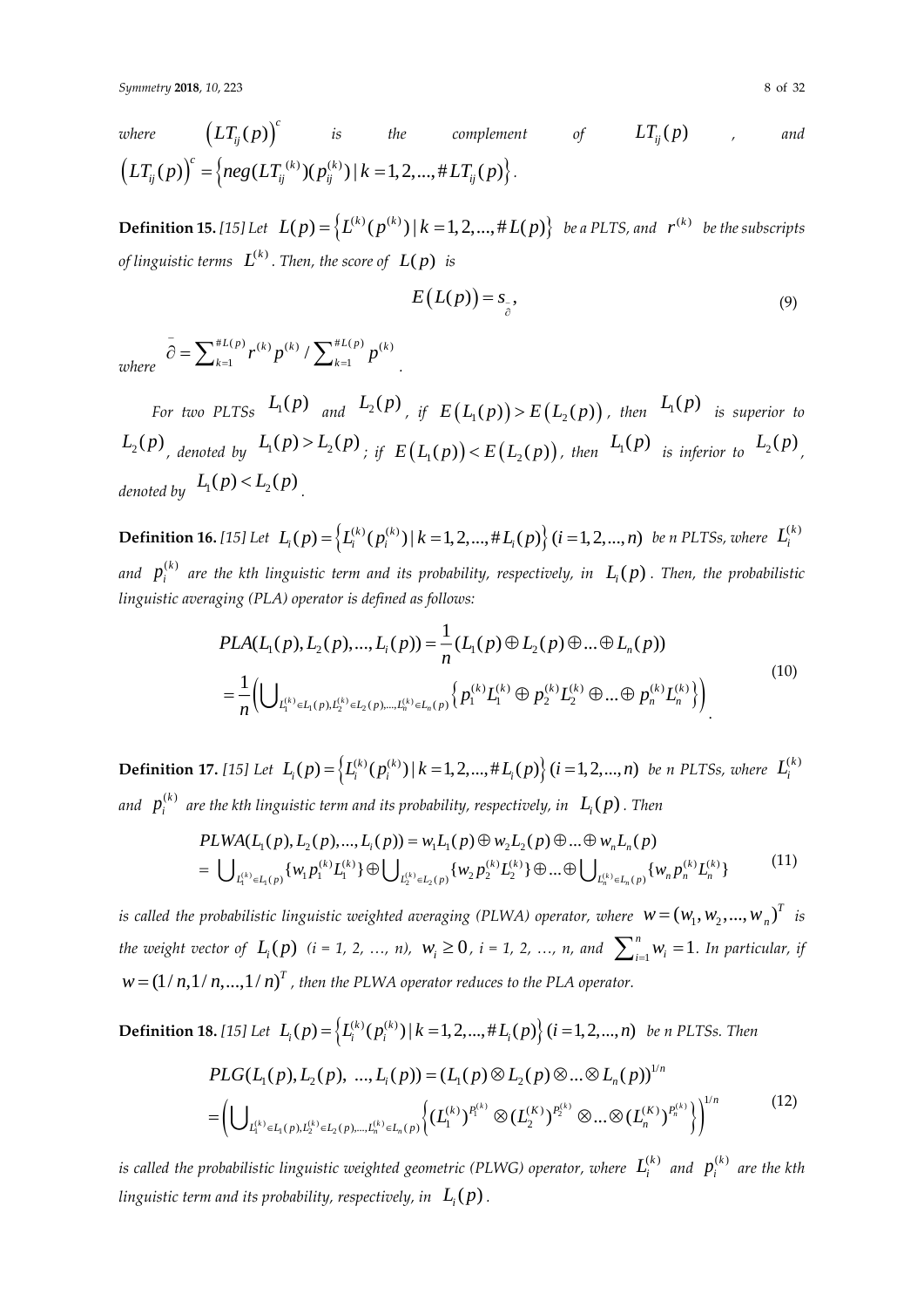where $\left(LT_{ij}(p)\right)^c$ is the complement of $LT_{ij}(p)$, and $\left(LT_{ij}(p)\right)^c = \left\{neg(LT_{ij}^{(k)})(p_{ij}^{(k)}) \mid k = 1,2,...,\#LT_{ij}(p)\right\}$.

**Definition 15.** *[15] Let $L(p) = \left\{L^{(k)}(p^{(k)}) \mid k = 1,2,...,\#L(p)\right\}$ be a PLTS, and $r^{(k)}$ be the subscripts of linguistic terms $L^{(k)}$. Then, the score of $L(p)$ is*

$$E\left(L(p)\right) = s_{\bar{\partial}},\tag{9}$$

*where $\bar{\partial} = \sum_{k=1}^{\#L(p)} r^{(k)} p^{(k)} / \sum_{k=1}^{\#L(p)} p^{(k)}$.*

*For two PLTSs $L_1(p)$ and $L_2(p)$, if $E\left(L_1(p)\right) > E\left(L_2(p)\right)$, then $L_1(p)$ is superior to $L_2(p)$, denoted by $L_1(p) > L_2(p)$; if $E\left(L_1(p)\right) < E\left(L_2(p)\right)$, then $L_1(p)$ is inferior to $L_2(p)$, denoted by $L_1(p) < L_2(p)$.*

**Definition 16.** *[15] Let $L_i(p) = \left\{L_i^{(k)}(p_i^{(k)}) \mid k = 1,2,...,\#L_i(p)\right\} (i = 1,2,...,n)$ be n PLTSs, where $L_i^{(k)}$ and $p_i^{(k)}$ are the kth linguistic term and its probability, respectively, in $L_i(p)$. Then, the probabilistic linguistic averaging (PLA) operator is defined as follows:*

$$\begin{aligned}PLA(L_1(p), L_2(p),...,L_i(p)) &= \frac{1}{n}(L_1(p) \oplus L_2(p) \oplus ... \oplus L_n(p)) \\ &= \frac{1}{n}\left(\bigcup_{L_1^{(k)} \in L_1(p), L_2^{(k)} \in L_2(p),...,L_n^{(k)} \in L_n(p)} \left\{p_1^{(k)} L_1^{(k)} \oplus p_2^{(k)} L_2^{(k)} \oplus ... \oplus p_n^{(k)} L_n^{(k)}\right\}\right)\end{aligned}\tag{10}$$

**Definition 17.** *[15] Let $L_i(p) = \left\{L_i^{(k)}(p_i^{(k)}) \mid k = 1,2,...,\#L_i(p)\right\} (i = 1,2,...,n)$ be n PLTSs, where $L_i^{(k)}$ and $p_i^{(k)}$ are the kth linguistic term and its probability, respectively, in $L_i(p)$. Then*

$$\begin{aligned}&PLWA(L_1(p), L_2(p),...,L_i(p)) = w_1 L_1(p) \oplus w_2 L_2(p) \oplus ... \oplus w_n L_n(p) \\ &= \bigcup_{L_1^{(k)} \in L_1(p)} \{w_1 p_1^{(k)} L_1^{(k)}\} \oplus \bigcup_{L_2^{(k)} \in L_2(p)} \{w_2 p_2^{(k)} L_2^{(k)}\} \oplus ... \oplus \bigcup_{L_n^{(k)} \in L_n(p)} \{w_n p_n^{(k)} L_n^{(k)}\}\end{aligned}\tag{11}$$

*is called the probabilistic linguistic weighted averaging (PLWA) operator, where $w = (w_1, w_2, ..., w_n)^T$ is the weight vector of $L_i(p)$ (i = 1, 2, …, n), $w_i \geq 0$, i = 1, 2, …, n, and $\sum_{i=1}^n w_i = 1$. In particular, if $w = (1/n, 1/n, ..., 1/n)^T$, then the PLWA operator reduces to the PLA operator.*

**Definition 18.** *[15] Let $L_i(p) = \left\{L_i^{(k)}(p_i^{(k)}) \mid k = 1,2,...,\#L_i(p)\right\} (i = 1,2,...,n)$ be n PLTSs. Then*

$$\begin{aligned}&PLG(L_1(p), L_2(p),\ ..., L_i(p)) = (L_1(p) \otimes L_2(p) \otimes ... \otimes L_n(p))^{1/n} \\ &= \left(\bigcup_{L_1^{(k)} \in L_1(p), L_2^{(k)} \in L_2(p),...,L_n^{(k)} \in L_n(p)} \left\{(L_1^{(k)})^{P_1^{(k)}} \otimes (L_2^{(K)})^{P_2^{(k)}} \otimes ... \otimes (L_n^{(K)})^{P_n^{(k)}}\right\}\right)^{1/n}\end{aligned}\tag{12}$$

*is called the probabilistic linguistic weighted geometric (PLWG) operator, where $L_i^{(k)}$ and $p_i^{(k)}$ are the kth linguistic term and its probability, respectively, in $L_i(p)$.*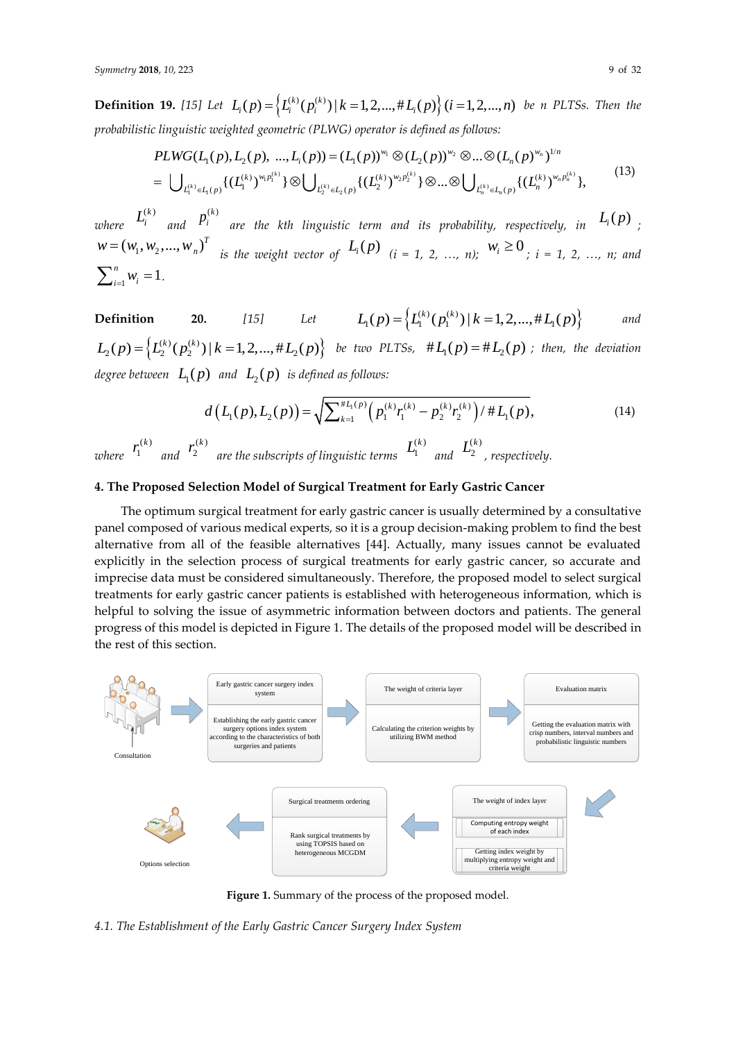**Definition 19.** *[15] Let* $L_i(p) = \left\{L_i^{(k)}(p_i^{(k)}) \mid k = 1, 2, \ldots, \#L_i(p)\right\} (i = 1, 2, \ldots, n)$ *be n PLTSs. Then the probabilistic linguistic weighted geometric (PLWG) operator is defined as follows:*

$$
\begin{aligned}
PLWG(L_1(p), L_2(p), \ \ldots, L_i(p)) &= (L_1(p))^{w_1} \otimes (L_2(p))^{w_2} \otimes \ldots \otimes (L_n(p)^{w_n})^{1/n} \\
&= \bigcup_{L_1^{(k)} \in L_1(p)} \{(L_1^{(k)})^{w_1 p_1^{(k)}}\} \otimes \bigcup_{L_2^{(k)} \in L_2(p)} \{(L_2^{(k)})^{w_2 p_2^{(k)}}\} \otimes \ldots \otimes \bigcup_{L_n^{(k)} \in L_n(p)} \{(L_n^{(k)})^{w_n p_n^{(k)}}\},
\end{aligned}
\tag{13}
$$

*where* $L_i^{(k)}$ *and* $p_i^{(k)}$ *are the kth linguistic term and its probability, respectively, in* $L_i(p)$*;* $w = (w_1, w_2, \ldots, w_n)^T$ *is the weight vector of* $L_i(p)$ *(i = 1, 2, …, n);* $w_i \geq 0$*; i = 1, 2, …, n; and* $\sum_{i=1}^{n} w_i = 1$.

**Definition 20.** *[15] Let* $L_1(p) = \left\{L_1^{(k)}(p_1^{(k)}) \mid k = 1, 2, \ldots, \#L_1(p)\right\}$ *and* $L_2(p) = \left\{L_2^{(k)}(p_2^{(k)}) \mid k = 1, 2, \ldots, \#L_2(p)\right\}$ *be two PLTSs,* $\#L_1(p) = \#L_2(p)$*; then, the deviation degree between* $L_1(p)$ *and* $L_2(p)$ *is defined as follows:*

$$
d\left(L_1(p), L_2(p)\right) = \sqrt{\sum_{k=1}^{\#L_1(p)} \left(p_1^{(k)} r_1^{(k)} - p_2^{(k)} r_2^{(k)}\right) / \#L_1(p)},
\tag{14}
$$

*where* $r_1^{(k)}$ *and* $r_2^{(k)}$ *are the subscripts of linguistic terms* $L_1^{(k)}$ *and* $L_2^{(k)}$*, respectively.*

## 4. The Proposed Selection Model of Surgical Treatment for Early Gastric Cancer

The optimum surgical treatment for early gastric cancer is usually determined by a consultative panel composed of various medical experts, so it is a group decision-making problem to find the best alternative from all of the feasible alternatives [44]. Actually, many issues cannot be evaluated explicitly in the selection process of surgical treatments for early gastric cancer, so accurate and imprecise data must be considered simultaneously. Therefore, the proposed model to select surgical treatments for early gastric cancer patients is established with heterogeneous information, which is helpful to solving the issue of asymmetric information between doctors and patients. The general progress of this model is depicted in Figure 1. The details of the proposed model will be described in the rest of this section.

Consultation → Early gastric cancer surgery index system: Establishing the early gastric cancer surgery options index system according to the characteristics of both surgeries and patients → The weight of criteria layer: Calculating the criterion weights by utilizing BWM method → Evaluation matrix: Getting the evaluation matrix with crisp numbers, interval numbers and probabilistic linguistic numbers → The weight of index layer: Computing entropy weight of each index; Getting index weight by multiplying entropy weight and criteria weight → Surgical treatments ordering: Rank surgical treatments by using TOPSIS based on heterogeneous MCGDM → Options selection

**Figure 1.** Summary of the process of the proposed model.

### 4.1. The Establishment of the Early Gastric Cancer Surgery Index System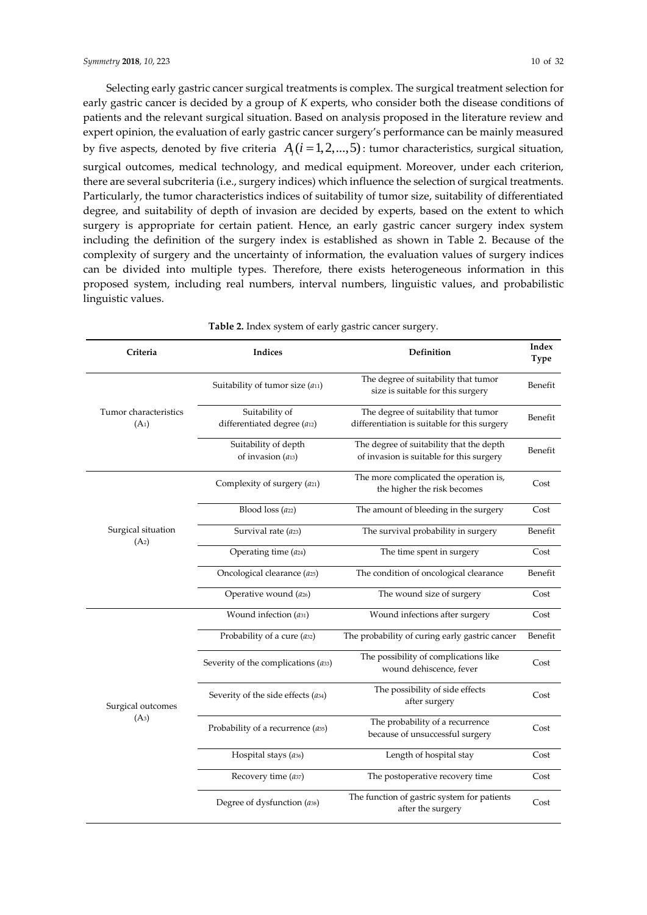Selecting early gastric cancer surgical treatments is complex. The surgical treatment selection for early gastric cancer is decided by a group of *K* experts, who consider both the disease conditions of patients and the relevant surgical situation. Based on analysis proposed in the literature review and expert opinion, the evaluation of early gastric cancer surgery's performance can be mainly measured by five aspects, denoted by five criteria $A_i(i = 1, 2, \ldots, 5)$: tumor characteristics, surgical situation, surgical outcomes, medical technology, and medical equipment. Moreover, under each criterion, there are several subcriteria (i.e., surgery indices) which influence the selection of surgical treatments. Particularly, the tumor characteristics indices of suitability of tumor size, suitability of differentiated degree, and suitability of depth of invasion are decided by experts, based on the extent to which surgery is appropriate for certain patient. Hence, an early gastric cancer surgery index system including the definition of the surgery index is established as shown in Table 2. Because of the complexity of surgery and the uncertainty of information, the evaluation values of surgery indices can be divided into multiple types. Therefore, there exists heterogeneous information in this proposed system, including real numbers, interval numbers, linguistic values, and probabilistic linguistic values.

**Table 2.** Index system of early gastric cancer surgery.

| Criteria | Indices | Definition | Index Type |
|---|---|---|---|
| Tumor characteristics ($A_1$) | Suitability of tumor size ($a_{11}$) | The degree of suitability that tumor size is suitable for this surgery | Benefit |
| | Suitability of differentiated degree ($a_{12}$) | The degree of suitability that tumor differentiation is suitable for this surgery | Benefit |
| | Suitability of depth of invasion ($a_{13}$) | The degree of suitability that the depth of invasion is suitable for this surgery | Benefit |
| Surgical situation ($A_2$) | Complexity of surgery ($a_{21}$) | The more complicated the operation is, the higher the risk becomes | Cost |
| | Blood loss ($a_{22}$) | The amount of bleeding in the surgery | Cost |
| | Survival rate ($a_{23}$) | The survival probability in surgery | Benefit |
| | Operating time ($a_{24}$) | The time spent in surgery | Cost |
| | Oncological clearance ($a_{25}$) | The condition of oncological clearance | Benefit |
| | Operative wound ($a_{26}$) | The wound size of surgery | Cost |
| Surgical outcomes ($A_3$) | Wound infection ($a_{31}$) | Wound infections after surgery | Cost |
| | Probability of a cure ($a_{32}$) | The probability of curing early gastric cancer | Benefit |
| | Severity of the complications ($a_{33}$) | The possibility of complications like wound dehiscence, fever | Cost |
| | Severity of the side effects ($a_{34}$) | The possibility of side effects after surgery | Cost |
| | Probability of a recurrence ($a_{35}$) | The probability of a recurrence because of unsuccessful surgery | Cost |
| | Hospital stays ($a_{36}$) | Length of hospital stay | Cost |
| | Recovery time ($a_{37}$) | The postoperative recovery time | Cost |
| | Degree of dysfunction ($a_{38}$) | The function of gastric system for patients after the surgery | Cost |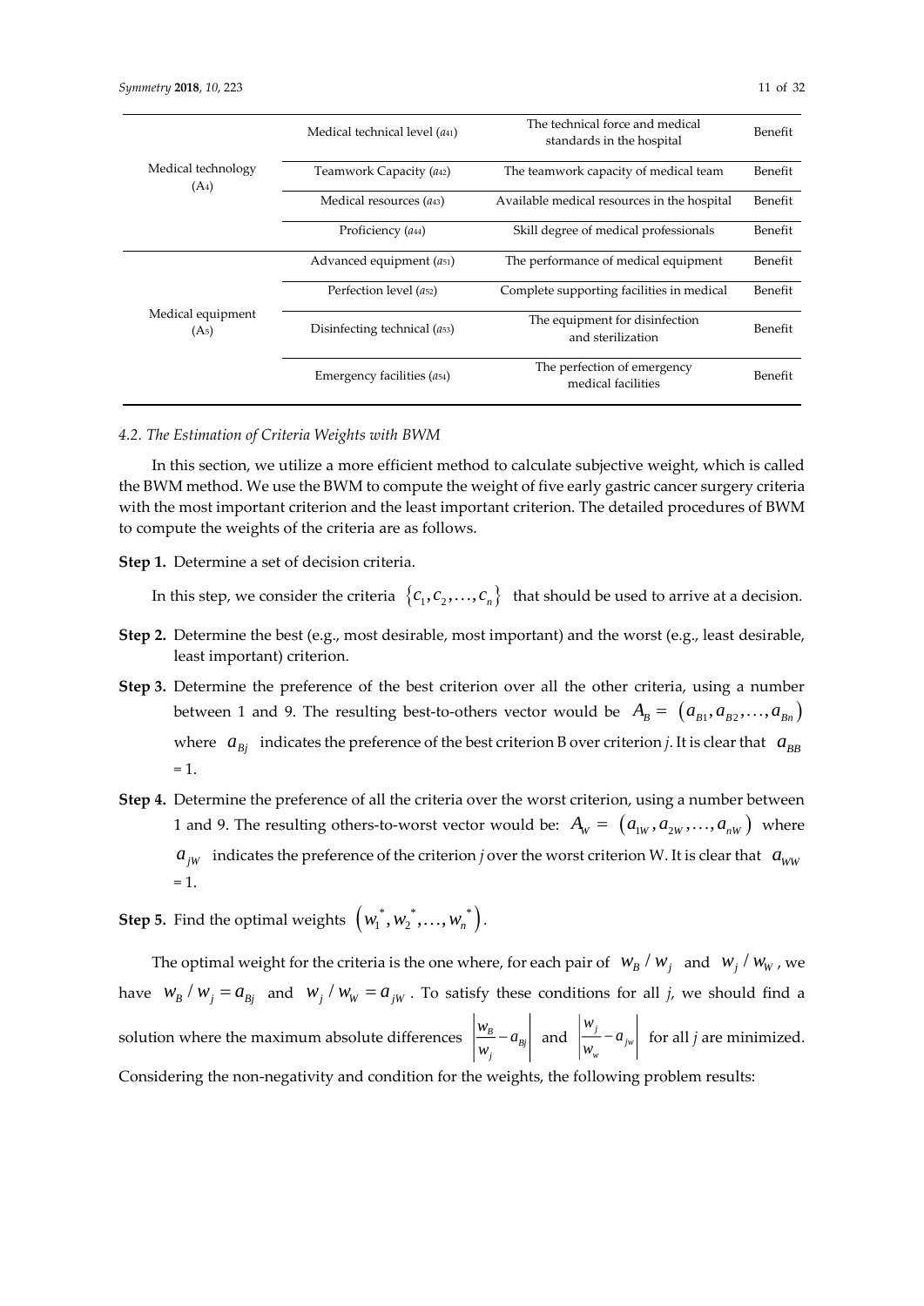| | | | |
|---|---|---|---|
| Medical technology ($A_4$) | Medical technical level ($a_{41}$) | The technical force and medical standards in the hospital | Benefit |
| | Teamwork Capacity ($a_{42}$) | The teamwork capacity of medical team | Benefit |
| | Medical resources ($a_{43}$) | Available medical resources in the hospital | Benefit |
| | Proficiency ($a_{44}$) | Skill degree of medical professionals | Benefit |
| Medical equipment ($A_5$) | Advanced equipment ($a_{51}$) | The performance of medical equipment | Benefit |
| | Perfection level ($a_{52}$) | Complete supporting facilities in medical | Benefit |
| | Disinfecting technical ($a_{53}$) | The equipment for disinfection and sterilization | Benefit |
| | Emergency facilities ($a_{54}$) | The perfection of emergency medical facilities | Benefit |

### 4.2. The Estimation of Criteria Weights with BWM

In this section, we utilize a more efficient method to calculate subjective weight, which is called the BWM method. We use the BWM to compute the weight of five early gastric cancer surgery criteria with the most important criterion and the least important criterion. The detailed procedures of BWM to compute the weights of the criteria are as follows.

**Step 1.** Determine a set of decision criteria.

In this step, we consider the criteria $\{c_1, c_2, \ldots, c_n\}$ that should be used to arrive at a decision.

**Step 2.** Determine the best (e.g., most desirable, most important) and the worst (e.g., least desirable, least important) criterion.

**Step 3.** Determine the preference of the best criterion over all the other criteria, using a number between 1 and 9. The resulting best-to-others vector would be $A_B = (a_{B1}, a_{B2}, \ldots, a_{Bn})$ where $a_{Bj}$ indicates the preference of the best criterion B over criterion *j*. It is clear that $a_{BB} = 1$.

**Step 4.** Determine the preference of all the criteria over the worst criterion, using a number between 1 and 9. The resulting others-to-worst vector would be: $A_W = (a_{1W}, a_{2W}, \ldots, a_{nW})$ where $a_{jW}$ indicates the preference of the criterion *j* over the worst criterion W. It is clear that $a_{WW} = 1$.

**Step 5.** Find the optimal weights $(w_1^*, w_2^*, \ldots, w_n^*)$.

The optimal weight for the criteria is the one where, for each pair of $w_B / w_j$ and $w_j / w_W$, we have $w_B / w_j = a_{Bj}$ and $w_j / w_W = a_{jW}$. To satisfy these conditions for all *j*, we should find a solution where the maximum absolute differences $\left|\frac{w_B}{w_j} - a_{Bj}\right|$ and $\left|\frac{w_j}{w_w} - a_{jw}\right|$ for all *j* are minimized. Considering the non-negativity and condition for the weights, the following problem results: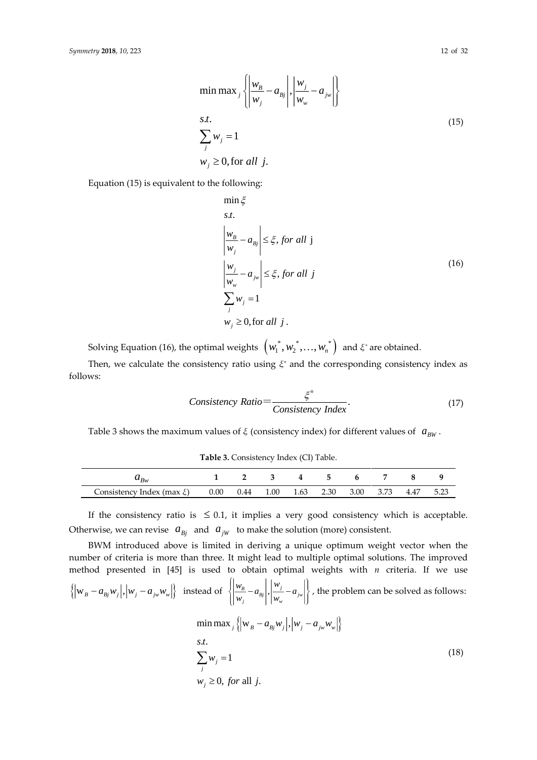$$\min \max_j \left\{ \left| \frac{w_B}{w_j} - a_{Bj} \right|, \left| \frac{w_j}{w_w} - a_{jw} \right| \right\}$$
$$s.t.$$
$$\sum_j w_j = 1 \tag{15}$$
$$w_j \geq 0, \text{for } all \;\; j.$$

Equation (15) is equivalent to the following:

$$\min \xi$$
$$s.t.$$
$$\left| \frac{w_B}{w_j} - a_{Bj} \right| \leq \xi, \; for \; all \; \text{j}$$
$$\left| \frac{w_j}{w_w} - a_{jw} \right| \leq \xi, \; for \; all \; j \tag{16}$$
$$\sum_j w_j = 1$$
$$w_j \geq 0, \text{for } all \;\; j.$$

Solving Equation (16), the optimal weights $\left(w_1^*, w_2^*, \ldots, w_n^*\right)$ and $\xi^*$ are obtained.

Then, we calculate the consistency ratio using $\xi^*$ and the corresponding consistency index as follows:

$$Consistency \; Ratio = \frac{\xi^*}{Consistency \; Index}. \tag{17}$$

Table 3 shows the maximum values of $\xi$ (consistency index) for different values of $a_{BW}$.

**Table 3.** Consistency Index (CI) Table.

| $a_{Bw}$ | 1 | 2 | 3 | 4 | 5 | 6 | 7 | 8 | 9 |
|---|---|---|---|---|---|---|---|---|---|
| Consistency Index (max $\xi$) | 0.00 | 0.44 | 1.00 | 1.63 | 2.30 | 3.00 | 3.73 | 4.47 | 5.23 |

If the consistency ratio is $\leq 0.1$, it implies a very good consistency which is acceptable. Otherwise, we can revise $a_{Bj}$ and $a_{jW}$ to make the solution (more) consistent.

BWM introduced above is limited in deriving a unique optimum weight vector when the number of criteria is more than three. It might lead to multiple optimal solutions. The improved method presented in [45] is used to obtain optimal weights with $n$ criteria. If we use $\left\{ \left| w_B - a_{Bj} w_j \right|, \left| w_j - a_{jw} w_w \right| \right\}$ instead of $\left\{ \left| \frac{w_B}{w_j} - a_{Bj} \right|, \left| \frac{w_j}{w_w} - a_{jw} \right| \right\}$, the problem can be solved as follows:

$$\min \max_j \left\{ \left| w_B - a_{Bj} w_j \right|, \left| w_j - a_{jw} w_w \right| \right\}$$
$$s.t.$$
$$\sum_j w_j = 1 \tag{18}$$
$$w_j \geq 0, \; for \text{ all } j.$$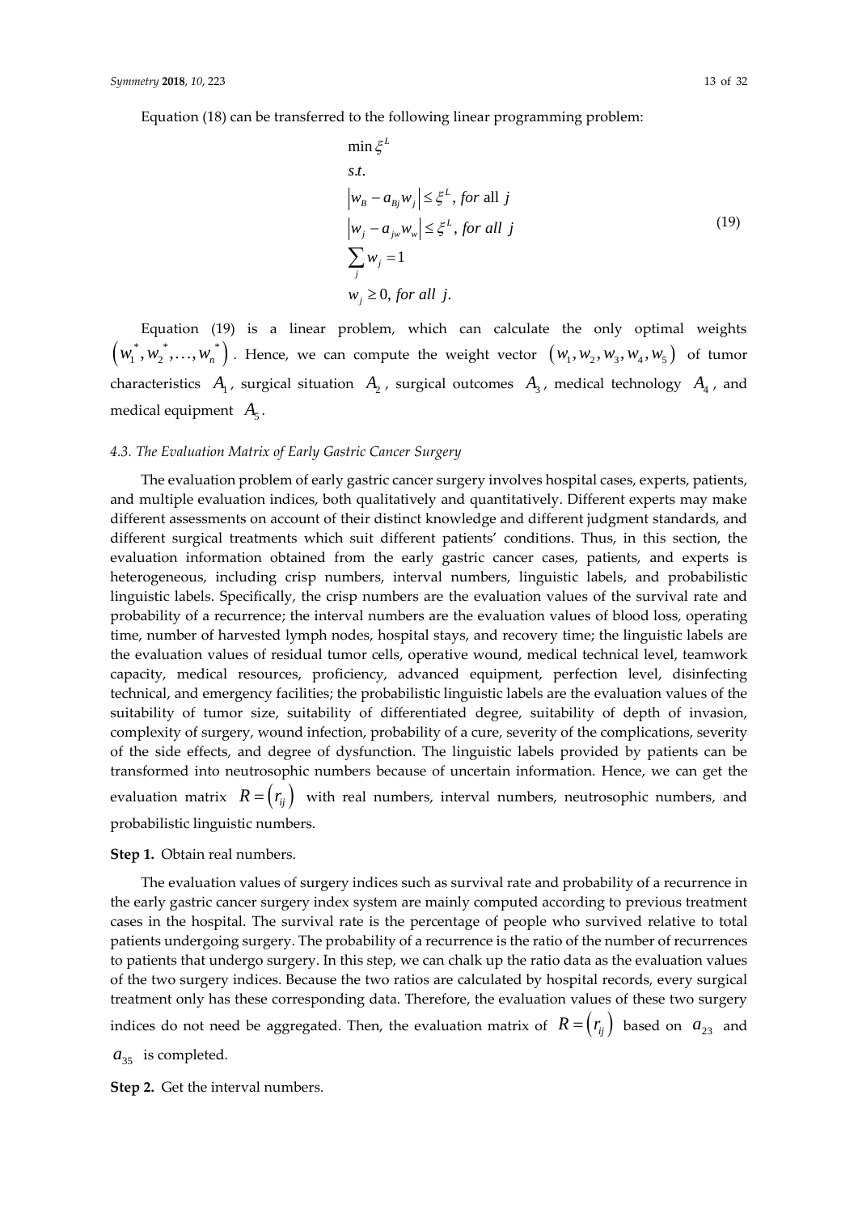Equation (18) can be transferred to the following linear programming problem:

$$
\begin{aligned}
&\min \xi^{L} \\
&s.t. \\
&\left|w_B - a_{Bj} w_j\right| \le \xi^{L}, \textit{ for } \text{all } j \\
&\left|w_j - a_{jw} w_w\right| \le \xi^{L}, \textit{ for all } j \\
&\sum_j w_j = 1 \\
&w_j \ge 0, \textit{ for all } j.
\end{aligned}
\tag{19}
$$

Equation (19) is a linear problem, which can calculate the only optimal weights $\left(w_1^*, w_2^*, \ldots, w_n^*\right)$. Hence, we can compute the weight vector $\left(w_1, w_2, w_3, w_4, w_5\right)$ of tumor characteristics $A_1$, surgical situation $A_2$, surgical outcomes $A_3$, medical technology $A_4$, and medical equipment $A_5$.

### *4.3. The Evaluation Matrix of Early Gastric Cancer Surgery*

The evaluation problem of early gastric cancer surgery involves hospital cases, experts, patients, and multiple evaluation indices, both qualitatively and quantitatively. Different experts may make different assessments on account of their distinct knowledge and different judgment standards, and different surgical treatments which suit different patients' conditions. Thus, in this section, the evaluation information obtained from the early gastric cancer cases, patients, and experts is heterogeneous, including crisp numbers, interval numbers, linguistic labels, and probabilistic linguistic labels. Specifically, the crisp numbers are the evaluation values of the survival rate and probability of a recurrence; the interval numbers are the evaluation values of blood loss, operating time, number of harvested lymph nodes, hospital stays, and recovery time; the linguistic labels are the evaluation values of residual tumor cells, operative wound, medical technical level, teamwork capacity, medical resources, proficiency, advanced equipment, perfection level, disinfecting technical, and emergency facilities; the probabilistic linguistic labels are the evaluation values of the suitability of tumor size, suitability of differentiated degree, suitability of depth of invasion, complexity of surgery, wound infection, probability of a cure, severity of the complications, severity of the side effects, and degree of dysfunction. The linguistic labels provided by patients can be transformed into neutrosophic numbers because of uncertain information. Hence, we can get the evaluation matrix $R = \left(r_{ij}\right)$ with real numbers, interval numbers, neutrosophic numbers, and probabilistic linguistic numbers.

**Step 1.** Obtain real numbers.

The evaluation values of surgery indices such as survival rate and probability of a recurrence in the early gastric cancer surgery index system are mainly computed according to previous treatment cases in the hospital. The survival rate is the percentage of people who survived relative to total patients undergoing surgery. The probability of a recurrence is the ratio of the number of recurrences to patients that undergo surgery. In this step, we can chalk up the ratio data as the evaluation values of the two surgery indices. Because the two ratios are calculated by hospital records, every surgical treatment only has these corresponding data. Therefore, the evaluation values of these two surgery indices do not need be aggregated. Then, the evaluation matrix of $R = \left(r_{ij}\right)$ based on $a_{23}$ and $a_{35}$ is completed.

**Step 2.** Get the interval numbers.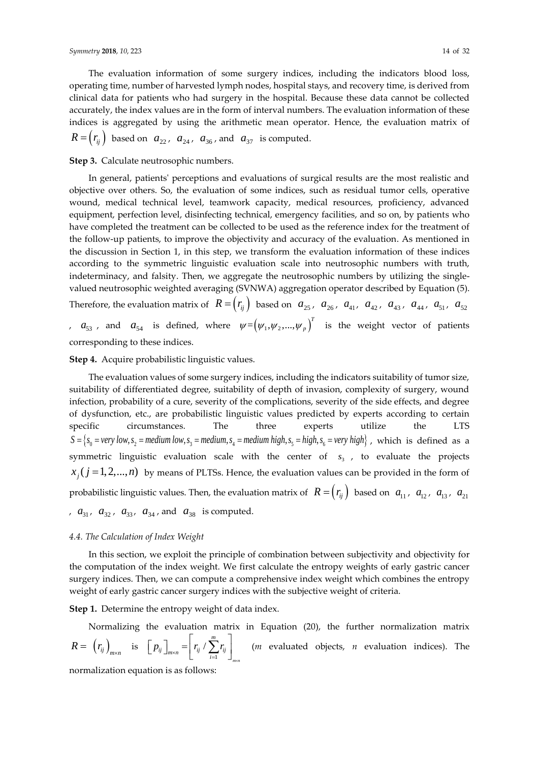The evaluation information of some surgery indices, including the indicators blood loss, operating time, number of harvested lymph nodes, hospital stays, and recovery time, is derived from clinical data for patients who had surgery in the hospital. Because these data cannot be collected accurately, the index values are in the form of interval numbers. The evaluation information of these indices is aggregated by using the arithmetic mean operator. Hence, the evaluation matrix of $R = (r_{ij})$ based on $a_{22}$, $a_{24}$, $a_{36}$, and $a_{37}$ is computed.

**Step 3.** Calculate neutrosophic numbers.

In general, patients' perceptions and evaluations of surgical results are the most realistic and objective over others. So, the evaluation of some indices, such as residual tumor cells, operative wound, medical technical level, teamwork capacity, medical resources, proficiency, advanced equipment, perfection level, disinfecting technical, emergency facilities, and so on, by patients who have completed the treatment can be collected to be used as the reference index for the treatment of the follow-up patients, to improve the objectivity and accuracy of the evaluation. As mentioned in the discussion in Section 1, in this step, we transform the evaluation information of these indices according to the symmetric linguistic evaluation scale into neutrosophic numbers with truth, indeterminacy, and falsity. Then, we aggregate the neutrosophic numbers by utilizing the single-valued neutrosophic weighted averaging (SVNWA) aggregation operator described by Equation (5). Therefore, the evaluation matrix of $R = (r_{ij})$ based on $a_{25}$, $a_{26}$, $a_{41}$, $a_{42}$, $a_{43}$, $a_{44}$, $a_{51}$, $a_{52}$, $a_{53}$, and $a_{54}$ is defined, where $\psi = (\psi_1, \psi_2, \ldots, \psi_p)^T$ is the weight vector of patients corresponding to these indices.

**Step 4.** Acquire probabilistic linguistic values.

The evaluation values of some surgery indices, including the indicators suitability of tumor size, suitability of differentiated degree, suitability of depth of invasion, complexity of surgery, wound infection, probability of a cure, severity of the complications, severity of the side effects, and degree of dysfunction, etc., are probabilistic linguistic values predicted by experts according to certain specific circumstances. The three experts utilize the LTS $S = \{s_0 = very\ low, s_2 = medium\ low, s_3 = medium, s_4 = medium\ high, s_5 = high, s_6 = very\ high\}$, which is defined as a symmetric linguistic evaluation scale with the center of $s_3$, to evaluate the projects $x_j (j = 1, 2, \ldots, n)$ by means of PLTSs. Hence, the evaluation values can be provided in the form of probabilistic linguistic values. Then, the evaluation matrix of $R = (r_{ij})$ based on $a_{11}$, $a_{12}$, $a_{13}$, $a_{21}$, $a_{31}$, $a_{32}$, $a_{33}$, $a_{34}$, and $a_{38}$ is computed.

### 4.4. The Calculation of Index Weight

In this section, we exploit the principle of combination between subjectivity and objectivity for the computation of the index weight. We first calculate the entropy weights of early gastric cancer surgery indices. Then, we can compute a comprehensive index weight which combines the entropy weight of early gastric cancer surgery indices with the subjective weight of criteria.

**Step 1.** Determine the entropy weight of data index.

Normalizing the evaluation matrix in Equation (20), the further normalization matrix $R = (r_{ij})_{m \times n}$ is $\left[ p_{ij} \right]_{m \times n} = \left[ r_{ij} / \sum_{i=1}^{m} r_{ij} \right]_{m \times n}$ ($m$ evaluated objects, $n$ evaluation indices). The normalization equation is as follows: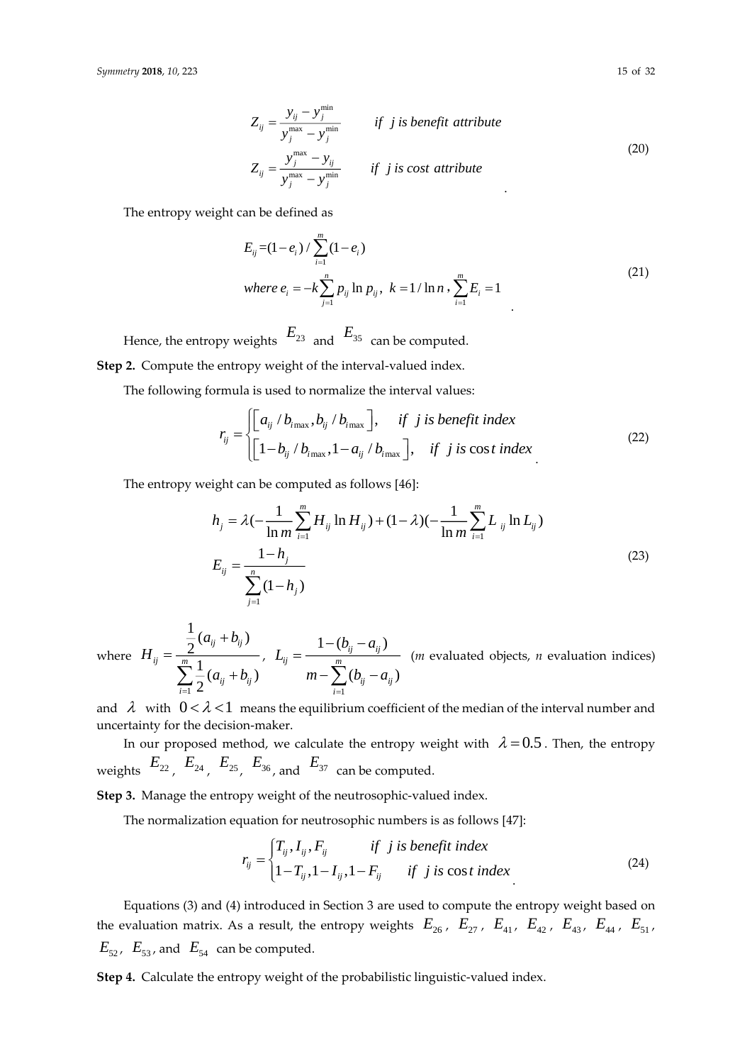$$Z_{ij} = \frac{y_{ij} - y_j^{\min}}{y_j^{\max} - y_j^{\min}} \quad \text{if } j \text{ is benefit attribute}$$
$$Z_{ij} = \frac{y_j^{\max} - y_{ij}}{y_j^{\max} - y_j^{\min}} \quad \text{if } j \text{ is cost attribute} \tag{20}$$

The entropy weight can be defined as

$$E_{ij} = (1 - e_i) / \sum_{i=1}^{m} (1 - e_i)$$
$$\text{where } e_i = -k \sum_{j=1}^{n} p_{ij} \ln p_{ij},\ k = 1/\ln n,\ \sum_{i=1}^{m} E_i = 1 \tag{21}$$

Hence, the entropy weights $E_{23}$ and $E_{35}$ can be computed.

**Step 2.** Compute the entropy weight of the interval-valued index.

The following formula is used to normalize the interval values:

$$r_{ij} = \begin{cases} \left[a_{ij} / b_{i\max}, b_{ij} / b_{i\max}\right], & \text{if } j \text{ is benefit index} \\ \left[1 - b_{ij} / b_{i\max}, 1 - a_{ij} / b_{i\max}\right], & \text{if } j \text{ is cost index} \end{cases} \tag{22}$$

The entropy weight can be computed as follows [46]:

$$h_j = \lambda\left(-\frac{1}{\ln m} \sum_{i=1}^{m} H_{ij} \ln H_{ij}\right) + (1 - \lambda)\left(-\frac{1}{\ln m} \sum_{i=1}^{m} L_{ij} \ln L_{ij}\right)$$
$$E_{ij} = \frac{1 - h_j}{\sum_{j=1}^{n} (1 - h_j)} \tag{23}$$

where $H_{ij} = \dfrac{\frac{1}{2}(a_{ij} + b_{ij})}{\sum_{i=1}^{m} \frac{1}{2}(a_{ij} + b_{ij})}$, $L_{ij} = \dfrac{1 - (b_{ij} - a_{ij})}{m - \sum_{i=1}^{m} (b_{ij} - a_{ij})}$ (*m* evaluated objects, *n* evaluation indices) and $\lambda$ with $0 < \lambda < 1$ means the equilibrium coefficient of the median of the interval number and uncertainty for the decision-maker.

In our proposed method, we calculate the entropy weight with $\lambda = 0.5$. Then, the entropy weights $E_{22}$, $E_{24}$, $E_{25}$, $E_{36}$, and $E_{37}$ can be computed.

**Step 3.** Manage the entropy weight of the neutrosophic-valued index.

The normalization equation for neutrosophic numbers is as follows [47]:

$$r_{ij} = \begin{cases} T_{ij}, I_{ij}, F_{ij} & \text{if } j \text{ is benefit index} \\ 1 - T_{ij}, 1 - I_{ij}, 1 - F_{ij} & \text{if } j \text{ is cost index} \end{cases} \tag{24}$$

Equations (3) and (4) introduced in Section 3 are used to compute the entropy weight based on the evaluation matrix. As a result, the entropy weights $E_{26}$, $E_{27}$, $E_{41}$, $E_{42}$, $E_{43}$, $E_{44}$, $E_{51}$, $E_{52}$, $E_{53}$, and $E_{54}$ can be computed.

**Step 4.** Calculate the entropy weight of the probabilistic linguistic-valued index.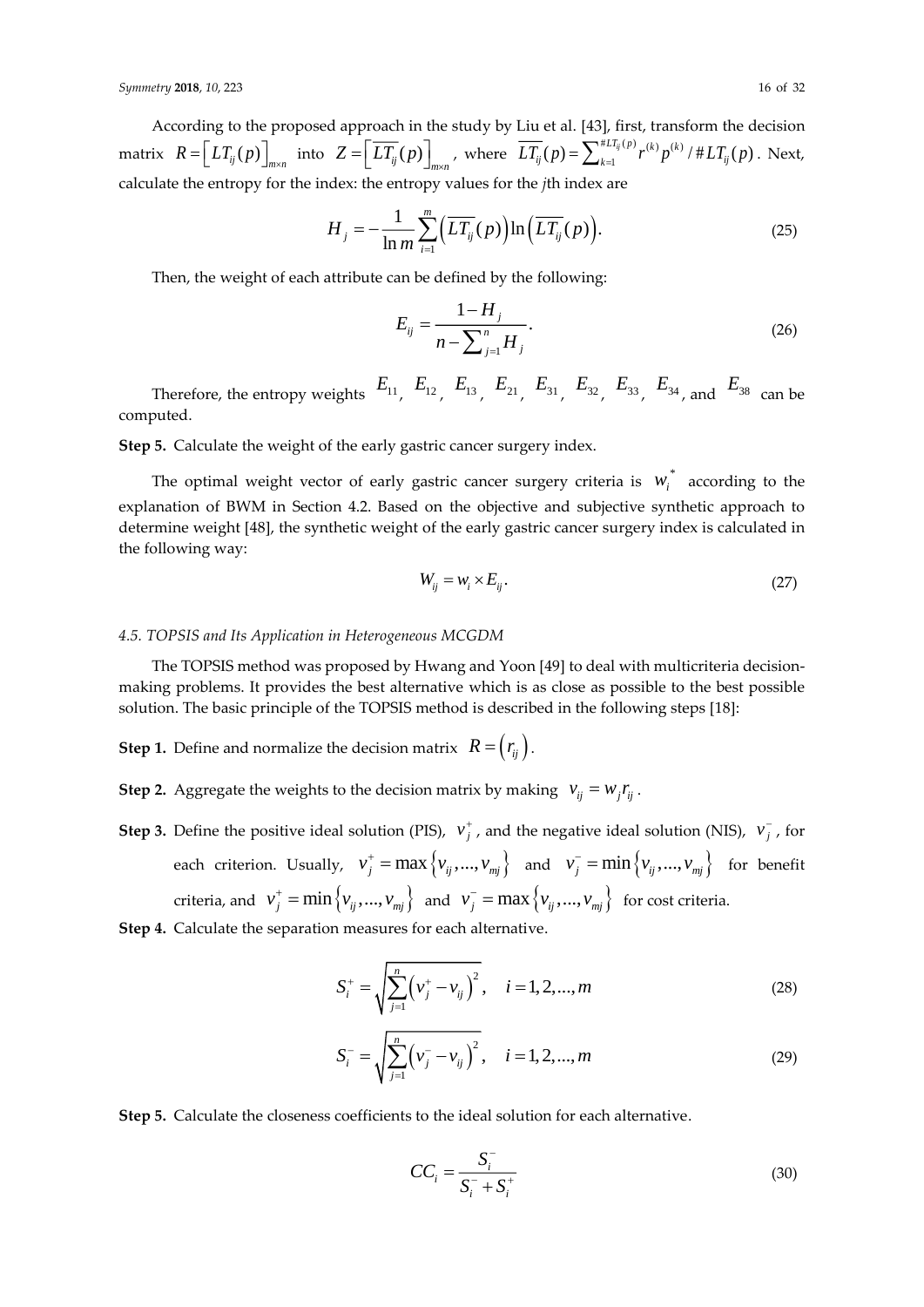According to the proposed approach in the study by Liu et al. [43], first, transform the decision matrix $R = \left[ LT_{ij}(p) \right]_{m \times n}$ into $Z = \left[ \overline{LT_{ij}}(p) \right]_{m \times n}$, where $\overline{LT_{ij}}(p) = \sum_{k=1}^{\#LT_{ij}(p)} r^{(k)} p^{(k)} / \#LT_{ij}(p)$. Next, calculate the entropy for the index: the entropy values for the *j*th index are

$$H_j = -\frac{1}{\ln m} \sum_{i=1}^{m} \left( \overline{LT_{ij}}(p) \right) \ln \left( \overline{LT_{ij}}(p) \right). \tag{25}$$

Then, the weight of each attribute can be defined by the following:

$$E_{ij} = \frac{1 - H_j}{n - \sum_{j=1}^{n} H_j}. \tag{26}$$

Therefore, the entropy weights $E_{11}$, $E_{12}$, $E_{13}$, $E_{21}$, $E_{31}$, $E_{32}$, $E_{33}$, $E_{34}$, and $E_{38}$ can be computed.

**Step 5.** Calculate the weight of the early gastric cancer surgery index.

The optimal weight vector of early gastric cancer surgery criteria is $w_i^*$ according to the explanation of BWM in Section 4.2. Based on the objective and subjective synthetic approach to determine weight [48], the synthetic weight of the early gastric cancer surgery index is calculated in the following way:

$$W_{ij} = w_i \times E_{ij}. \tag{27}$$

#### 4.5. TOPSIS and Its Application in Heterogeneous MCGDM

The TOPSIS method was proposed by Hwang and Yoon [49] to deal with multicriteria decision-making problems. It provides the best alternative which is as close as possible to the best possible solution. The basic principle of the TOPSIS method is described in the following steps [18]:

**Step 1.** Define and normalize the decision matrix $R = \left( r_{ij} \right)$.

**Step 2.** Aggregate the weights to the decision matrix by making $v_{ij} = w_j r_{ij}$.

**Step 3.** Define the positive ideal solution (PIS), $v_j^+$, and the negative ideal solution (NIS), $v_j^-$, for each criterion. Usually, $v_j^+ = \max \left\{ v_{ij}, \ldots, v_{mj} \right\}$ and $v_j^- = \min \left\{ v_{ij}, \ldots, v_{mj} \right\}$ for benefit criteria, and $v_j^+ = \min \left\{ v_{ij}, \ldots, v_{mj} \right\}$ and $v_j^- = \max \left\{ v_{ij}, \ldots, v_{mj} \right\}$ for cost criteria.

**Step 4.** Calculate the separation measures for each alternative.

$$S_i^+ = \sqrt{\sum_{j=1}^{n} \left( v_j^+ - v_{ij} \right)^2}, \quad i = 1, 2, \ldots, m \tag{28}$$

$$S_i^- = \sqrt{\sum_{j=1}^{n} \left( v_j^- - v_{ij} \right)^2}, \quad i = 1, 2, \ldots, m \tag{29}$$

**Step 5.** Calculate the closeness coefficients to the ideal solution for each alternative.

$$CC_i = \frac{S_i^-}{S_i^- + S_i^+} \tag{30}$$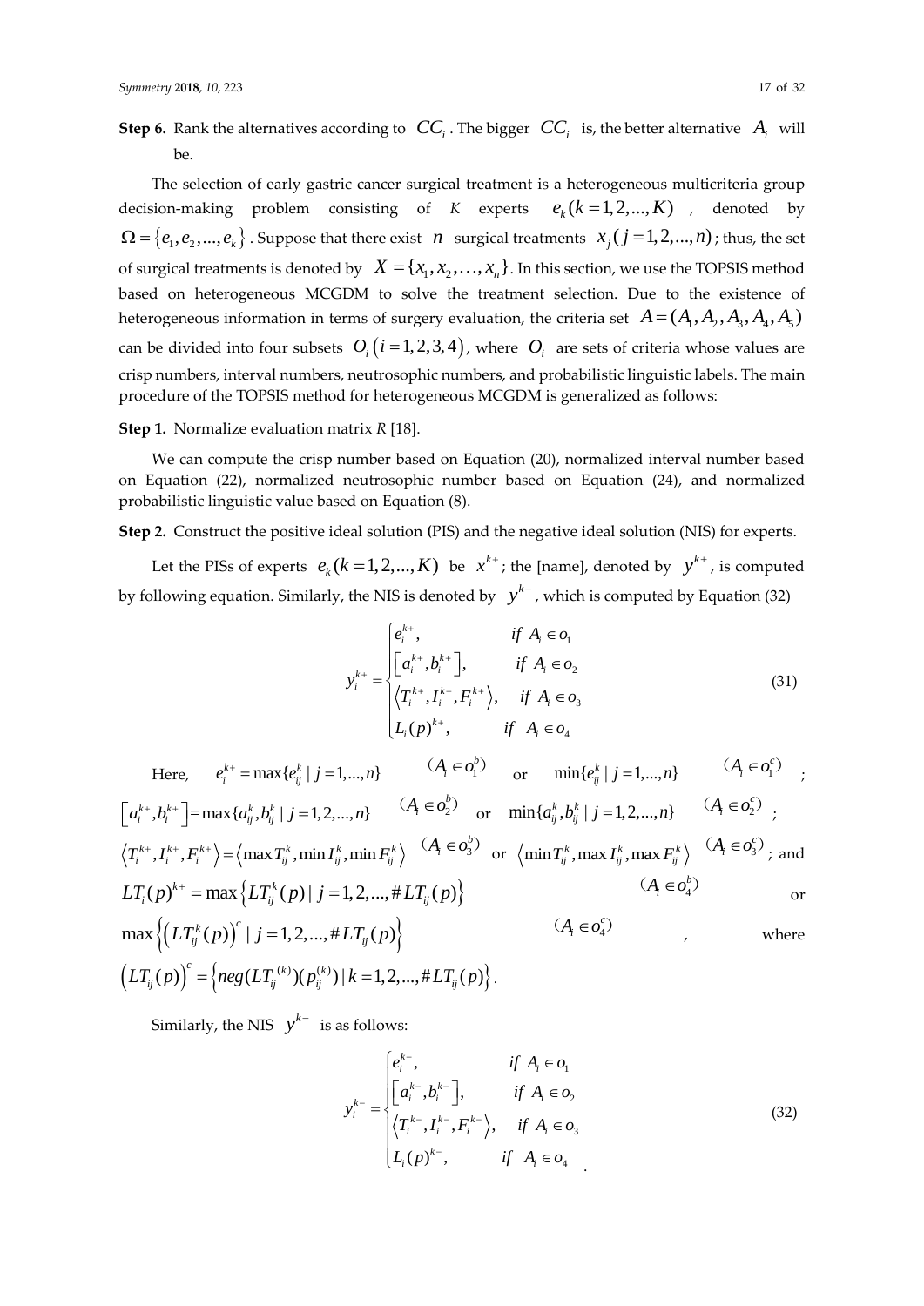**Step 6.** Rank the alternatives according to $CC_i$. The bigger $CC_i$ is, the better alternative $A_i$ will be.

The selection of early gastric cancer surgical treatment is a heterogeneous multicriteria group decision-making problem consisting of *K* experts $e_k(k=1,2,...,K)$, denoted by $\Omega=\{e_1,e_2,...,e_k\}$. Suppose that there exist $n$ surgical treatments $x_j(j=1,2,...,n)$; thus, the set of surgical treatments is denoted by $X=\{x_1,x_2,\ldots,x_n\}$. In this section, we use the TOPSIS method based on heterogeneous MCGDM to solve the treatment selection. Due to the existence of heterogeneous information in terms of surgery evaluation, the criteria set $A=(A_1,A_2,A_3,A_4,A_5)$ can be divided into four subsets $O_i(i=1,2,3,4)$, where $O_i$ are sets of criteria whose values are crisp numbers, interval numbers, neutrosophic numbers, and probabilistic linguistic labels. The main procedure of the TOPSIS method for heterogeneous MCGDM is generalized as follows:

**Step 1.** Normalize evaluation matrix *R* [18].

We can compute the crisp number based on Equation (20), normalized interval number based on Equation (22), normalized neutrosophic number based on Equation (24), and normalized probabilistic linguistic value based on Equation (8).

**Step 2.** Construct the positive ideal solution **(**PIS) and the negative ideal solution (NIS) for experts.

Let the PISs of experts $e_k(k=1,2,...,K)$ be $x^{k+}$; the [name], denoted by $y^{k+}$, is computed by following equation. Similarly, the NIS is denoted by $y^{k-}$, which is computed by Equation (32)

$$y_i^{k+}=\begin{cases} e_i^{k+}, & if\ A_i\in o_1 \\ \left[a_i^{k+},b_i^{k+}\right], & if\ A_i\in o_2 \\ \left\langle T_i^{k+},I_i^{k+},F_i^{k+}\right\rangle, & if\ A_i\in o_3 \\ L_i(p)^{k+}, & if\ A_i\in o_4 \end{cases} \tag{31}$$

Here, $e_i^{k+}=\max\{e_{ij}^k\mid j=1,...,n\}$ $(A_i\in o_1^b)$ or $\min\{e_{ij}^k\mid j=1,...,n\}$ $(A_i\in o_1^c)$; $\left[a_i^{k+},b_i^{k+}\right]=\max\{a_{ij}^k,b_{ij}^k\mid j=1,2,...,n\}$ $(A_i\in o_2^b)$ or $\min\{a_{ij}^k,b_{ij}^k\mid j=1,2,...,n\}$ $(A_i\in o_2^c)$; $\left\langle T_i^{k+},I_i^{k+},F_i^{k+}\right\rangle=\left\langle \max T_{ij}^k,\min I_{ij}^k,\min F_{ij}^k\right\rangle$ $(A_i\in o_3^b)$ or $\left\langle \min T_{ij}^k,\max I_{ij}^k,\max F_{ij}^k\right\rangle$ $(A_i\in o_3^c)$; and $LT_i(p)^{k+}=\max\left\{LT_{ij}^k(p)\mid j=1,2,...,\#LT_{ij}(p)\right\}$ $(A_i\in o_4^b)$ or $\max\left\{\left(LT_{ij}^k(p)\right)^c\mid j=1,2,...,\#LT_{ij}(p)\right\}$ $(A_i\in o_4^c)$, where $\left(LT_{ij}(p)\right)^c=\left\{neg(LT_{ij}^{(k)})(p_{ij}^{(k)})\mid k=1,2,...,\#LT_{ij}(p)\right\}$.

Similarly, the NIS $y^{k-}$ is as follows:

$$y_i^{k-}=\begin{cases} e_i^{k-}, & if\ A_i\in o_1 \\ \left[a_i^{k-},b_i^{k-}\right], & if\ A_i\in o_2 \\ \left\langle T_i^{k-},I_i^{k-},F_i^{k-}\right\rangle, & if\ A_i\in o_3 \\ L_i(p)^{k-}, & if\ A_i\in o_4 \end{cases} \tag{32}$$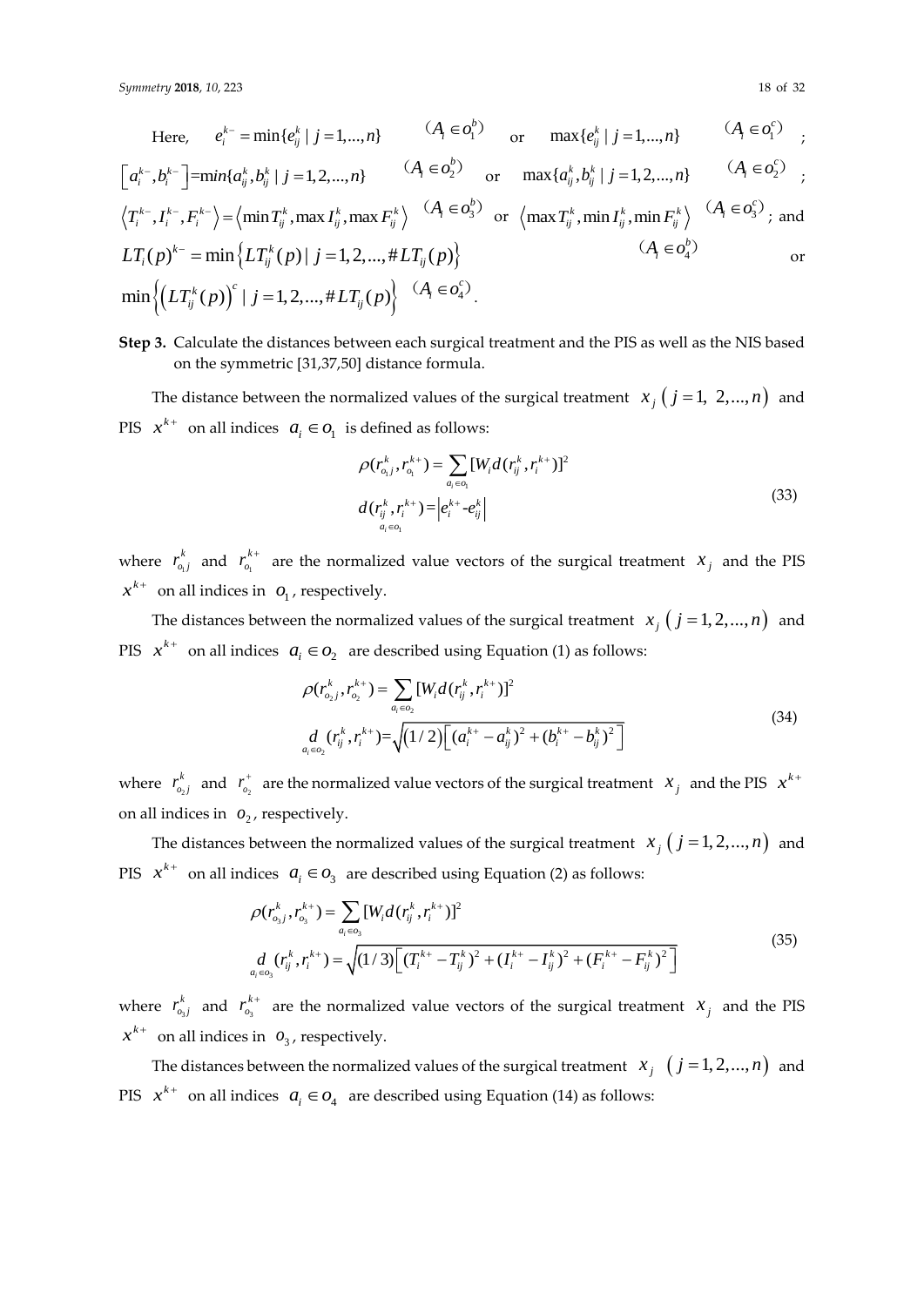Here, $e_i^{k-} = \min\{e_{ij}^k \mid j=1,...,n\}$ $(A_i \in o_1^b)$ or $\max\{e_{ij}^k \mid j=1,...,n\}$ $(A_i \in o_1^c)$ ; $\left[a_i^{k-}, b_i^{k-}\right]$=$min\{a_{ij}^k, b_{ij}^k \mid j=1,2,...,n\}$ $(A_i \in o_2^b)$ or $\max\{a_{ij}^k, b_{ij}^k \mid j=1,2,...,n\}$ $(A_i \in o_2^c)$ ; $\left\langle T_i^{k-}, I_i^{k-}, F_i^{k-}\right\rangle = \left\langle \min T_{ij}^k, \max I_{ij}^k, \max F_{ij}^k \right\rangle$ $(A_i \in o_3^b)$ or $\left\langle \max T_{ij}^k, \min I_{ij}^k, \min F_{ij}^k \right\rangle$ $(A_i \in o_3^c)$; and $LT_i(p)^{k-} = \min\left\{LT_{ij}^k(p) \mid j=1,2,...,\#LT_{ij}(p)\right\}$ $(A_i \in o_4^b)$ or $\min\left\{\left(LT_{ij}^k(p)\right)^c \mid j=1,2,...,\#LT_{ij}(p)\right\}$ $(A_i \in o_4^c)$.

**Step 3.** Calculate the distances between each surgical treatment and the PIS as well as the NIS based on the symmetric [31,37,50] distance formula.

The distance between the normalized values of the surgical treatment $x_j$ $(j=1,\ 2,...,n)$ and PIS $x^{k+}$ on all indices $a_i \in o_1$ is defined as follows:

$$
\begin{aligned}
&\rho(r_{o_1 j}^k, r_{o_1}^{k+}) = \sum_{a_i \in o_1} [W_i d(r_{ij}^k, r_i^{k+})]^2 \\
&\underset{a_i \in o_1}{d}(r_{ij}^k, r_i^{k+}) = \left|e_i^{k+} - e_{ij}^k\right|
\end{aligned}
\tag{33}
$$

where $r_{o_1 j}^k$ and $r_{o_1}^{k+}$ are the normalized value vectors of the surgical treatment $x_j$ and the PIS $x^{k+}$ on all indices in $o_1$, respectively.

The distances between the normalized values of the surgical treatment $x_j$ $(j=1,2,...,n)$ and PIS $x^{k+}$ on all indices $a_i \in o_2$ are described using Equation (1) as follows:

$$
\begin{aligned}
&\rho(r_{o_2 j}^k, r_{o_2}^{k+}) = \sum_{a_i \in o_2} [W_i d(r_{ij}^k, r_i^{k+})]^2 \\
&\underset{a_i \in o_2}{d}(r_{ij}^k, r_i^{k+}) = \sqrt{(1/2)\left[(a_i^{k+} - a_{ij}^k)^2 + (b_i^{k+} - b_{ij}^k)^2\right]}
\end{aligned}
\tag{34}
$$

where $r_{o_2 j}^k$ and $r_{o_2}^{+}$ are the normalized value vectors of the surgical treatment $x_j$ and the PIS $x^{k+}$ on all indices in $o_2$, respectively.

The distances between the normalized values of the surgical treatment $x_j$ $(j=1,2,...,n)$ and PIS $x^{k+}$ on all indices $a_i \in o_3$ are described using Equation (2) as follows:

$$
\begin{aligned}
&\rho(r_{o_3 j}^k, r_{o_3}^{k+}) = \sum_{a_i \in o_3} [W_i d(r_{ij}^k, r_i^{k+})]^2 \\
&\underset{a_i \in o_3}{d}(r_{ij}^k, r_i^{k+}) = \sqrt{(1/3)\left[(T_i^{k+} - T_{ij}^k)^2 + (I_i^{k+} - I_{ij}^k)^2 + (F_i^{k+} - F_{ij}^k)^2\right]}
\end{aligned}
\tag{35}
$$

where $r_{o_3 j}^k$ and $r_{o_3}^{k+}$ are the normalized value vectors of the surgical treatment $x_j$ and the PIS $x^{k+}$ on all indices in $o_3$, respectively.

The distances between the normalized values of the surgical treatment $x_j$ $(j=1,2,...,n)$ and PIS $x^{k+}$ on all indices $a_i \in o_4$ are described using Equation (14) as follows: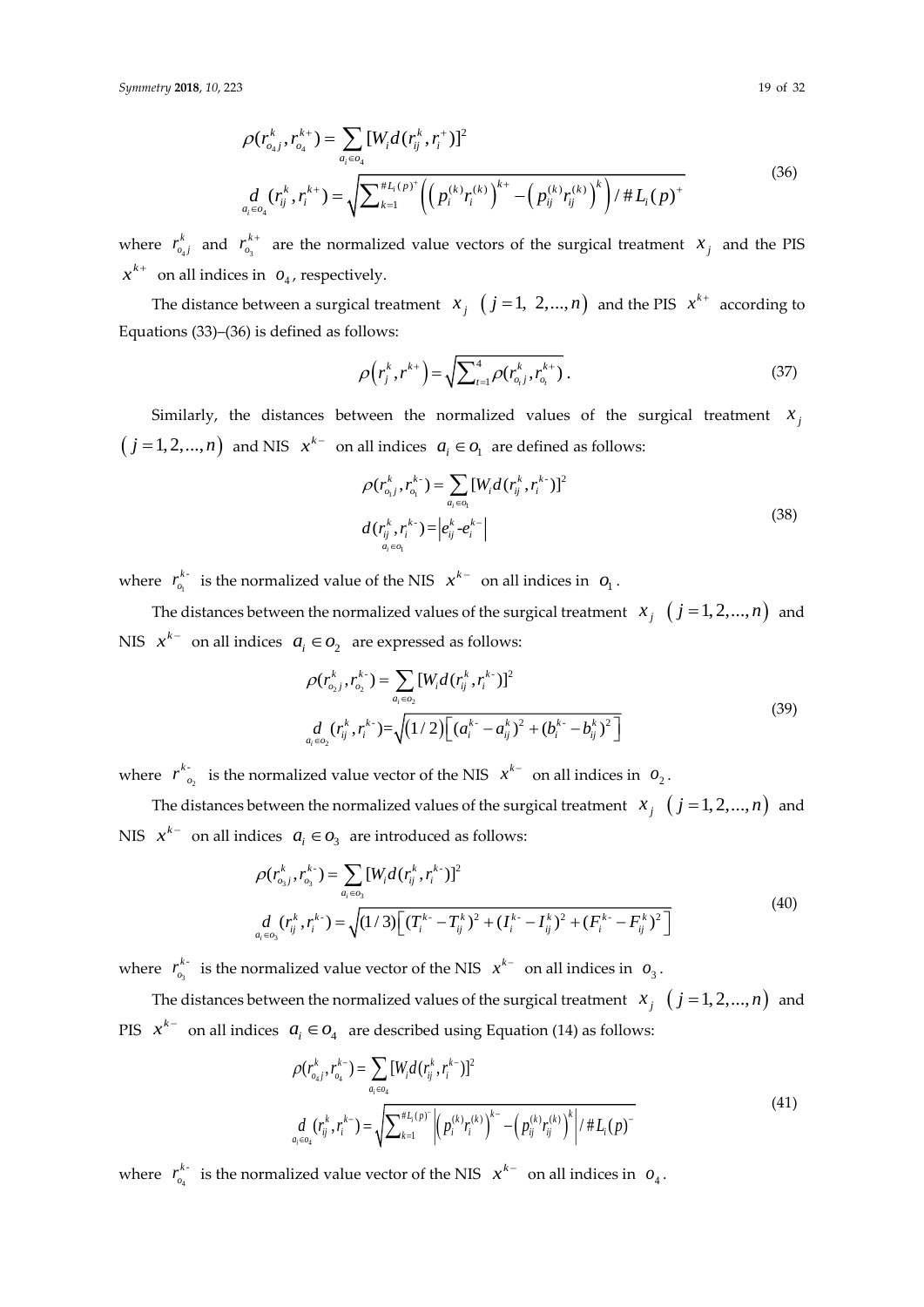$$\rho(r_{o_4 j}^k, r_{o_4}^{k+}) = \sum_{a_i \in o_4} [W_i d(r_{ij}^k, r_i^+)]^2$$
$$\underset{a_i \in o_4}{d}(r_{ij}^k, r_i^{k+}) = \sqrt{\sum_{k=1}^{\#L_i(p)^+} \left( \left( p_i^{(k)} r_i^{(k)} \right)^{k+} - \left( p_{ij}^{(k)} r_{ij}^{(k)} \right)^k \right) / \#L_i(p)^+} \tag{36}$$

where $r_{o_4 j}^k$ and $r_{o_3}^{k+}$ are the normalized value vectors of the surgical treatment $x_j$ and the PIS $x^{k+}$ on all indices in $o_4$, respectively.

The distance between a surgical treatment $x_j$ $(j = 1, 2, \ldots, n)$ and the PIS $x^{k+}$ according to Equations (33)–(36) is defined as follows:

$$\rho\left(r_j^k, r^{k+}\right) = \sqrt{\sum_{t=1}^{4} \rho(r_{o_t j}^k, r_{o_t}^{k+})}. \tag{37}$$

Similarly, the distances between the normalized values of the surgical treatment $x_j$ $(j = 1, 2, \ldots, n)$ and NIS $x^{k-}$ on all indices $a_i \in o_1$ are defined as follows:

$$\rho(r_{o_1 j}^k, r_{o_1}^{k-}) = \sum_{a_i \in o_1} [W_i d(r_{ij}^k, r_i^{k-})]^2$$
$$\underset{a_i \in o_1}{d}(r_{ij}^k, r_i^{k-}) = \left| e_{ij}^k - e_i^{k-} \right| \tag{38}$$

where $r_{o_1}^{k-}$ is the normalized value of the NIS $x^{k-}$ on all indices in $o_1$.

The distances between the normalized values of the surgical treatment $x_j$ $(j = 1, 2, \ldots, n)$ and NIS $x^{k-}$ on all indices $a_i \in o_2$ are expressed as follows:

$$\rho(r_{o_2 j}^k, r_{o_2}^{k-}) = \sum_{a_i \in o_2} [W_i d(r_{ij}^k, r_i^{k-})]^2$$
$$\underset{a_i \in o_2}{d}(r_{ij}^k, r_i^{k-}) = \sqrt{(1/2)\left[ (a_i^{k-} - a_{ij}^k)^2 + (b_i^{k-} - b_{ij}^k)^2 \right]} \tag{39}$$

where $r_{o_2}^{k-}$ is the normalized value vector of the NIS $x^{k-}$ on all indices in $o_2$.

The distances between the normalized values of the surgical treatment $x_j$ $(j = 1, 2, \ldots, n)$ and NIS $x^{k-}$ on all indices $a_i \in o_3$ are introduced as follows:

$$\rho(r_{o_3 j}^k, r_{o_3}^{k-}) = \sum_{a_i \in o_3} [W_i d(r_{ij}^k, r_i^{k-})]^2$$
$$\underset{a_i \in o_3}{d}(r_{ij}^k, r_i^{k-}) = \sqrt{(1/3)\left[ (T_i^{k-} - T_{ij}^k)^2 + (I_i^{k-} - I_{ij}^k)^2 + (F_i^{k-} - F_{ij}^k)^2 \right]} \tag{40}$$

where $r_{o_3}^{k-}$ is the normalized value vector of the NIS $x^{k-}$ on all indices in $o_3$.

The distances between the normalized values of the surgical treatment $x_j$ $(j = 1, 2, \ldots, n)$ and PIS $x^{k-}$ on all indices $a_i \in o_4$ are described using Equation (14) as follows:

$$\rho(r_{o_4 j}^k, r_{o_4}^{k-}) = \sum_{a_i \in o_4} [W_i d(r_{ij}^k, r_i^{k-})]^2$$
$$\underset{a_i \in o_4}{d}(r_{ij}^k, r_i^{k-}) = \sqrt{\sum_{k=1}^{\#L_i(p)^-} \left| \left( p_i^{(k)} r_i^{(k)} \right)^{k-} - \left( p_{ij}^{(k)} r_{ij}^{(k)} \right)^k \right| / \#L_i(p)^-} \tag{41}$$

where $r_{o_4}^{k-}$ is the normalized value vector of the NIS $x^{k-}$ on all indices in $o_4$.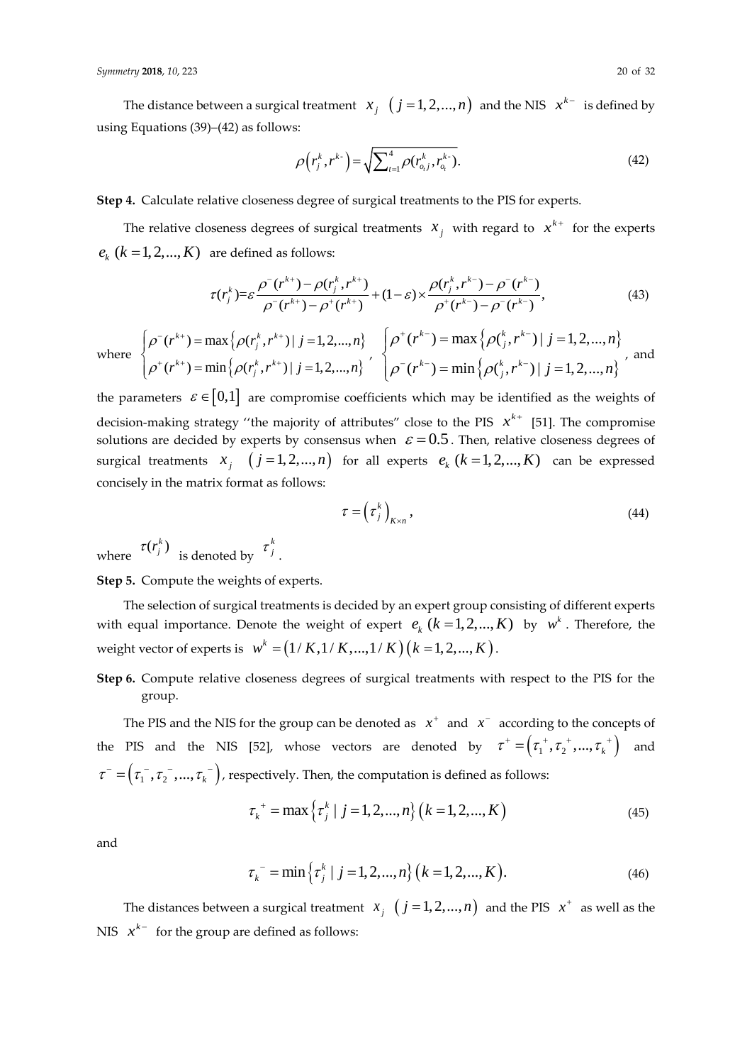The distance between a surgical treatment $x_j$ $(j = 1, 2, ..., n)$ and the NIS $x^{k-}$ is defined by using Equations (39)–(42) as follows:

$$\rho\left(r_j^k, r^{k-}\right) = \sqrt{\sum_{t=1}^{4} \rho(r_{o_t j}^k, r_{o_t}^{k-})}. \tag{42}$$

**Step 4.** Calculate relative closeness degree of surgical treatments to the PIS for experts.

The relative closeness degrees of surgical treatments $x_j$ with regard to $x^{k+}$ for the experts $e_k$ $(k = 1, 2, ..., K)$ are defined as follows:

$$\tau(r_j^k) = \varepsilon \frac{\rho^-(r^{k+}) - \rho(r_j^k, r^{k+})}{\rho^-(r^{k+}) - \rho^+(r^{k+})} + (1 - \varepsilon) \times \frac{\rho(r_j^k, r^{k-}) - \rho^-(r^{k-})}{\rho^+(r^{k-}) - \rho^-(r^{k-})}, \tag{43}$$

where $\begin{cases} \rho^-(r^{k+}) = \max\left\{\rho(r_j^k, r^{k+}) \mid j = 1, 2, ..., n\right\} \\ \rho^+(r^{k+}) = \min\left\{\rho(r_j^k, r^{k+}) \mid j = 1, 2, ..., n\right\} \end{cases}$, $\begin{cases} \rho^+(r^{k-}) = \max\left\{\rho(_j^k, r^{k-}) \mid j = 1, 2, ..., n\right\} \\ \rho^-(r^{k-}) = \min\left\{\rho(_j^k, r^{k-}) \mid j = 1, 2, ..., n\right\} \end{cases}$, and the parameters $\varepsilon \in [0, 1]$ are compromise coefficients which may be identified as the weights of decision-making strategy ''the majority of attributes" close to the PIS $x^{k+}$ [51]. The compromise solutions are decided by experts by consensus when $\varepsilon = 0.5$. Then, relative closeness degrees of surgical treatments $x_j$ $(j = 1, 2, ..., n)$ for all experts $e_k$ $(k = 1, 2, ..., K)$ can be expressed concisely in the matrix format as follows:

$$\tau = \left(\tau_j^k\right)_{K \times n}, \tag{44}$$

where $\tau(r_j^k)$ is denoted by $\tau_j^k$.

**Step 5.** Compute the weights of experts.

The selection of surgical treatments is decided by an expert group consisting of different experts with equal importance. Denote the weight of expert $e_k$ $(k = 1, 2, ..., K)$ by $w^k$. Therefore, the weight vector of experts is $w^k = (1/K, 1/K, ..., 1/K)$ $(k = 1, 2, ..., K)$.

**Step 6.** Compute relative closeness degrees of surgical treatments with respect to the PIS for the group.

The PIS and the NIS for the group can be denoted as $x^+$ and $x^-$ according to the concepts of the PIS and the NIS [52], whose vectors are denoted by $\tau^+ = \left(\tau_1^+, \tau_2^+, ..., \tau_k^+\right)$ and $\tau^- = \left(\tau_1^-, \tau_2^-, ..., \tau_k^-\right)$, respectively. Then, the computation is defined as follows:

$$\tau_k^+ = \max\left\{\tau_j^k \mid j = 1, 2, ..., n\right\} \left(k = 1, 2, ..., K\right) \tag{45}$$

and

$$\tau_k^- = \min\left\{\tau_j^k \mid j = 1, 2, ..., n\right\} \left(k = 1, 2, ..., K\right). \tag{46}$$

The distances between a surgical treatment $x_j$ $(j = 1, 2, ..., n)$ and the PIS $x^+$ as well as the NIS $x^{k-}$ for the group are defined as follows: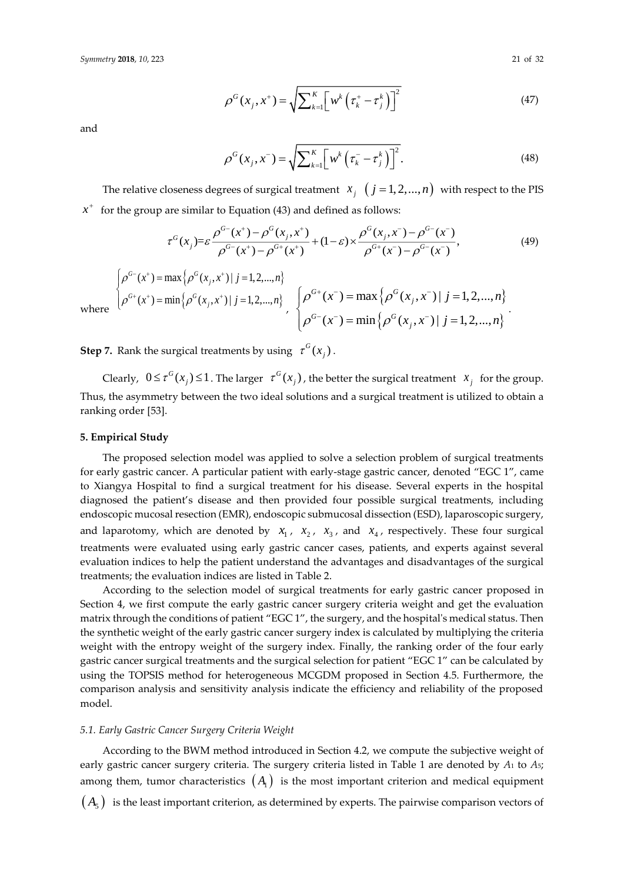$$\rho^G(x_j, x^+) = \sqrt{\sum_{k=1}^{K} \left[ w^k \left( \tau_k^+ - \tau_j^k \right) \right]^2} \tag{47}$$

and

$$\rho^G(x_j, x^-) = \sqrt{\sum_{k=1}^{K} \left[ w^k \left( \tau_k^- - \tau_j^k \right) \right]^2}. \tag{48}$$

The relative closeness degrees of surgical treatment $x_j$ $(j = 1, 2, ..., n)$ with respect to the PIS $x^+$ for the group are similar to Equation (43) and defined as follows:

$$\tau^G(x_j) = \varepsilon \frac{\rho^{G-}(x^+) - \rho^G(x_j, x^+)}{\rho^{G-}(x^+) - \rho^{G+}(x^+)} + (1-\varepsilon) \times \frac{\rho^G(x_j, x^-) - \rho^{G-}(x^-)}{\rho^{G+}(x^-) - \rho^{G-}(x^-)}, \tag{49}$$

where $\begin{cases} \rho^{G-}(x^+) = \max\left\{ \rho^G(x_j, x^+) \mid j = 1, 2, ..., n \right\} \\ \rho^{G+}(x^+) = \min\left\{ \rho^G(x_j, x^+) \mid j = 1, 2, ..., n \right\} \end{cases}$, $\begin{cases} \rho^{G+}(x^-) = \max\left\{ \rho^G(x_j, x^-) \mid j = 1, 2, ..., n \right\} \\ \rho^{G-}(x^-) = \min\left\{ \rho^G(x_j, x^-) \mid j = 1, 2, ..., n \right\} \end{cases}$.

**Step 7.** Rank the surgical treatments by using $\tau^G(x_j)$.

Clearly, $0 \le \tau^G(x_j) \le 1$. The larger $\tau^G(x_j)$, the better the surgical treatment $x_j$ for the group. Thus, the asymmetry between the two ideal solutions and a surgical treatment is utilized to obtain a ranking order [53].

## 5. Empirical Study

The proposed selection model was applied to solve a selection problem of surgical treatments for early gastric cancer. A particular patient with early-stage gastric cancer, denoted "EGC 1", came to Xiangya Hospital to find a surgical treatment for his disease. Several experts in the hospital diagnosed the patient's disease and then provided four possible surgical treatments, including endoscopic mucosal resection (EMR), endoscopic submucosal dissection (ESD), laparoscopic surgery, and laparotomy, which are denoted by $x_1$, $x_2$, $x_3$, and $x_4$, respectively. These four surgical treatments were evaluated using early gastric cancer cases, patients, and experts against several evaluation indices to help the patient understand the advantages and disadvantages of the surgical treatments; the evaluation indices are listed in Table 2.

According to the selection model of surgical treatments for early gastric cancer proposed in Section 4, we first compute the early gastric cancer surgery criteria weight and get the evaluation matrix through the conditions of patient "EGC 1", the surgery, and the hospital's medical status. Then the synthetic weight of the early gastric cancer surgery index is calculated by multiplying the criteria weight with the entropy weight of the surgery index. Finally, the ranking order of the four early gastric cancer surgical treatments and the surgical selection for patient "EGC 1" can be calculated by using the TOPSIS method for heterogeneous MCGDM proposed in Section 4.5. Furthermore, the comparison analysis and sensitivity analysis indicate the efficiency and reliability of the proposed model.

### 5.1. Early Gastric Cancer Surgery Criteria Weight

According to the BWM method introduced in Section 4.2, we compute the subjective weight of early gastric cancer surgery criteria. The surgery criteria listed in Table 1 are denoted by $A_1$ to $A_5$; among them, tumor characteristics $(A_1)$ is the most important criterion and medical equipment $(A_5)$ is the least important criterion, as determined by experts. The pairwise comparison vectors of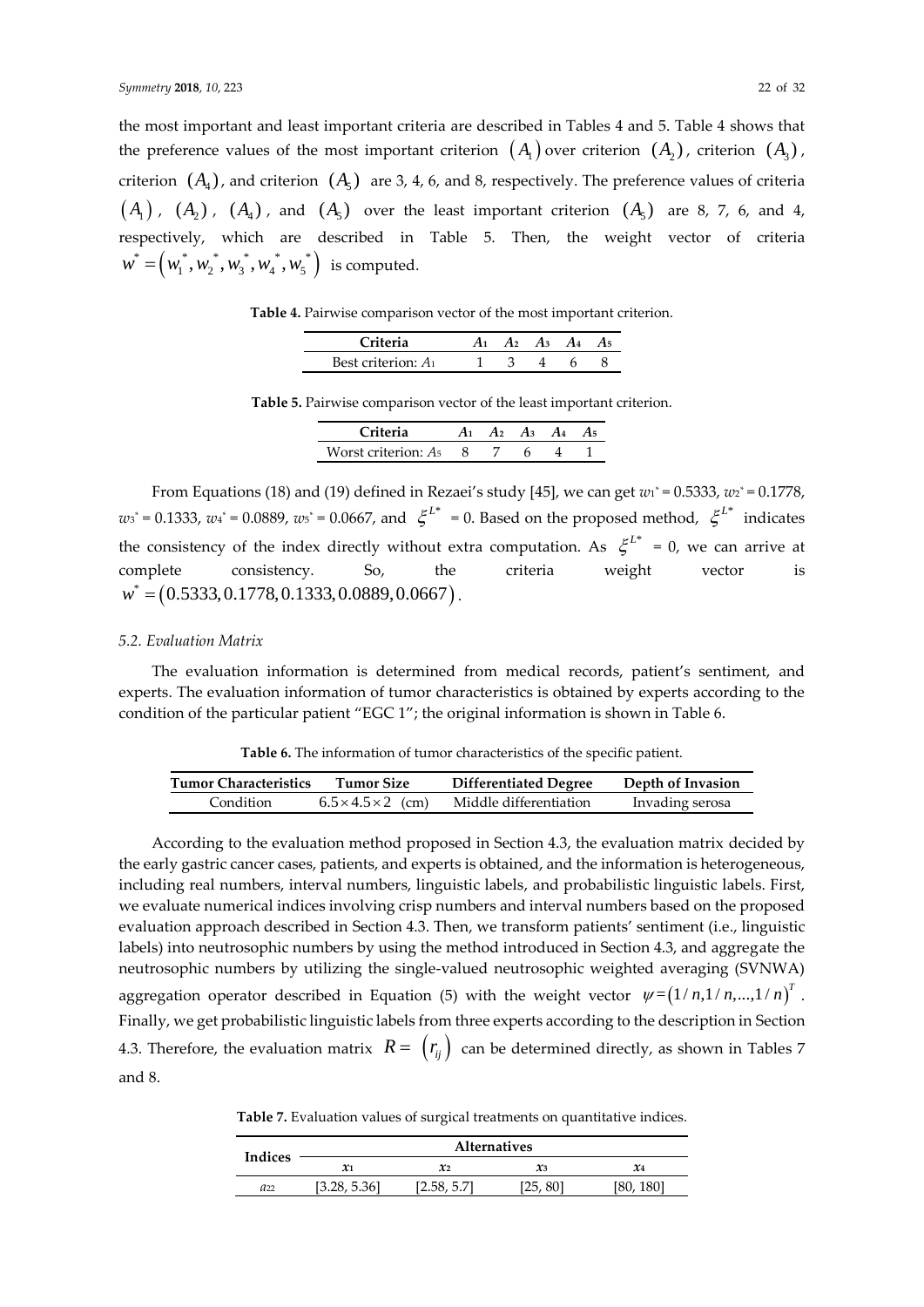the most important and least important criteria are described in Tables 4 and 5. Table 4 shows that the preference values of the most important criterion $(A_1)$ over criterion $(A_2)$, criterion $(A_3)$, criterion $(A_4)$, and criterion $(A_5)$ are 3, 4, 6, and 8, respectively. The preference values of criteria $(A_1)$, $(A_2)$, $(A_4)$, and $(A_5)$ over the least important criterion $(A_5)$ are 8, 7, 6, and 4, respectively, which are described in Table 5. Then, the weight vector of criteria $w^* = (w_1^*, w_2^*, w_3^*, w_4^*, w_5^*)$ is computed.

**Table 4.** Pairwise comparison vector of the most important criterion.

| Criteria | $A_1$ | $A_2$ | $A_3$ | $A_4$ | $A_5$ |
|---|---|---|---|---|---|
| Best criterion: $A_1$ | 1 | 3 | 4 | 6 | 8 |

**Table 5.** Pairwise comparison vector of the least important criterion.

| Criteria | $A_1$ | $A_2$ | $A_3$ | $A_4$ | $A_5$ |
|---|---|---|---|---|---|
| Worst criterion: $A_5$ | 8 | 7 | 6 | 4 | 1 |

From Equations (18) and (19) defined in Rezaei's study [45], we can get $w_1^* = 0.5333$, $w_2^* = 0.1778$, $w_3^* = 0.1333$, $w_4^* = 0.0889$, $w_5^* = 0.0667$, and $\xi^{L^*} = 0$. Based on the proposed method, $\xi^{L^*}$ indicates the consistency of the index directly without extra computation. As $\xi^{L^*} = 0$, we can arrive at complete consistency. So, the criteria weight vector is $w^* = (0.5333, 0.1778, 0.1333, 0.0889, 0.0667)$.

### 5.2. Evaluation Matrix

The evaluation information is determined from medical records, patient's sentiment, and experts. The evaluation information of tumor characteristics is obtained by experts according to the condition of the particular patient "EGC 1"; the original information is shown in Table 6.

**Table 6.** The information of tumor characteristics of the specific patient.

| Tumor Characteristics | Tumor Size | Differentiated Degree | Depth of Invasion |
|---|---|---|---|
| Condition | $6.5 \times 4.5 \times 2$ (cm) | Middle differentiation | Invading serosa |

According to the evaluation method proposed in Section 4.3, the evaluation matrix decided by the early gastric cancer cases, patients, and experts is obtained, and the information is heterogeneous, including real numbers, interval numbers, linguistic labels, and probabilistic linguistic labels. First, we evaluate numerical indices involving crisp numbers and interval numbers based on the proposed evaluation approach described in Section 4.3. Then, we transform patients' sentiment (i.e., linguistic labels) into neutrosophic numbers by using the method introduced in Section 4.3, and aggregate the neutrosophic numbers by utilizing the single-valued neutrosophic weighted averaging (SVNWA) aggregation operator described in Equation (5) with the weight vector $\psi = (1/n, 1/n, \ldots, 1/n)^T$. Finally, we get probabilistic linguistic labels from three experts according to the description in Section 4.3. Therefore, the evaluation matrix $R = (r_{ij})$ can be determined directly, as shown in Tables 7 and 8.

**Table 7.** Evaluation values of surgical treatments on quantitative indices.

| Indices | Alternatives | | | |
|---|---|---|---|---|
| | $x_1$ | $x_2$ | $x_3$ | $x_4$ |
| $a_{22}$ | [3.28, 5.36] | [2.58, 5.7] | [25, 80] | [80, 180] |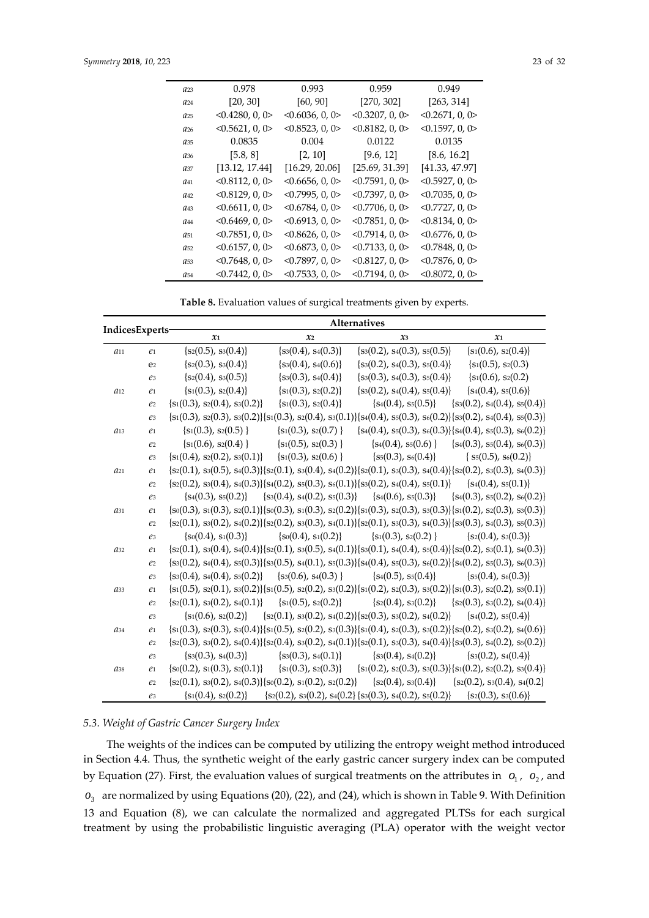| | | | | |
|---|---|---|---|---|
| $a_{23}$ | 0.978 | 0.993 | 0.959 | 0.949 |
| $a_{24}$ | [20, 30] | [60, 90] | [270, 302] | [263, 314] |
| $a_{25}$ | <0.4280, 0, 0> | <0.6036, 0, 0> | <0.3207, 0, 0> | <0.2671, 0, 0> |
| $a_{26}$ | <0.5621, 0, 0> | <0.8523, 0, 0> | <0.8182, 0, 0> | <0.1597, 0, 0> |
| $a_{35}$ | 0.0835 | 0.004 | 0.0122 | 0.0135 |
| $a_{36}$ | [5.8, 8] | [2, 10] | [9.6, 12] | [8.6, 16.2] |
| $a_{37}$ | [13.12, 17.44] | [16.29, 20.06] | [25.69, 31.39] | [41.33, 47.97] |
| $a_{41}$ | <0.8112, 0, 0> | <0.6656, 0, 0> | <0.7591, 0, 0> | <0.5927, 0, 0> |
| $a_{42}$ | <0.8129, 0, 0> | <0.7995, 0, 0> | <0.7397, 0, 0> | <0.7035, 0, 0> |
| $a_{43}$ | <0.6611, 0, 0> | <0.6784, 0, 0> | <0.7706, 0, 0> | <0.7727, 0, 0> |
| $a_{44}$ | <0.6469, 0, 0> | <0.6913, 0, 0> | <0.7851, 0, 0> | <0.8134, 0, 0> |
| $a_{51}$ | <0.7851, 0, 0> | <0.8626, 0, 0> | <0.7914, 0, 0> | <0.6776, 0, 0> |
| $a_{52}$ | <0.6157, 0, 0> | <0.6873, 0, 0> | <0.7133, 0, 0> | <0.7848, 0, 0> |
| $a_{53}$ | <0.7648, 0, 0> | <0.7897, 0, 0> | <0.8127, 0, 0> | <0.7876, 0, 0> |
| $a_{54}$ | <0.7442, 0, 0> | <0.7533, 0, 0> | <0.7194, 0, 0> | <0.8072, 0, 0> |

**Table 8.** Evaluation values of surgical treatments given by experts.

| Indices | Experts | Alternatives | | | |
|---|---|---|---|---|---|
| | | $x_1$ | $x_2$ | $x_3$ | $x_1$ |
| $a_{11}$ | $e_1$ | {$s_2(0.5)$, $s_3(0.4)$} | {$s_3(0.4)$, $s_4(0.3)$} | {$s_3(0.2)$, $s_4(0.3)$, $s_5(0.5)$} | {$s_1(0.6)$, $s_2(0.4)$} |
| | $e_2$ | {$s_2(0.3)$, $s_3(0.4)$} | {$s_3(0.4)$, $s_4(0.6)$} | {$s_3(0.2)$, $s_4(0.3)$, $s_5(0.4)$} | {$s_1(0.5)$, $s_2(0.3)$} |
| | $e_3$ | {$s_2(0.4)$, $s_3(0.5)$} | {$s_3(0.3)$, $s_4(0.4)$} | {$s_3(0.3)$, $s_4(0.3)$, $s_5(0.4)$} | {$s_1(0.6)$, $s_2(0.2)$} |
| $a_{12}$ | $e_1$ | {$s_1(0.3)$, $s_2(0.4)$} | {$s_1(0.3)$, $s_2(0.2)$} | {$s_3(0.2)$, $s_4(0.4)$, $s_5(0.4)$} | {$s_4(0.4)$, $s_5(0.6)$} |
| | $e_2$ | {$s_1(0.3)$, $s_2(0.4)$, $s_3(0.2)$} | {$s_1(0.3)$, $s_2(0.4)$} | {$s_4(0.4)$, $s_5(0.5)$} | {$s_3(0.2)$, $s_4(0.4)$, $s_5(0.4)$} |
| | $e_3$ | {$s_1(0.3)$, $s_2(0.3)$, $s_3(0.2)$} | {$s_1(0.3)$, $s_2(0.4)$, $s_3(0.1)$} | {$s_4(0.4)$, $s_5(0.3)$, $s_6(0.2)$} | {$s_3(0.2)$, $s_4(0.4)$, $s_5(0.3)$} |
| $a_{13}$ | $e_1$ | {$s_1(0.3)$, $s_2(0.5)$ } | {$s_1(0.3)$, $s_2(0.7)$ } | {$s_4(0.4)$, $s_5(0.3)$, $s_6(0.3)$} | {$s_4(0.4)$, $s_5(0.3)$, $s_6(0.2)$} |
| | $e_2$ | {$s_1(0.6)$, $s_2(0.4)$ } | {$s_1(0.5)$, $s_2(0.3)$ } | {$s_4(0.4)$, $s_5(0.6)$ } | {$s_4(0.3)$, $s_5(0.4)$, $s_6(0.3)$} |
| | $e_3$ | {$s_1(0.4)$, $s_2(0.2)$, $s_3(0.1)$} | {$s_1(0.3)$, $s_2(0.6)$ } | {$s_5(0.3)$, $s_6(0.4)$} | { $s_5(0.5)$, $s_6(0.2)$} |
| $a_{21}$ | $e_1$ | {$s_2(0.1)$, $s_3(0.5)$, $s_4(0.3)$} | {$s_2(0.1)$, $s_3(0.4)$, $s_4(0.2)$} | {$s_2(0.1)$, $s_3(0.3)$, $s_4(0.4)$} | {$s_2(0.2)$, $s_3(0.3)$, $s_4(0.3)$} |
| | $e_2$ | {$s_2(0.2)$, $s_3(0.4)$, $s_4(0.3)$} | {$s_4(0.2)$, $s_5(0.3)$, $s_6(0.1)$} | {$s_3(0.2)$, $s_4(0.4)$, $s_5(0.1)$} | {$s_4(0.4)$, $s_5(0.1)$} |
| | $e_3$ | {$s_4(0.3)$, $s_5(0.2)$} | {$s_3(0.4)$, $s_4(0.2)$, $s_5(0.3)$} | {$s_4(0.6)$, $s_5(0.3)$} | {$s_4(0.3)$, $s_5(0.2)$, $s_6(0.2)$} |
| $a_{31}$ | $e_1$ | {$s_0(0.3)$, $s_1(0.3)$, $s_2(0.1)$} | {$s_0(0.3)$, $s_1(0.3)$, $s_2(0.2)$} | {$s_1(0.3)$, $s_2(0.3)$, $s_3(0.3)$} | {$s_1(0.2)$, $s_2(0.3)$, $s_3(0.3)$} |
| | $e_2$ | {$s_2(0.1)$, $s_3(0.2)$, $s_4(0.2)$} | {$s_2(0.2)$, $s_3(0.3)$, $s_4(0.1)$} | {$s_2(0.1)$, $s_3(0.4)$, $s_4(0.3)$} | {$s_3(0.3)$, $s_4(0.3)$, $s_5(0.3)$} |
| | $e_3$ | {$s_0(0.4)$, $s_1(0.3)$} | {$s_0(0.4)$, $s_1(0.2)$} | {$s_1(0.3)$, $s_2(0.2)$ } | {$s_2(0.4)$, $s_3(0.3)$} |
| $a_{32}$ | $e_1$ | {$s_2(0.1)$, $s_3(0.4)$, $s_4(0.4)$} | {$s_2(0.1)$, $s_3(0.5)$, $s_4(0.1)$} | {$s_3(0.1)$, $s_4(0.4)$, $s_5(0.4)$} | {$s_2(0.2)$, $s_3(0.1)$, $s_4(0.3)$} |
| | $e_2$ | {$s_3(0.2)$, $s_4(0.4)$, $s_5(0.3)$} | {$s_3(0.5)$, $s_4(0.1)$, $s_5(0.3)$} | {$s_4(0.4)$, $s_5(0.3)$, $s_6(0.2)$} | {$s_4(0.2)$, $s_5(0.3)$, $s_6(0.3)$} |
| | $e_3$ | {$s_3(0.4)$, $s_4(0.4)$, $s_5(0.2)$} | {$s_3(0.6)$, $s_4(0.3)$ } | {$s_4(0.5)$, $s_5(0.4)$} | {$s_5(0.4)$, $s_6(0.3)$} |
| $a_{33}$ | $e_1$ | {$s_1(0.5)$, $s_2(0.1)$, $s_3(0.2)$} | {$s_1(0.5)$, $s_2(0.2)$, $s_3(0.2)$} | {$s_1(0.2)$, $s_2(0.3)$, $s_3(0.2)$} | {$s_1(0.3)$, $s_2(0.2)$, $s_3(0.1)$} |
| | $e_2$ | {$s_2(0.1)$, $s_3(0.2)$, $s_4(0.1)$} | {$s_1(0.5)$, $s_2(0.2)$} | {$s_2(0.4)$, $s_3(0.2)$} | {$s_2(0.3)$, $s_3(0.2)$, $s_4(0.4)$} |
| | $e_3$ | {$s_1(0.6)$, $s_2(0.2)$} | {$s_2(0.1)$, $s_3(0.2)$, $s_4(0.2)$} | {$s_2(0.3)$, $s_3(0.2)$, $s_4(0.2)$} | {$s_4(0.2)$, $s_5(0.4)$} |
| $a_{34}$ | $e_1$ | {$s_1(0.3)$, $s_2(0.3)$, $s_3(0.4)$} | {$s_1(0.5)$, $s_2(0.2)$, $s_3(0.3)$} | {$s_1(0.4)$, $s_2(0.3)$, $s_3(0.2)$} | {$s_2(0.2)$, $s_3(0.2)$, $s_4(0.6)$} |
| | $e_2$ | {$s_2(0.3)$, $s_3(0.2)$, $s_4(0.4)$} | {$s_2(0.4)$, $s_3(0.2)$, $s_4(0.1)$} | {$s_2(0.1)$, $s_3(0.3)$, $s_4(0.4)$} | {$s_3(0.3)$, $s_4(0.2)$, $s_5(0.2)$} |
| | $e_3$ | {$s_3(0.3)$, $s_4(0.3)$} | {$s_3(0.3)$, $s_4(0.1)$} | {$s_3(0.4)$, $s_4(0.2)$} | {$s_3(0.2)$, $s_4(0.4)$} |
| $a_{38}$ | $e_1$ | {$s_0(0.2)$, $s_1(0.3)$, $s_2(0.1)$} | {$s_1(0.3)$, $s_2(0.3)$} | {$s_1(0.2)$, $s_2(0.3)$, $s_3(0.3)$} | {$s_1(0.2)$, $s_2(0.2)$, $s_3(0.4)$} |
| | $e_2$ | {$s_2(0.1)$, $s_3(0.2)$, $s_4(0.3)$} | {$s_0(0.2)$, $s_1(0.2)$, $s_2(0.2)$} | {$s_2(0.4)$, $s_3(0.4)$} | {$s_2(0.2)$, $s_3(0.4)$, $s_4(0.2)$ |
| | $e_3$ | {$s_1(0.4)$, $s_2(0.2)$} | {$s_2(0.2)$, $s_3(0.2)$, $s_4(0.2)$ | {$s_3(0.3)$, $s_4(0.2)$, $s_5(0.2)$} | {$s_2(0.3)$, $s_3(0.6)$} |

### 5.3. Weight of Gastric Cancer Surgery Index

The weights of the indices can be computed by utilizing the entropy weight method introduced in Section 4.4. Thus, the synthetic weight of the early gastric cancer surgery index can be computed by Equation (27). First, the evaluation values of surgical treatments on the attributes in $o_1$, $o_2$, and $o_3$ are normalized by using Equations (20), (22), and (24), which is shown in Table 9. With Definition 13 and Equation (8), we can calculate the normalized and aggregated PLTSs for each surgical treatment by using the probabilistic linguistic averaging (PLA) operator with the weight vector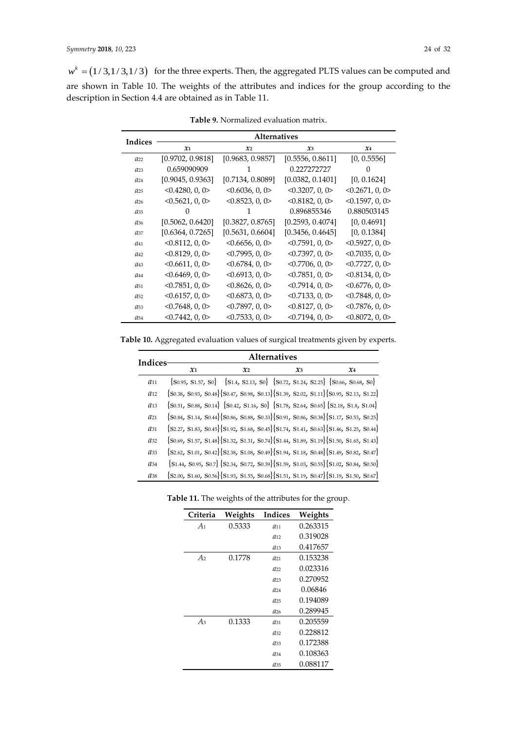$w^k = (1/3, 1/3, 1/3)$ for the three experts. Then, the aggregated PLTS values can be computed and are shown in Table 10. The weights of the attributes and indices for the group according to the description in Section 4.4 are obtained as in Table 11.

**Table 9.** Normalized evaluation matrix.

| Indices | Alternatives | | | |
|---|---|---|---|---|
| | $x_1$ | $x_2$ | $x_3$ | $x_4$ |
| $a_{22}$ | [0.9702, 0.9818] | [0.9683, 0.9857] | [0.5556, 0.8611] | [0, 0.5556] |
| $a_{23}$ | 0.659090909 | 1 | 0.227272727 | 0 |
| $a_{24}$ | [0.9045, 0.9363] | [0.7134, 0.8089] | [0.0382, 0.1401] | [0, 0.1624] |
| $a_{25}$ | <0.4280, 0, 0> | <0.6036, 0, 0> | <0.3207, 0, 0> | <0.2671, 0, 0> |
| $a_{26}$ | <0.5621, 0, 0> | <0.8523, 0, 0> | <0.8182, 0, 0> | <0.1597, 0, 0> |
| $a_{35}$ | 0 | 1 | 0.896855346 | 0.880503145 |
| $a_{36}$ | [0.5062, 0.6420] | [0.3827, 0.8765] | [0.2593, 0.4074] | [0, 0.4691] |
| $a_{37}$ | [0.6364, 0.7265] | [0.5631, 0.6604] | [0.3456, 0.4645] | [0, 0.1384] |
| $a_{41}$ | <0.8112, 0, 0> | <0.6656, 0, 0> | <0.7591, 0, 0> | <0.5927, 0, 0> |
| $a_{42}$ | <0.8129, 0, 0> | <0.7995, 0, 0> | <0.7397, 0, 0> | <0.7035, 0, 0> |
| $a_{43}$ | <0.6611, 0, 0> | <0.6784, 0, 0> | <0.7706, 0, 0> | <0.7727, 0, 0> |
| $a_{44}$ | <0.6469, 0, 0> | <0.6913, 0, 0> | <0.7851, 0, 0> | <0.8134, 0, 0> |
| $a_{51}$ | <0.7851, 0, 0> | <0.8626, 0, 0> | <0.7914, 0, 0> | <0.6776, 0, 0> |
| $a_{52}$ | <0.6157, 0, 0> | <0.6873, 0, 0> | <0.7133, 0, 0> | <0.7848, 0, 0> |
| $a_{53}$ | <0.7648, 0, 0> | <0.7897, 0, 0> | <0.8127, 0, 0> | <0.7876, 0, 0> |
| $a_{54}$ | <0.7442, 0, 0> | <0.7533, 0, 0> | <0.7194, 0, 0> | <0.8072, 0, 0> |

**Table 10.** Aggregated evaluation values of surgical treatments given by experts.

| Indices | Alternatives | | | |
|---|---|---|---|---|
| | $x_1$ | $x_2$ | $x_3$ | $x_4$ |
| $a_{11}$ | $\{s_{0.95}, s_{1.57}, s_0\}$ | $\{s_{1.4}, s_{2.13}, s_0\}$ | $\{s_{0.72}, s_{1.24}, s_{2.25}\}$ | $\{s_{0.66}, s_{0.68}, s_0\}$ |
| $a_{12}$ | $\{s_{0.38}, s_{0.93}, s_{0.48}\}$ | $\{s_{0.47}, s_{0.98}, s_{0.13}\}$ | $\{s_{1.39}, s_{2.02}, s_{1.11}\}$ | $\{s_{0.95}, s_{2.13}, s_{1.22}\}$ |
| $a_{13}$ | $\{s_{0.51}, s_{0.88}, s_{0.14}\}$ | $\{s_{0.42}, s_{1.16}, s_0\}$ | $\{s_{1.78}, s_{2.64}, s_{0.65}\}$ | $\{s_{2.18}, s_{1.8}, s_{1.04}\}$ |
| $a_{21}$ | $\{s_{0.84}, s_{1.14}, s_{0.44}\}$ | $\{s_{0.86}, s_{0.88}, s_{0.33}\}$ | $\{s_{0.91}, s_{0.86}, s_{0.38}\}$ | $\{s_{1.17}, s_{0.53}, s_{0.25}\}$ |
| $a_{31}$ | $\{s_{2.27}, s_{1.83}, s_{0.45}\}$ | $\{s_{1.92}, s_{1.68}, s_{0.45}\}$ | $\{s_{1.74}, s_{1.41}, s_{0.63}\}$ | $\{s_{1.46}, s_{1.25}, s_{0.44}\}$ |
| $a_{32}$ | $\{s_{0.69}, s_{1.57}, s_{1.48}\}$ | $\{s_{1.32}, s_{1.31}, s_{0.74}\}$ | $\{s_{1.44}, s_{1.89}, s_{1.19}\}$ | $\{s_{1.50}, s_{1.65}, s_{1.43}\}$ |
| $a_{33}$ | $\{s_{2.62}, s_{1.01}, s_{0.42}\}$ | $\{s_{2.38}, s_{1.08}, s_{0.49}\}$ | $\{s_{1.94}, s_{1.18}, s_{0.48}\}$ | $\{s_{1.49}, s_{0.82}, s_{0.47}\}$ |
| $a_{34}$ | $\{s_{1.44}, s_{0.95}, s_{0.7}\}$ | $\{s_{2.34}, s_{0.72}, s_{0.39}\}$ | $\{s_{1.59}, s_{1.03}, s_{0.55}\}$ | $\{s_{1.02}, s_{0.84}, s_{0.50}\}$ |
| $a_{38}$ | $\{s_{2.00}, s_{1.60}, s_{0.56}\}$ | $\{s_{1.93}, s_{1.55}, s_{0.68}\}$ | $\{s_{1.51}, s_{1.19}, s_{0.47}\}$ | $\{s_{1.19}, s_{1.50}, s_{0.67}\}$ |

**Table 11.** The weights of the attributes for the group.

| Criteria | Weights | Indices | Weights |
|---|---|---|---|
| $A_1$ | 0.5333 | $a_{11}$ | 0.263315 |
| | | $a_{12}$ | 0.319028 |
| | | $a_{13}$ | 0.417657 |
| $A_2$ | 0.1778 | $a_{21}$ | 0.153238 |
| | | $a_{22}$ | 0.023316 |
| | | $a_{23}$ | 0.270952 |
| | | $a_{24}$ | 0.06846 |
| | | $a_{25}$ | 0.194089 |
| | | $a_{26}$ | 0.289945 |
| $A_3$ | 0.1333 | $a_{31}$ | 0.205559 |
| | | $a_{32}$ | 0.228812 |
| | | $a_{33}$ | 0.172388 |
| | | $a_{34}$ | 0.108363 |
| | | $a_{35}$ | 0.088117 |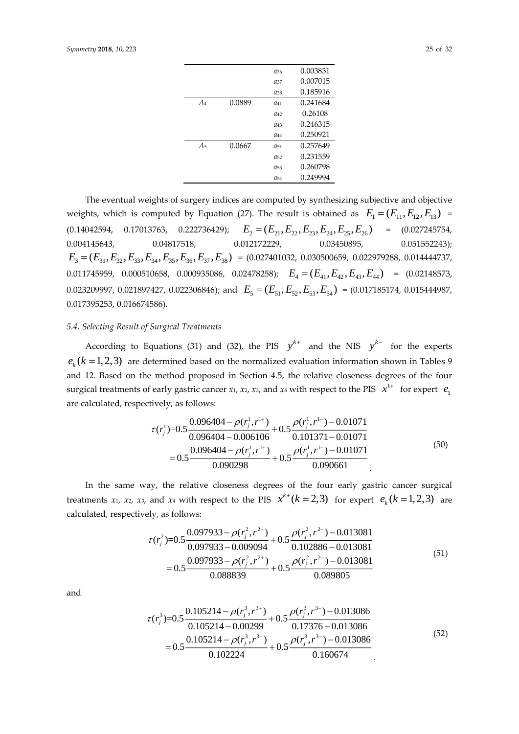| | | | |
|---|---|---|---|
| | | $a_{36}$ | 0.003831 |
| | | $a_{37}$ | 0.007015 |
| | | $a_{38}$ | 0.185916 |
| $A_4$ | 0.0889 | $a_{41}$ | 0.241684 |
| | | $a_{42}$ | 0.26108 |
| | | $a_{43}$ | 0.246315 |
| | | $a_{44}$ | 0.250921 |
| $A_5$ | 0.0667 | $a_{51}$ | 0.257649 |
| | | $a_{52}$ | 0.231559 |
| | | $a_{53}$ | 0.260798 |
| | | $a_{54}$ | 0.249994 |

The eventual weights of surgery indices are computed by synthesizing subjective and objective weights, which is computed by Equation (27). The result is obtained as $E_1 = (E_{11}, E_{12}, E_{13})$ = (0.14042594, 0.17013763, 0.222736429); $E_2 = (E_{21}, E_{22}, E_{23}, E_{24}, E_{25}, E_{26})$ = (0.027245754, 0.004145643, 0.04817518, 0.012172229, 0.03450895, 0.051552243); $E_3 = (E_{31}, E_{32}, E_{33}, E_{34}, E_{35}, E_{36}, E_{37}, E_{38})$ = (0.027401032, 0.030500659, 0.022979288, 0.014444737, 0.011745959, 0.000510658, 0.000935086, 0.02478258); $E_4 = (E_{41}, E_{42}, E_{43}, E_{44})$ = (0.02148573, 0.023209997, 0.021897427, 0.022306846); and $E_5 = (E_{51}, E_{52}, E_{53}, E_{54})$ = (0.017185174, 0.015444987, 0.017395253, 0.016674586).

### *5.4. Selecting Result of Surgical Treatments*

According to Equations (31) and (32), the PIS $y^{k+}$ and the NIS $y^{k-}$ for the experts $e_k (k = 1, 2, 3)$ are determined based on the normalized evaluation information shown in Tables 9 and 12. Based on the method proposed in Section 4.5, the relative closeness degrees of the four surgical treatments of early gastric cancer $x_1$, $x_2$, $x_3$, and $x_4$ with respect to the PIS $x^{1+}$ for expert $e_1$ are calculated, respectively, as follows:

$$
\begin{aligned}
\tau(r_j^1) &= 0.5\frac{0.096404 - \rho(r_j^1, r^{1+})}{0.096404 - 0.006106} + 0.5\frac{\rho(r_j^1, r^{1-}) - 0.01071}{0.101371 - 0.01071} \\
&= 0.5\frac{0.096404 - \rho(r_j^1, r^{1+})}{0.090298} + 0.5\frac{\rho(r_j^1, r^{1-}) - 0.01071}{0.090661}
\end{aligned} \tag{50}
$$

In the same way, the relative closeness degrees of the four early gastric cancer surgical treatments $x_1$, $x_2$, $x_3$, and $x_4$ with respect to the PIS $x^{k+} (k = 2, 3)$ for expert $e_k (k = 1, 2, 3)$ are calculated, respectively, as follows:

$$
\begin{aligned}
\tau(r_j^2) &= 0.5\frac{0.097933 - \rho(r_j^2, r^{2+})}{0.097933 - 0.009094} + 0.5\frac{\rho(r_j^2, r^{2-}) - 0.013081}{0.102886 - 0.013081} \\
&= 0.5\frac{0.097933 - \rho(r_j^2, r^{2+})}{0.088839} + 0.5\frac{\rho(r_j^2, r^{2-}) - 0.013081}{0.089805}
\end{aligned} \tag{51}
$$

and

$$
\begin{aligned}
\tau(r_j^3) &= 0.5\frac{0.105214 - \rho(r_j^3, r^{3+})}{0.105214 - 0.00299} + 0.5\frac{\rho(r_j^3, r^{3-}) - 0.013086}{0.17376 - 0.013086} \\
&= 0.5\frac{0.105214 - \rho(r_j^3, r^{3+})}{0.102224} + 0.5\frac{\rho(r_j^3, r^{3-}) - 0.013086}{0.160674}
\end{aligned} \tag{52}
$$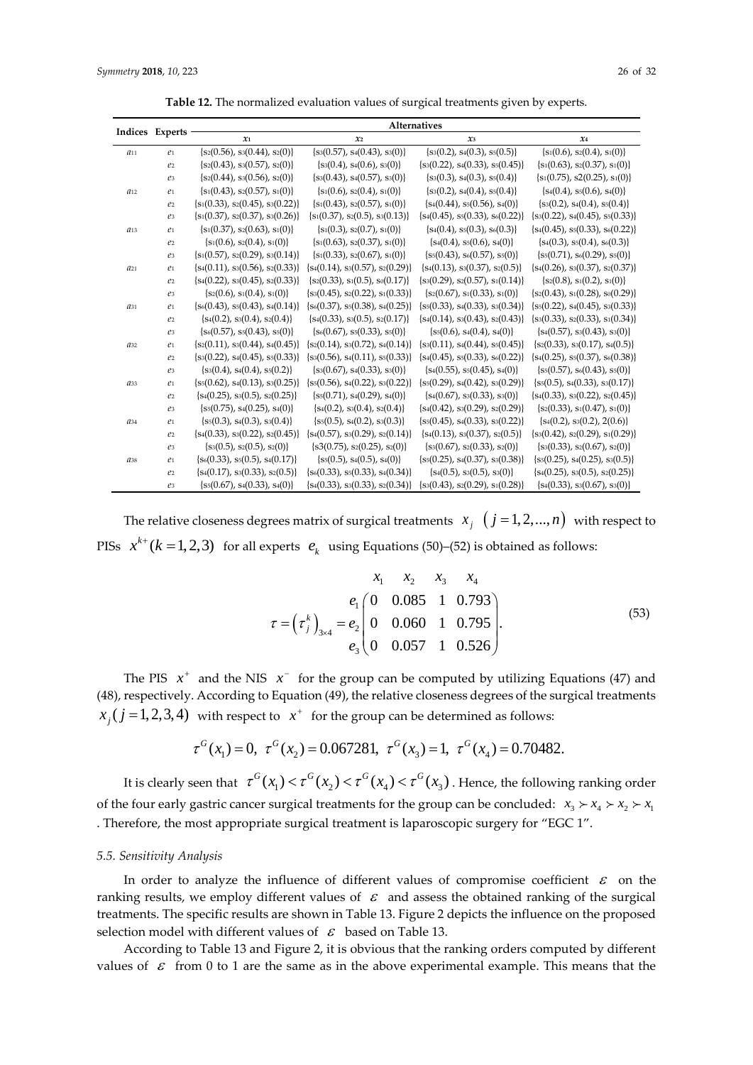**Table 12.** The normalized evaluation values of surgical treatments given by experts.

| Indices | Experts | Alternatives | | | |
|---|---|---|---|---|---|
| | | $x_1$ | $x_2$ | $x_3$ | $x_4$ |
| $a_{11}$ | $e_1$ | {s2(0.56), s3(0.44), s2(0)} | {s3(0.57), s4(0.43), s3(0)} | {s3(0.2), s4(0.3), s5(0.5)} | {s1(0.6), s2(0.4), s1(0)} |
| | $e_2$ | {s2(0.43), s3(0.57), s2(0)} | {s3(0.4), s4(0.6), s3(0)} | {s3(0.22), s4(0.33), s5(0.45)} | {s1(0.63), s2(0.37), s1(0)} |
| | $e_3$ | {s2(0.44), s3(0.56), s2(0)} | {s3(0.43), s4(0.57), s3(0)} | {s3(0.3), s4(0.3), s5(0.4)} | {s1(0.75), s2(0.25), s1(0)} |
| $a_{12}$ | $e_1$ | {s1(0.43), s2(0.57), s1(0)} | {s1(0.6), s2(0.4), s1(0)} | {s3(0.2), s4(0.4), s5(0.4)} | {s4(0.4), s5(0.6), s4(0)} |
| | $e_2$ | {s1(0.33), s2(0.45), s3(0.22)} | {s1(0.43), s2(0.57), s1(0)} | {s4(0.44), s5(0.56), s4(0)} | {s3(0.2), s4(0.4), s5(0.4)} |
| | $e_3$ | {s1(0.37), s2(0.37), s3(0.26)} | {s1(0.37), s2(0.5), s3(0.13)} | {s4(0.45), s5(0.33), s6(0.22)} | {s3(0.22), s4(0.45), s5(0.33)} |
| $a_{13}$ | $e_1$ | {s1(0.37), s2(0.63), s1(0)} | {s1(0.3), s2(0.7), s1(0)} | {s4(0.4), s5(0.3), s6(0.3)} | {s4(0.45), s5(0.33), s6(0.22)} |
| | $e_2$ | {s1(0.6), s2(0.4), s1(0)} | {s1(0.63), s2(0.37), s1(0)} | {s4(0.4), s5(0.6), s4(0)} | {s4(0.3), s5(0.4), s6(0.3)} |
| | $e_3$ | {s1(0.57), s2(0.29), s3(0.14)} | {s1(0.33), s2(0.67), s1(0)} | {s5(0.43), s6(0.57), s5(0)} | {s5(0.71), s6(0.29), s5(0)} |
| $a_{21}$ | $e_1$ | {s4(0.11), s3(0.56), s2(0.33)} | {s4(0.14), s3(0.57), s2(0.29)} | {s4(0.13), s3(0.37), s2(0.5)} | {s4(0.26), s3(0.37), s2(0.37)} |
| | $e_2$ | {s4(0.22), s3(0.45), s2(0.33)} | {s2(0.33), s1(0.5), s0(0.17)} | {s3(0.29), s2(0.57), s1(0.14)} | {s2(0.8), s1(0.2), s1(0)} |
| | $e_3$ | {s2(0.6), s1(0.4), s1(0)} | {s3(0.45), s2(0.22), s1(0.33)} | {s2(0.67), s1(0.33), s1(0)} | {s2(0.43), s1(0.28), s0(0.29)} |
| $a_{31}$ | $e_1$ | {s6(0.43), s5(0.43), s4(0.14)} | {s6(0.37), s5(0.38), s4(0.25)} | {s5(0.33), s4(0.33), s3(0.34)} | {s5(0.22), s4(0.45), s3(0.33)} |
| | $e_2$ | {s4(0.2), s3(0.4), s2(0.4)} | {s4(0.33), s3(0.5), s2(0.17)} | {s4(0.14), s3(0.43), s2(0.43)} | {s3(0.33), s2(0.33), s1(0.34)} |
| | $e_3$ | {s6(0.57), s5(0.43), s5(0)} | {s6(0.67), s5(0.33), s5(0)} | {s5(0.6), s4(0.4), s4(0)} | {s4(0.57), s3(0.43), s3(0)} |
| $a_{32}$ | $e_1$ | {s2(0.11), s3(0.44), s4(0.45)} | {s2(0.14), s3(0.72), s4(0.14)} | {s3(0.11), s4(0.44), s5(0.45)} | {s2(0.33), s3(0.17), s4(0.5)} |
| | $e_2$ | {s3(0.22), s4(0.45), s5(0.33)} | {s3(0.56), s4(0.11), s5(0.33)} | {s4(0.45), s5(0.33), s6(0.22)} | {s4(0.25), s5(0.37), s6(0.38)} |
| | $e_3$ | {s3(0.4), s4(0.4), s5(0.2)} | {s3(0.67), s4(0.33), s3(0)} | {s4(0.55), s5(0.45), s4(0)} | {s5(0.57), s6(0.43), s5(0)} |
| $a_{33}$ | $e_1$ | {s5(0.62), s4(0.13), s3(0.25)} | {s5(0.56), s4(0.22), s3(0.22)} | {s5(0.29), s4(0.42), s3(0.29)} | {s5(0.5), s4(0.33), s3(0.17)} |
| | $e_2$ | {s4(0.25), s3(0.5), s2(0.25)} | {s5(0.71), s4(0.29), s4(0)} | {s4(0.67), s3(0.33), s3(0)} | {s4(0.33), s3(0.22), s2(0.45)} |
| | $e_3$ | {s5(0.75), s4(0.25), s4(0)} | {s4(0.2), s3(0.4), s2(0.4)} | {s4(0.42), s3(0.29), s2(0.29)} | {s2(0.33), s1(0.47), s1(0)} |
| $a_{34}$ | $e_1$ | {s5(0.3), s4(0.3), s3(0.4)} | {s5(0.5), s4(0.2), s3(0.3)} | {s5(0.45), s4(0.33), s3(0.22)} | {s4(0.2), s3(0.2), 2(0.6)} |
| | $e_2$ | {s4(0.33), s3(0.22), s2(0.45)} | {s4(0.57), s3(0.29), s2(0.14)} | {s4(0.13), s3(0.37), s2(0.5)} | {s3(0.42), s2(0.29), s1(0.29)} |
| | $e_3$ | {s3(0.5), s2(0.5), s2(0)} | {s3(0.75), s2(0.25), s2(0)} | {s3(0.67), s2(0.33), s2(0)} | {s3(0.33), s2(0.67), s2(0)} |
| $a_{38}$ | $e_1$ | {s6(0.33), s5(0.5), s4(0.17)} | {s5(0.5), s4(0.5), s4(0)} | {s5(0.25), s4(0.37), s3(0.38)} | {s5(0.25), s4(0.25), s3(0.5)} |
| | $e_2$ | {s4(0.17), s3(0.33), s2(0.5)} | {s6(0.33), s5(0.33), s4(0.34)} | {s4(0.5), s3(0.5), s3(0)} | {s4(0.25), s3(0.5), s2(0.25)} |
| | $e_3$ | {s5(0.67), s4(0.33), s4(0)} | {s4(0.33), s3(0.33), s2(0.34)} | {s3(0.43), s2(0.29), s1(0.28)} | {s4(0.33), s3(0.67), s3(0)} |

The relative closeness degrees matrix of surgical treatments $x_j$ $(j = 1, 2, ..., n)$ with respect to PISs $x^{k+} (k = 1, 2, 3)$ for all experts $e_k$ using Equations (50)–(52) is obtained as follows:

$$\tau = \left(\tau_j^k\right)_{3\times 4} = \begin{matrix} & x_1 & x_2 & x_3 & x_4 \\ e_1 \\ e_2 \\ e_3 \end{matrix}\begin{pmatrix} 0 & 0.085 & 1 & 0.793 \\ 0 & 0.060 & 1 & 0.795 \\ 0 & 0.057 & 1 & 0.526 \end{pmatrix}. \quad (53)$$

The PIS $x^+$ and the NIS $x^-$ for the group can be computed by utilizing Equations (47) and (48), respectively. According to Equation (49), the relative closeness degrees of the surgical treatments $x_j (j = 1, 2, 3, 4)$ with respect to $x^+$ for the group can be determined as follows:

$$\tau^G(x_1) = 0,\ \tau^G(x_2) = 0.067281,\ \tau^G(x_3) = 1,\ \tau^G(x_4) = 0.70482.$$

It is clearly seen that $\tau^G(x_1) < \tau^G(x_2) < \tau^G(x_4) < \tau^G(x_3)$. Hence, the following ranking order of the four early gastric cancer surgical treatments for the group can be concluded: $x_3 \succ x_4 \succ x_2 \succ x_1$. Therefore, the most appropriate surgical treatment is laparoscopic surgery for "EGC 1".

### 5.5. Sensitivity Analysis

In order to analyze the influence of different values of compromise coefficient $\varepsilon$ on the ranking results, we employ different values of $\varepsilon$ and assess the obtained ranking of the surgical treatments. The specific results are shown in Table 13. Figure 2 depicts the influence on the proposed selection model with different values of $\varepsilon$ based on Table 13.

According to Table 13 and Figure 2, it is obvious that the ranking orders computed by different values of $\varepsilon$ from 0 to 1 are the same as in the above experimental example. This means that the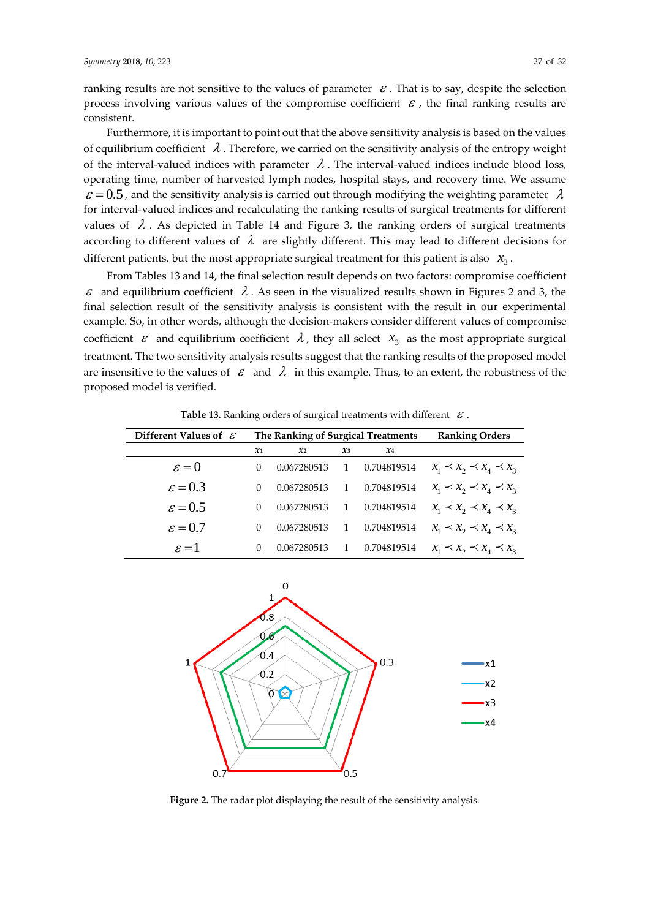ranking results are not sensitive to the values of parameter $\varepsilon$. That is to say, despite the selection process involving various values of the compromise coefficient $\varepsilon$, the final ranking results are consistent.

Furthermore, it is important to point out that the above sensitivity analysis is based on the values of equilibrium coefficient $\lambda$. Therefore, we carried on the sensitivity analysis of the entropy weight of the interval-valued indices with parameter $\lambda$. The interval-valued indices include blood loss, operating time, number of harvested lymph nodes, hospital stays, and recovery time. We assume $\varepsilon = 0.5$, and the sensitivity analysis is carried out through modifying the weighting parameter $\lambda$ for interval-valued indices and recalculating the ranking results of surgical treatments for different values of $\lambda$. As depicted in Table 14 and Figure 3, the ranking orders of surgical treatments according to different values of $\lambda$ are slightly different. This may lead to different decisions for different patients, but the most appropriate surgical treatment for this patient is also $x_3$.

From Tables 13 and 14, the final selection result depends on two factors: compromise coefficient $\varepsilon$ and equilibrium coefficient $\lambda$. As seen in the visualized results shown in Figures 2 and 3, the final selection result of the sensitivity analysis is consistent with the result in our experimental example. So, in other words, although the decision-makers consider different values of compromise coefficient $\varepsilon$ and equilibrium coefficient $\lambda$, they all select $x_3$ as the most appropriate surgical treatment. The two sensitivity analysis results suggest that the ranking results of the proposed model are insensitive to the values of $\varepsilon$ and $\lambda$ in this example. Thus, to an extent, the robustness of the proposed model is verified.

**Table 13.** Ranking orders of surgical treatments with different $\varepsilon$.

| Different Values of $\varepsilon$ | The Ranking of Surgical Treatments | | | | Ranking Orders |
|---|---|---|---|---|---|
| | $x_1$ | $x_2$ | $x_3$ | $x_4$ | |
| $\varepsilon = 0$ | 0 | 0.067280513 | 1 | 0.704819514 | $x_1 \prec x_2 \prec x_4 \prec x_3$ |
| $\varepsilon = 0.3$ | 0 | 0.067280513 | 1 | 0.704819514 | $x_1 \prec x_2 \prec x_4 \prec x_3$ |
| $\varepsilon = 0.5$ | 0 | 0.067280513 | 1 | 0.704819514 | $x_1 \prec x_2 \prec x_4 \prec x_3$ |
| $\varepsilon = 0.7$ | 0 | 0.067280513 | 1 | 0.704819514 | $x_1 \prec x_2 \prec x_4 \prec x_3$ |
| $\varepsilon = 1$ | 0 | 0.067280513 | 1 | 0.704819514 | $x_1 \prec x_2 \prec x_4 \prec x_3$ |

**Figure 2.** The radar plot displaying the result of the sensitivity analysis.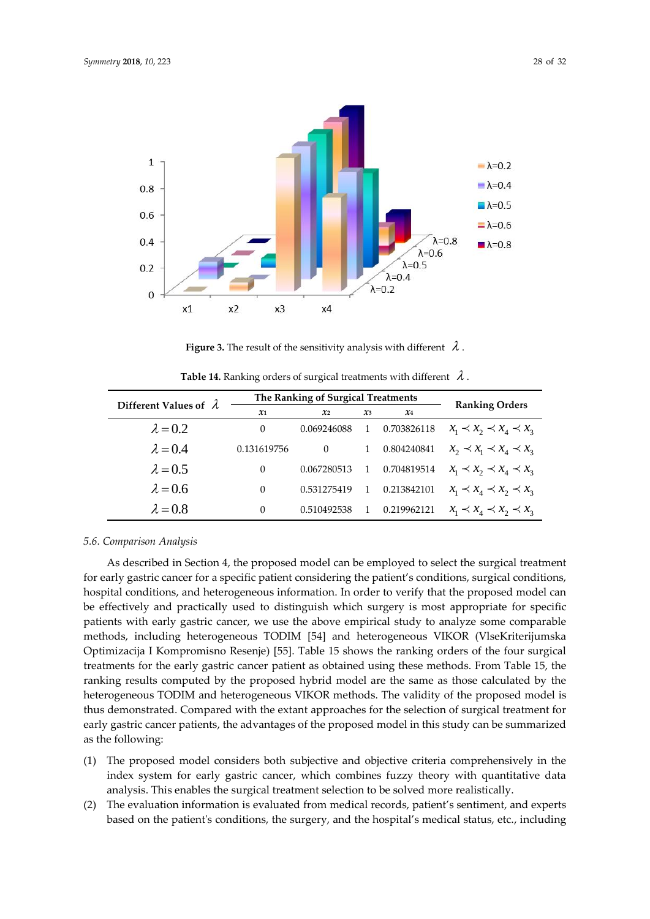**Figure 3.** The result of the sensitivity analysis with different $\lambda$.

**Table 14.** Ranking orders of surgical treatments with different $\lambda$.

| Different Values of $\lambda$ | The Ranking of Surgical Treatments | | | | Ranking Orders |
|---|---|---|---|---|---|
| | $x_1$ | $x_2$ | $x_3$ | $x_4$ | |
| $\lambda = 0.2$ | 0 | 0.069246088 | 1 | 0.703826118 | $x_1 \prec x_2 \prec x_4 \prec x_3$ |
| $\lambda = 0.4$ | 0.131619756 | 0 | 1 | 0.804240841 | $x_2 \prec x_1 \prec x_4 \prec x_3$ |
| $\lambda = 0.5$ | 0 | 0.067280513 | 1 | 0.704819514 | $x_1 \prec x_2 \prec x_4 \prec x_3$ |
| $\lambda = 0.6$ | 0 | 0.531275419 | 1 | 0.213842101 | $x_1 \prec x_4 \prec x_2 \prec x_3$ |
| $\lambda = 0.8$ | 0 | 0.510492538 | 1 | 0.219962121 | $x_1 \prec x_4 \prec x_2 \prec x_3$ |

### 5.6. Comparison Analysis

As described in Section 4, the proposed model can be employed to select the surgical treatment for early gastric cancer for a specific patient considering the patient's conditions, surgical conditions, hospital conditions, and heterogeneous information. In order to verify that the proposed model can be effectively and practically used to distinguish which surgery is most appropriate for specific patients with early gastric cancer, we use the above empirical study to analyze some comparable methods, including heterogeneous TODIM [54] and heterogeneous VIKOR (VlseKriterijumska Optimizacija I Kompromisno Resenje) [55]. Table 15 shows the ranking orders of the four surgical treatments for the early gastric cancer patient as obtained using these methods. From Table 15, the ranking results computed by the proposed hybrid model are the same as those calculated by the heterogeneous TODIM and heterogeneous VIKOR methods. The validity of the proposed model is thus demonstrated. Compared with the extant approaches for the selection of surgical treatment for early gastric cancer patients, the advantages of the proposed model in this study can be summarized as the following:

(1) The proposed model considers both subjective and objective criteria comprehensively in the index system for early gastric cancer, which combines fuzzy theory with quantitative data analysis. This enables the surgical treatment selection to be solved more realistically.
(2) The evaluation information is evaluated from medical records, patient's sentiment, and experts based on the patient's conditions, the surgery, and the hospital's medical status, etc., including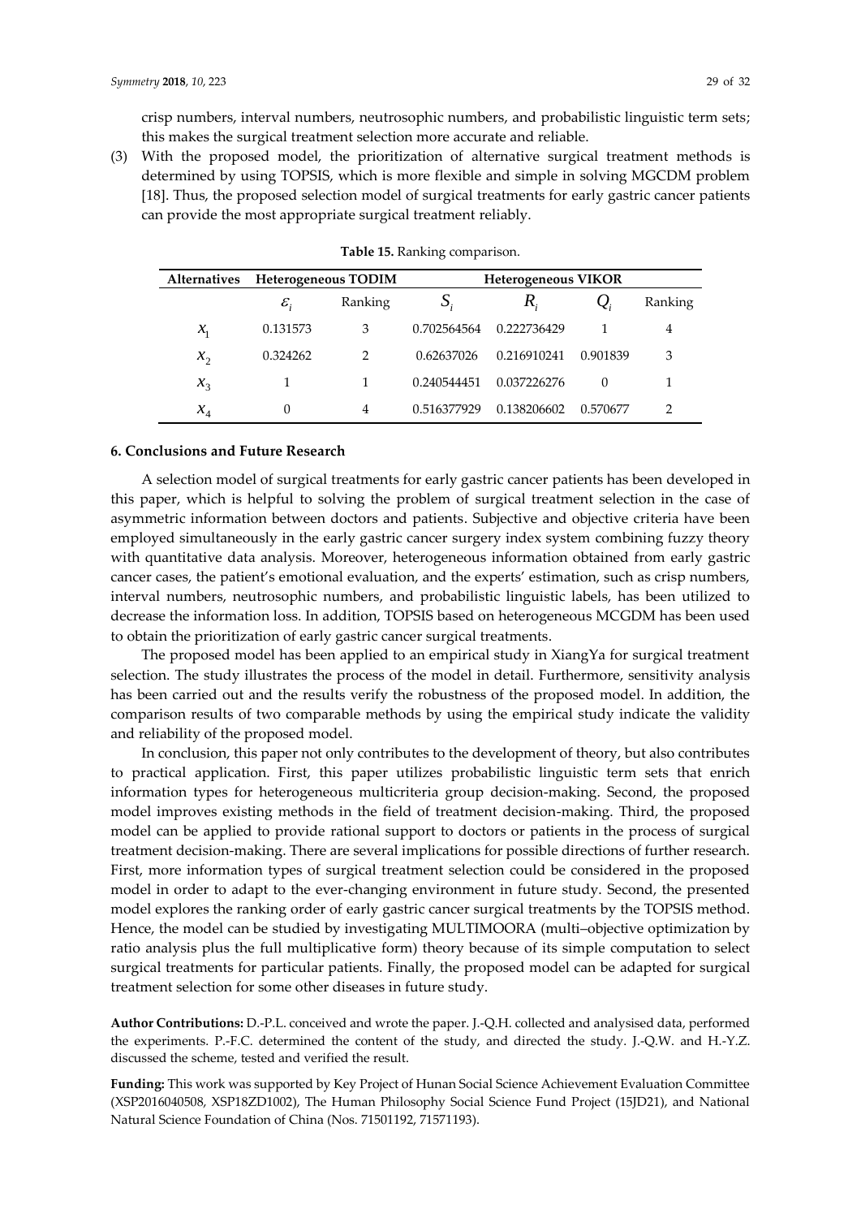crisp numbers, interval numbers, neutrosophic numbers, and probabilistic linguistic term sets; this makes the surgical treatment selection more accurate and reliable.

(3) With the proposed model, the prioritization of alternative surgical treatment methods is determined by using TOPSIS, which is more flexible and simple in solving MGCDM problem [18]. Thus, the proposed selection model of surgical treatments for early gastric cancer patients can provide the most appropriate surgical treatment reliably.

**Table 15.** Ranking comparison.

| Alternatives | Heterogeneous TODIM | | Heterogeneous VIKOR | | | |
|---|---|---|---|---|---|---|
| | $\varepsilon_i$ | Ranking | $S_i$ | $R_i$ | $Q_i$ | Ranking |
| $x_1$ | 0.131573 | 3 | 0.702564564 | 0.222736429 | 1 | 4 |
| $x_2$ | 0.324262 | 2 | 0.62637026 | 0.216910241 | 0.901839 | 3 |
| $x_3$ | 1 | 1 | 0.240544451 | 0.037226276 | 0 | 1 |
| $x_4$ | 0 | 4 | 0.516377929 | 0.138206602 | 0.570677 | 2 |

## 6. Conclusions and Future Research

A selection model of surgical treatments for early gastric cancer patients has been developed in this paper, which is helpful to solving the problem of surgical treatment selection in the case of asymmetric information between doctors and patients. Subjective and objective criteria have been employed simultaneously in the early gastric cancer surgery index system combining fuzzy theory with quantitative data analysis. Moreover, heterogeneous information obtained from early gastric cancer cases, the patient's emotional evaluation, and the experts' estimation, such as crisp numbers, interval numbers, neutrosophic numbers, and probabilistic linguistic labels, has been utilized to decrease the information loss. In addition, TOPSIS based on heterogeneous MCGDM has been used to obtain the prioritization of early gastric cancer surgical treatments.

The proposed model has been applied to an empirical study in XiangYa for surgical treatment selection. The study illustrates the process of the model in detail. Furthermore, sensitivity analysis has been carried out and the results verify the robustness of the proposed model. In addition, the comparison results of two comparable methods by using the empirical study indicate the validity and reliability of the proposed model.

In conclusion, this paper not only contributes to the development of theory, but also contributes to practical application. First, this paper utilizes probabilistic linguistic term sets that enrich information types for heterogeneous multicriteria group decision-making. Second, the proposed model improves existing methods in the field of treatment decision-making. Third, the proposed model can be applied to provide rational support to doctors or patients in the process of surgical treatment decision-making. There are several implications for possible directions of further research. First, more information types of surgical treatment selection could be considered in the proposed model in order to adapt to the ever-changing environment in future study. Second, the presented model explores the ranking order of early gastric cancer surgical treatments by the TOPSIS method. Hence, the model can be studied by investigating MULTIMOORA (multi–objective optimization by ratio analysis plus the full multiplicative form) theory because of its simple computation to select surgical treatments for particular patients. Finally, the proposed model can be adapted for surgical treatment selection for some other diseases in future study.

**Author Contributions:** D.-P.L. conceived and wrote the paper. J.-Q.H. collected and analysised data, performed the experiments. P.-F.C. determined the content of the study, and directed the study. J.-Q.W. and H.-Y.Z. discussed the scheme, tested and verified the result.

**Funding:** This work was supported by Key Project of Hunan Social Science Achievement Evaluation Committee (XSP2016040508, XSP18ZD1002), The Human Philosophy Social Science Fund Project (15JD21), and National Natural Science Foundation of China (Nos. 71501192, 71571193).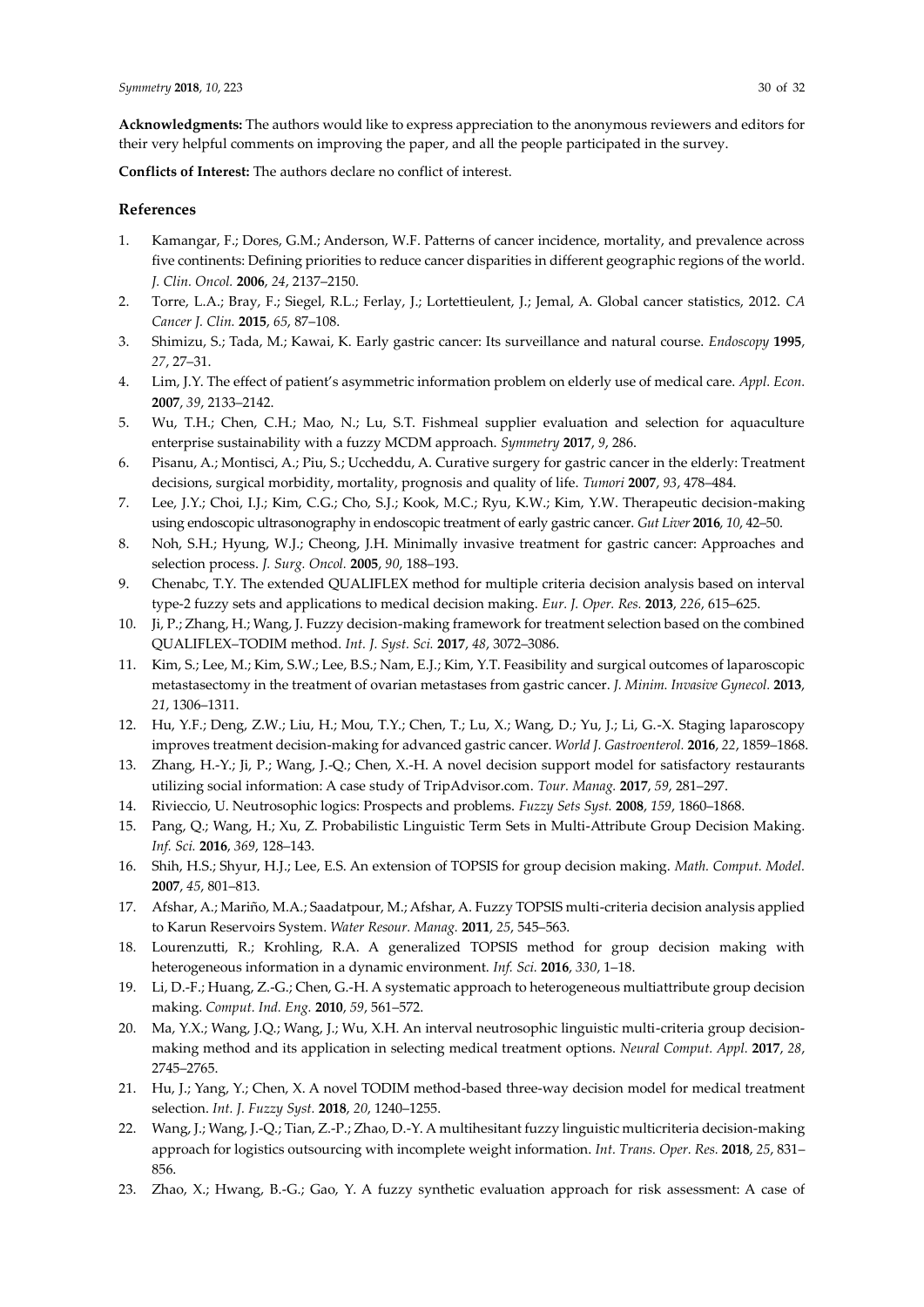**Acknowledgments:** The authors would like to express appreciation to the anonymous reviewers and editors for their very helpful comments on improving the paper, and all the people participated in the survey.

**Conflicts of Interest:** The authors declare no conflict of interest.

## References

1. Kamangar, F.; Dores, G.M.; Anderson, W.F. Patterns of cancer incidence, mortality, and prevalence across five continents: Defining priorities to reduce cancer disparities in different geographic regions of the world. *J. Clin. Oncol.* **2006**, *24*, 2137–2150.
2. Torre, L.A.; Bray, F.; Siegel, R.L.; Ferlay, J.; Lortettieulent, J.; Jemal, A. Global cancer statistics, 2012. *CA Cancer J. Clin.* **2015**, *65*, 87–108.
3. Shimizu, S.; Tada, M.; Kawai, K. Early gastric cancer: Its surveillance and natural course. *Endoscopy* **1995**, *27*, 27–31.
4. Lim, J.Y. The effect of patient's asymmetric information problem on elderly use of medical care. *Appl. Econ.* **2007**, *39*, 2133–2142.
5. Wu, T.H.; Chen, C.H.; Mao, N.; Lu, S.T. Fishmeal supplier evaluation and selection for aquaculture enterprise sustainability with a fuzzy MCDM approach. *Symmetry* **2017**, *9*, 286.
6. Pisanu, A.; Montisci, A.; Piu, S.; Uccheddu, A. Curative surgery for gastric cancer in the elderly: Treatment decisions, surgical morbidity, mortality, prognosis and quality of life. *Tumori* **2007**, *93*, 478–484.
7. Lee, J.Y.; Choi, I.J.; Kim, C.G.; Cho, S.J.; Kook, M.C.; Ryu, K.W.; Kim, Y.W. Therapeutic decision-making using endoscopic ultrasonography in endoscopic treatment of early gastric cancer. *Gut Liver* **2016**, *10*, 42–50.
8. Noh, S.H.; Hyung, W.J.; Cheong, J.H. Minimally invasive treatment for gastric cancer: Approaches and selection process. *J. Surg. Oncol.* **2005**, *90*, 188–193.
9. Chenabc, T.Y. The extended QUALIFLEX method for multiple criteria decision analysis based on interval type-2 fuzzy sets and applications to medical decision making. *Eur. J. Oper. Res.* **2013**, *226*, 615–625.
10. Ji, P.; Zhang, H.; Wang, J. Fuzzy decision-making framework for treatment selection based on the combined QUALIFLEX–TODIM method. *Int. J. Syst. Sci.* **2017**, *48*, 3072–3086.
11. Kim, S.; Lee, M.; Kim, S.W.; Lee, B.S.; Nam, E.J.; Kim, Y.T. Feasibility and surgical outcomes of laparoscopic metastasectomy in the treatment of ovarian metastases from gastric cancer. *J. Minim. Invasive Gynecol.* **2013**, *21*, 1306–1311.
12. Hu, Y.F.; Deng, Z.W.; Liu, H.; Mou, T.Y.; Chen, T.; Lu, X.; Wang, D.; Yu, J.; Li, G.-X. Staging laparoscopy improves treatment decision-making for advanced gastric cancer. *World J. Gastroenterol.* **2016**, *22*, 1859–1868.
13. Zhang, H.-Y.; Ji, P.; Wang, J.-Q.; Chen, X.-H. A novel decision support model for satisfactory restaurants utilizing social information: A case study of TripAdvisor.com. *Tour. Manag.* **2017**, *59*, 281–297.
14. Rivieccio, U. Neutrosophic logics: Prospects and problems. *Fuzzy Sets Syst.* **2008**, *159*, 1860–1868.
15. Pang, Q.; Wang, H.; Xu, Z. Probabilistic Linguistic Term Sets in Multi-Attribute Group Decision Making. *Inf. Sci.* **2016**, *369*, 128–143.
16. Shih, H.S.; Shyur, H.J.; Lee, E.S. An extension of TOPSIS for group decision making. *Math. Comput. Model.* **2007**, *45*, 801–813.
17. Afshar, A.; Mariño, M.A.; Saadatpour, M.; Afshar, A. Fuzzy TOPSIS multi-criteria decision analysis applied to Karun Reservoirs System. *Water Resour. Manag.* **2011**, *25*, 545–563.
18. Lourenzutti, R.; Krohling, R.A. A generalized TOPSIS method for group decision making with heterogeneous information in a dynamic environment. *Inf. Sci.* **2016**, *330*, 1–18.
19. Li, D.-F.; Huang, Z.-G.; Chen, G.-H. A systematic approach to heterogeneous multiattribute group decision making. *Comput. Ind. Eng.* **2010**, *59*, 561–572.
20. Ma, Y.X.; Wang, J.Q.; Wang, J.; Wu, X.H. An interval neutrosophic linguistic multi-criteria group decision-making method and its application in selecting medical treatment options. *Neural Comput. Appl.* **2017**, *28*, 2745–2765.
21. Hu, J.; Yang, Y.; Chen, X. A novel TODIM method-based three-way decision model for medical treatment selection. *Int. J. Fuzzy Syst.* **2018**, *20*, 1240–1255.
22. Wang, J.; Wang, J.-Q.; Tian, Z.-P.; Zhao, D.-Y. A multihesitant fuzzy linguistic multicriteria decision-making approach for logistics outsourcing with incomplete weight information. *Int. Trans. Oper. Res.* **2018**, *25*, 831–856.
23. Zhao, X.; Hwang, B.-G.; Gao, Y. A fuzzy synthetic evaluation approach for risk assessment: A case of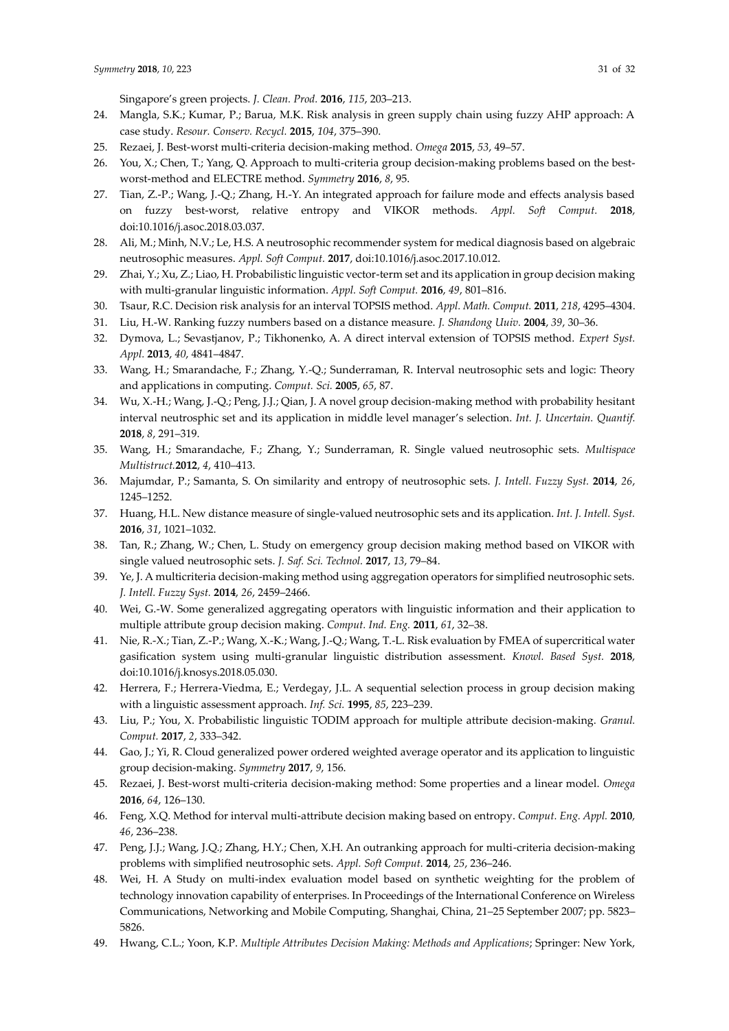Singapore's green projects. *J. Clean. Prod.* **2016**, *115*, 203–213.

24. Mangla, S.K.; Kumar, P.; Barua, M.K. Risk analysis in green supply chain using fuzzy AHP approach: A case study. *Resour. Conserv. Recycl.* **2015**, *104*, 375–390.
25. Rezaei, J. Best-worst multi-criteria decision-making method. *Omega* **2015**, *53*, 49–57.
26. You, X.; Chen, T.; Yang, Q. Approach to multi-criteria group decision-making problems based on the best-worst-method and ELECTRE method. *Symmetry* **2016**, *8*, 95.
27. Tian, Z.-P.; Wang, J.-Q.; Zhang, H.-Y. An integrated approach for failure mode and effects analysis based on fuzzy best-worst, relative entropy and VIKOR methods. *Appl. Soft Comput.* **2018**, doi:10.1016/j.asoc.2018.03.037.
28. Ali, M.; Minh, N.V.; Le, H.S. A neutrosophic recommender system for medical diagnosis based on algebraic neutrosophic measures. *Appl. Soft Comput.* **2017**, doi:10.1016/j.asoc.2017.10.012.
29. Zhai, Y.; Xu, Z.; Liao, H. Probabilistic linguistic vector-term set and its application in group decision making with multi-granular linguistic information. *Appl. Soft Comput.* **2016**, *49*, 801–816.
30. Tsaur, R.C. Decision risk analysis for an interval TOPSIS method. *Appl. Math. Comput.* **2011**, *218*, 4295–4304.
31. Liu, H.-W. Ranking fuzzy numbers based on a distance measure. *J. Shandong Uuiv.* **2004**, *39*, 30–36.
32. Dymova, L.; Sevastjanov, P.; Tikhonenko, A. A direct interval extension of TOPSIS method. *Expert Syst. Appl.* **2013**, *40*, 4841–4847.
33. Wang, H.; Smarandache, F.; Zhang, Y.-Q.; Sunderraman, R. Interval neutrosophic sets and logic: Theory and applications in computing. *Comput. Sci.* **2005**, *65*, 87.
34. Wu, X.-H.; Wang, J.-Q.; Peng, J.J.; Qian, J. A novel group decision-making method with probability hesitant interval neutrosphic set and its application in middle level manager's selection. *Int. J. Uncertain. Quantif.* **2018**, *8*, 291–319.
35. Wang, H.; Smarandache, F.; Zhang, Y.; Sunderraman, R. Single valued neutrosophic sets. *Multispace Multistruct.* **2012**, *4*, 410–413.
36. Majumdar, P.; Samanta, S. On similarity and entropy of neutrosophic sets. *J. Intell. Fuzzy Syst.* **2014**, *26*, 1245–1252.
37. Huang, H.L. New distance measure of single-valued neutrosophic sets and its application. *Int. J. Intell. Syst.* **2016**, *31*, 1021–1032.
38. Tan, R.; Zhang, W.; Chen, L. Study on emergency group decision making method based on VIKOR with single valued neutrosophic sets. *J. Saf. Sci. Technol.* **2017**, *13*, 79–84.
39. Ye, J. A multicriteria decision-making method using aggregation operators for simplified neutrosophic sets. *J. Intell. Fuzzy Syst.* **2014**, *26*, 2459–2466.
40. Wei, G.-W. Some generalized aggregating operators with linguistic information and their application to multiple attribute group decision making. *Comput. Ind. Eng.* **2011**, *61*, 32–38.
41. Nie, R.-X.; Tian, Z.-P.; Wang, X.-K.; Wang, J.-Q.; Wang, T.-L. Risk evaluation by FMEA of supercritical water gasification system using multi-granular linguistic distribution assessment. *Knowl. Based Syst.* **2018**, doi:10.1016/j.knosys.2018.05.030.
42. Herrera, F.; Herrera-Viedma, E.; Verdegay, J.L. A sequential selection process in group decision making with a linguistic assessment approach. *Inf. Sci.* **1995**, *85*, 223–239.
43. Liu, P.; You, X. Probabilistic linguistic TODIM approach for multiple attribute decision-making. *Granul. Comput.* **2017**, *2*, 333–342.
44. Gao, J.; Yi, R. Cloud generalized power ordered weighted average operator and its application to linguistic group decision-making. *Symmetry* **2017**, *9*, 156.
45. Rezaei, J. Best-worst multi-criteria decision-making method: Some properties and a linear model. *Omega* **2016**, *64*, 126–130.
46. Feng, X.Q. Method for interval multi-attribute decision making based on entropy. *Comput. Eng. Appl.* **2010**, *46*, 236–238.
47. Peng, J.J.; Wang, J.Q.; Zhang, H.Y.; Chen, X.H. An outranking approach for multi-criteria decision-making problems with simplified neutrosophic sets. *Appl. Soft Comput.* **2014**, *25*, 236–246.
48. Wei, H. A Study on multi-index evaluation model based on synthetic weighting for the problem of technology innovation capability of enterprises. In Proceedings of the International Conference on Wireless Communications, Networking and Mobile Computing, Shanghai, China, 21–25 September 2007; pp. 5823–5826.
49. Hwang, C.L.; Yoon, K.P. *Multiple Attributes Decision Making: Methods and Applications*; Springer: New York,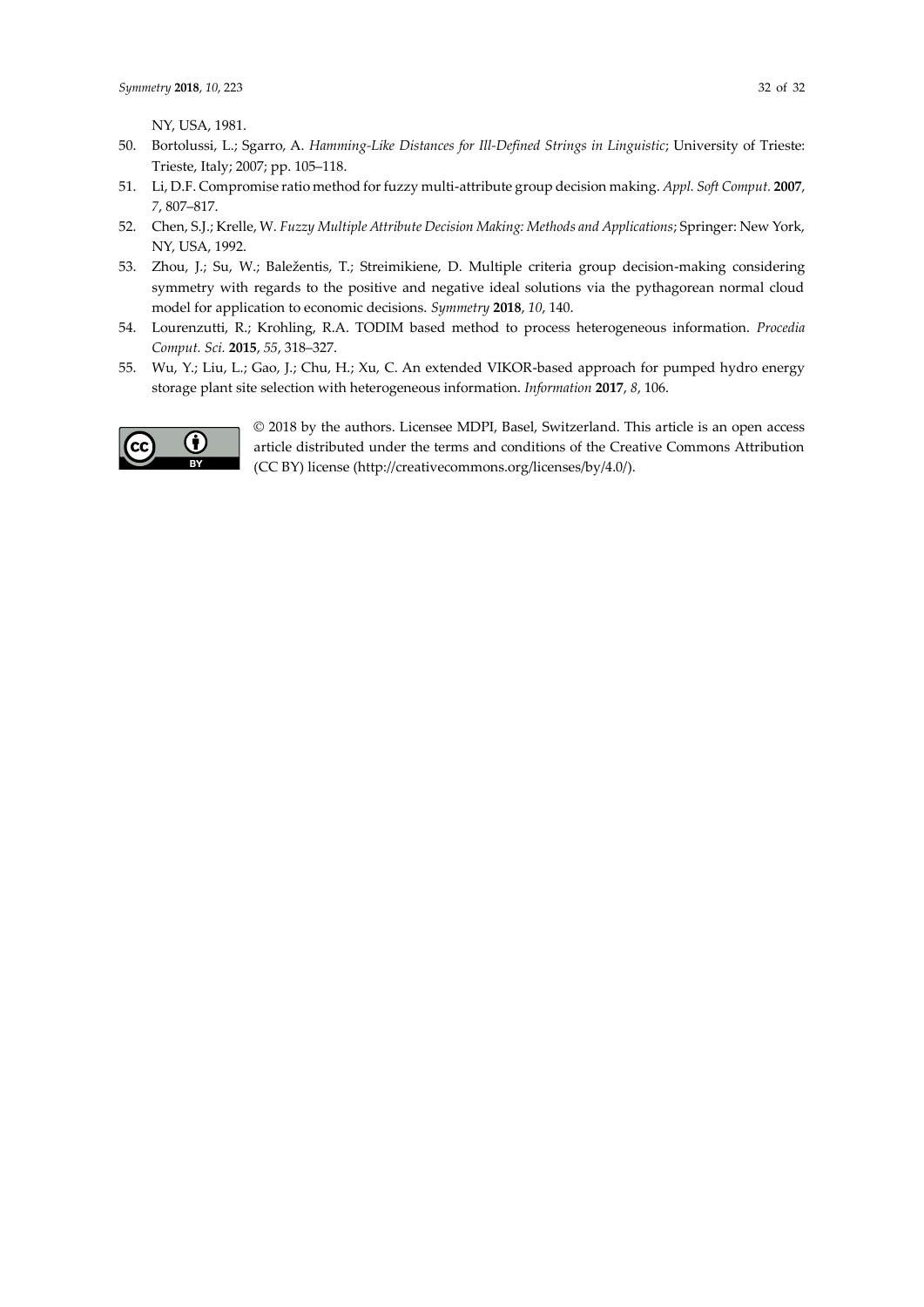NY, USA, 1981.

50. Bortolussi, L.; Sgarro, A. *Hamming-Like Distances for Ill-Defined Strings in Linguistic*; University of Trieste: Trieste, Italy; 2007; pp. 105–118.
51. Li, D.F. Compromise ratio method for fuzzy multi-attribute group decision making. *Appl. Soft Comput.* **2007**, *7*, 807–817.
52. Chen, S.J.; Krelle, W. *Fuzzy Multiple Attribute Decision Making: Methods and Applications*; Springer: New York, NY, USA, 1992.
53. Zhou, J.; Su, W.; Baležentis, T.; Streimikiene, D. Multiple criteria group decision-making considering symmetry with regards to the positive and negative ideal solutions via the pythagorean normal cloud model for application to economic decisions. *Symmetry* **2018**, *10*, 140.
54. Lourenzutti, R.; Krohling, R.A. TODIM based method to process heterogeneous information. *Procedia Comput. Sci.* **2015**, *55*, 318–327.
55. Wu, Y.; Liu, L.; Gao, J.; Chu, H.; Xu, C. An extended VIKOR-based approach for pumped hydro energy storage plant site selection with heterogeneous information. *Information* **2017**, *8*, 106.

© 2018 by the authors. Licensee MDPI, Basel, Switzerland. This article is an open access article distributed under the terms and conditions of the Creative Commons Attribution (CC BY) license (http://creativecommons.org/licenses/by/4.0/).